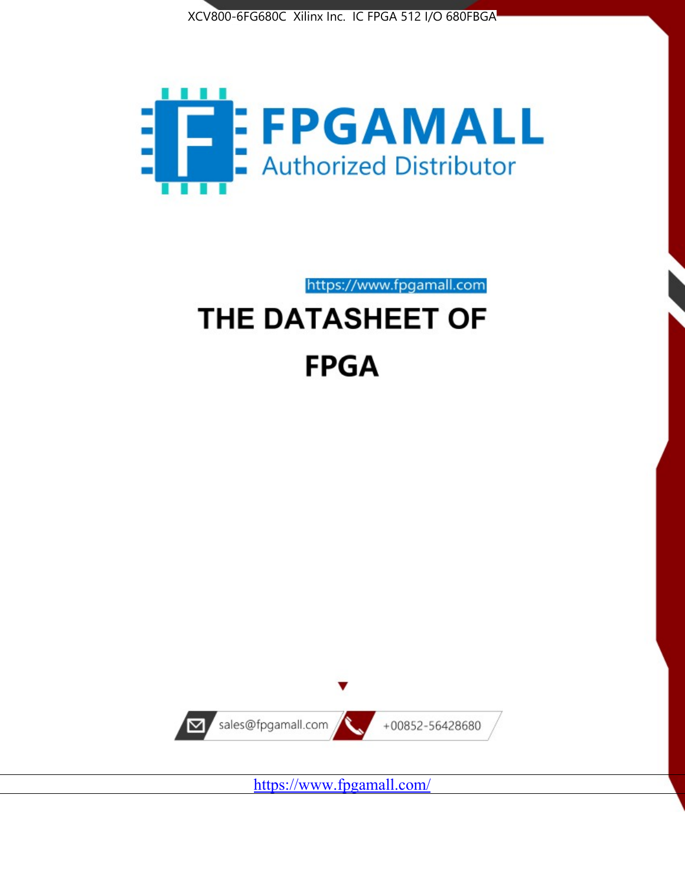XCV800-6FG680C Xilinx Inc. IC FPGA 512 I/O 680FBGA

FPGAMALL

Authorized Distributor

https://www.fpgamall.com

# THE DATASHEET OF

# FPGA

sales@fpgamall.com

+00852-56428680

https://www.fpgamall.com/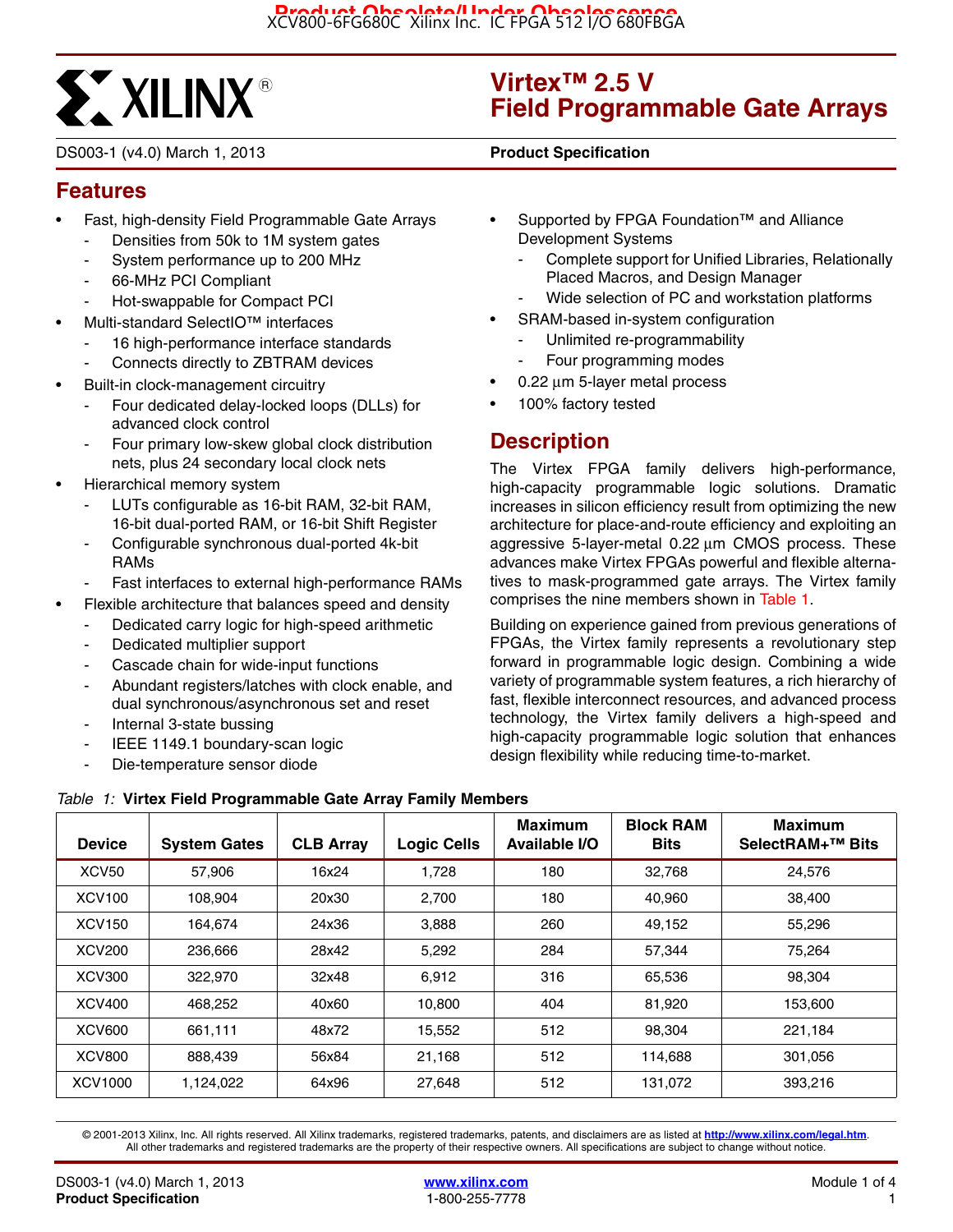# Virtex™ 2.5 V Field Programmable Gate Arrays

DS003-1 (v4.0) March 1, 2013 **Product Specification**

## Features

- Fast, high-density Field Programmable Gate Arrays
  - Densities from 50k to 1M system gates
  - System performance up to 200 MHz
  - 66-MHz PCI Compliant
  - Hot-swappable for Compact PCI
- Multi-standard SelectIO™ interfaces
  - 16 high-performance interface standards
  - Connects directly to ZBTRAM devices
- Built-in clock-management circuitry
  - Four dedicated delay-locked loops (DLLs) for advanced clock control
  - Four primary low-skew global clock distribution nets, plus 24 secondary local clock nets
- Hierarchical memory system
  - LUTs configurable as 16-bit RAM, 32-bit RAM, 16-bit dual-ported RAM, or 16-bit Shift Register
  - Configurable synchronous dual-ported 4k-bit RAMs
  - Fast interfaces to external high-performance RAMs
- Flexible architecture that balances speed and density
  - Dedicated carry logic for high-speed arithmetic
  - Dedicated multiplier support
  - Cascade chain for wide-input functions
  - Abundant registers/latches with clock enable, and dual synchronous/asynchronous set and reset
  - Internal 3-state bussing
  - IEEE 1149.1 boundary-scan logic
  - Die-temperature sensor diode
- Supported by FPGA Foundation™ and Alliance Development Systems
  - Complete support for Unified Libraries, Relationally Placed Macros, and Design Manager
  - Wide selection of PC and workstation platforms
- SRAM-based in-system configuration
  - Unlimited re-programmability
  - Four programming modes
- 0.22 µm 5-layer metal process
- 100% factory tested

## Description

The Virtex FPGA family delivers high-performance, high-capacity programmable logic solutions. Dramatic increases in silicon efficiency result from optimizing the new architecture for place-and-route efficiency and exploiting an aggressive 5-layer-metal 0.22 µm CMOS process. These advances make Virtex FPGAs powerful and flexible alternatives to mask-programmed gate arrays. The Virtex family comprises the nine members shown in Table 1.

Building on experience gained from previous generations of FPGAs, the Virtex family represents a revolutionary step forward in programmable logic design. Combining a wide variety of programmable system features, a rich hierarchy of fast, flexible interconnect resources, and advanced process technology, the Virtex family delivers a high-speed and high-capacity programmable logic solution that enhances design flexibility while reducing time-to-market.

*Table 1:* **Virtex Field Programmable Gate Array Family Members**

| Device | System Gates | CLB Array | Logic Cells | Maximum Available I/O | Block RAM Bits | Maximum SelectRAM+™ Bits |
|---|---|---|---|---|---|---|
| XCV50 | 57,906 | 16x24 | 1,728 | 180 | 32,768 | 24,576 |
| XCV100 | 108,904 | 20x30 | 2,700 | 180 | 40,960 | 38,400 |
| XCV150 | 164,674 | 24x36 | 3,888 | 260 | 49,152 | 55,296 |
| XCV200 | 236,666 | 28x42 | 5,292 | 284 | 57,344 | 75,264 |
| XCV300 | 322,970 | 32x48 | 6,912 | 316 | 65,536 | 98,304 |
| XCV400 | 468,252 | 40x60 | 10,800 | 404 | 81,920 | 153,600 |
| XCV600 | 661,111 | 48x72 | 15,552 | 512 | 98,304 | 221,184 |
| XCV800 | 888,439 | 56x84 | 21,168 | 512 | 114,688 | 301,056 |
| XCV1000 | 1,124,022 | 64x96 | 27,648 | 512 | 131,072 | 393,216 |

© 2001-2013 Xilinx, Inc. All rights reserved. All Xilinx trademarks, registered trademarks, patents, and disclaimers are as listed at http://www.xilinx.com/legal.htm. All other trademarks and registered trademarks are the property of their respective owners. All specifications are subject to change without notice.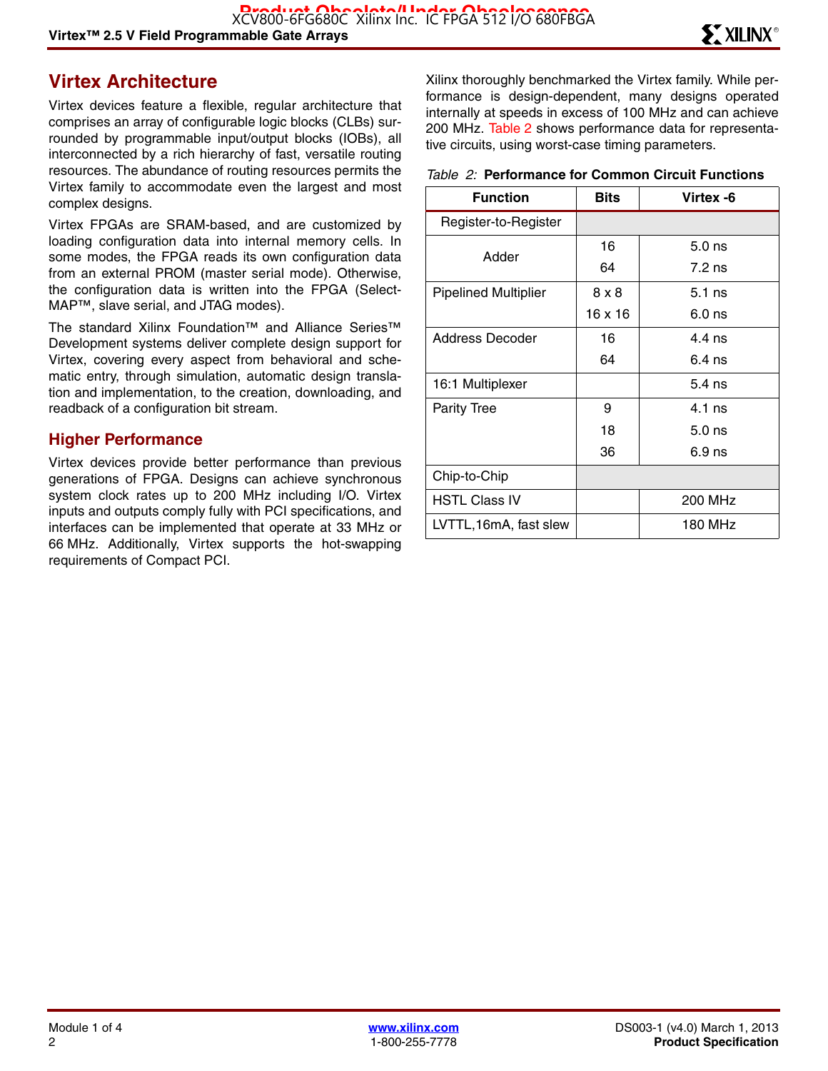## Virtex Architecture

Virtex devices feature a flexible, regular architecture that comprises an array of configurable logic blocks (CLBs) surrounded by programmable input/output blocks (IOBs), all interconnected by a rich hierarchy of fast, versatile routing resources. The abundance of routing resources permits the Virtex family to accommodate even the largest and most complex designs.

Virtex FPGAs are SRAM-based, and are customized by loading configuration data into internal memory cells. In some modes, the FPGA reads its own configuration data from an external PROM (master serial mode). Otherwise, the configuration data is written into the FPGA (SelectMAP™, slave serial, and JTAG modes).

The standard Xilinx Foundation™ and Alliance Series™ Development systems deliver complete design support for Virtex, covering every aspect from behavioral and schematic entry, through simulation, automatic design translation and implementation, to the creation, downloading, and readback of a configuration bit stream.

### Higher Performance

Virtex devices provide better performance than previous generations of FPGA. Designs can achieve synchronous system clock rates up to 200 MHz including I/O. Virtex inputs and outputs comply fully with PCI specifications, and interfaces can be implemented that operate at 33 MHz or 66 MHz. Additionally, Virtex supports the hot-swapping requirements of Compact PCI.

Xilinx thoroughly benchmarked the Virtex family. While performance is design-dependent, many designs operated internally at speeds in excess of 100 MHz and can achieve 200 MHz. Table 2 shows performance data for representative circuits, using worst-case timing parameters.

*Table 2:* **Performance for Common Circuit Functions**

| Function | Bits | Virtex -6 |
|---|---|---|
| Register-to-Register | | |
| Adder | 16 | 5.0 ns |
| | 64 | 7.2 ns |
| Pipelined Multiplier | 8 x 8 | 5.1 ns |
| | 16 x 16 | 6.0 ns |
| Address Decoder | 16 | 4.4 ns |
| | 64 | 6.4 ns |
| 16:1 Multiplexer | | 5.4 ns |
| Parity Tree | 9 | 4.1 ns |
| | 18 | 5.0 ns |
| | 36 | 6.9 ns |
| Chip-to-Chip | | |
| HSTL Class IV | | 200 MHz |
| LVTTL,16mA, fast slew | | 180 MHz |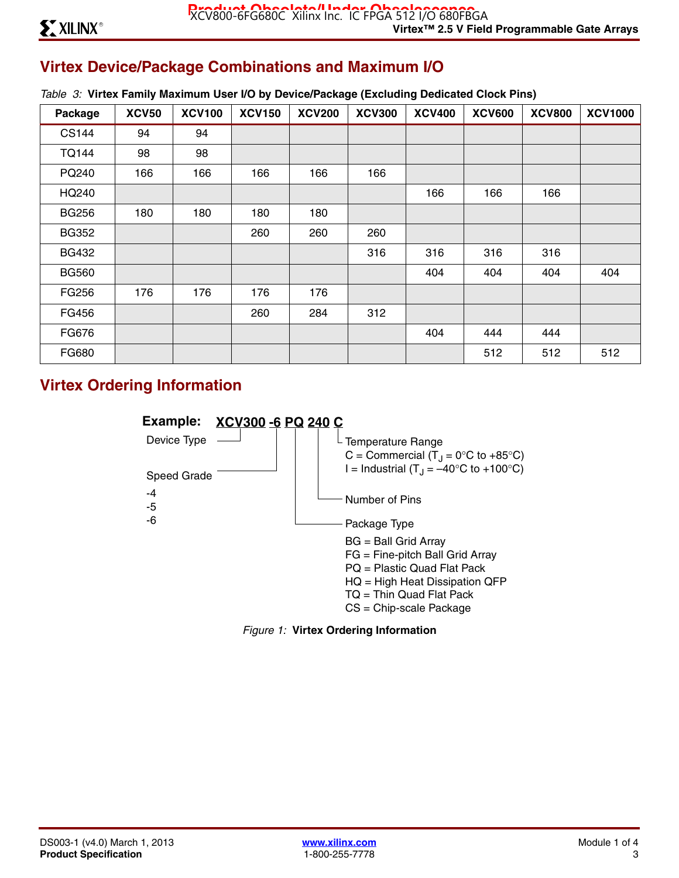## Virtex Device/Package Combinations and Maximum I/O

*Table 3:* **Virtex Family Maximum User I/O by Device/Package (Excluding Dedicated Clock Pins)**

| Package | XCV50 | XCV100 | XCV150 | XCV200 | XCV300 | XCV400 | XCV600 | XCV800 | XCV1000 |
|---|---|---|---|---|---|---|---|---|---|
| CS144 | 94 | 94 | | | | | | | |
| TQ144 | 98 | 98 | | | | | | | |
| PQ240 | 166 | 166 | 166 | 166 | 166 | | | | |
| HQ240 | | | | | | 166 | 166 | 166 | |
| BG256 | 180 | 180 | 180 | 180 | | | | | |
| BG352 | | | 260 | 260 | 260 | | | | |
| BG432 | | | | | 316 | 316 | 316 | 316 | |
| BG560 | | | | | | 404 | 404 | 404 | 404 |
| FG256 | 176 | 176 | 176 | 176 | | | | | |
| FG456 | | | 260 | 284 | 312 | | | | |
| FG676 | | | | | | 404 | 444 | 444 | |
| FG680 | | | | | | | 512 | 512 | 512 |

## Virtex Ordering Information

**Example: XCV300 -6 PQ 240 C**

- Device Type: XCV300
- Speed Grade: -6
  - -4
  - -5
  - -6
- Package Type: PQ
  - BG = Ball Grid Array
  - FG = Fine-pitch Ball Grid Array
  - PQ = Plastic Quad Flat Pack
  - HQ = High Heat Dissipation QFP
  - TQ = Thin Quad Flat Pack
  - CS = Chip-scale Package
- Number of Pins: 240
- Temperature Range: C
  - C = Commercial ($T_J$ = 0°C to +85°C)
  - I = Industrial ($T_J$ = –40°C to +100°C)

*Figure 1:* **Virtex Ordering Information**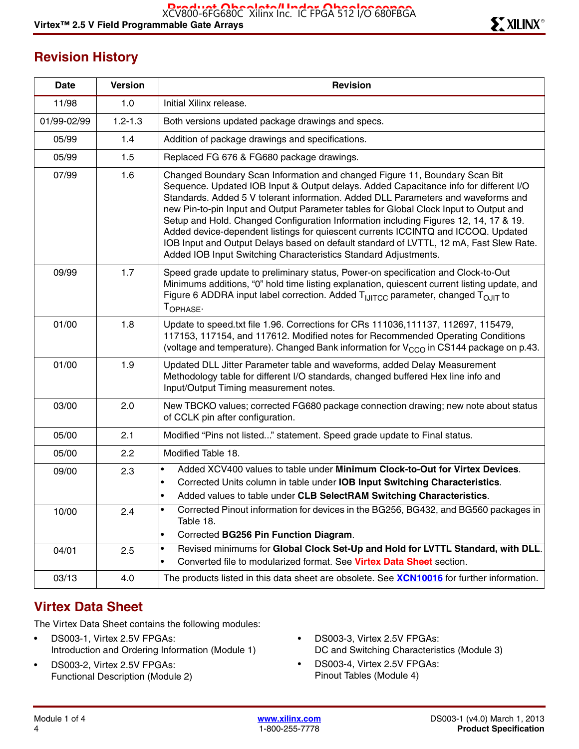## Revision History

| Date | Version | Revision |
|---|---|---|
| 11/98 | 1.0 | Initial Xilinx release. |
| 01/99-02/99 | 1.2-1.3 | Both versions updated package drawings and specs. |
| 05/99 | 1.4 | Addition of package drawings and specifications. |
| 05/99 | 1.5 | Replaced FG 676 & FG680 package drawings. |
| 07/99 | 1.6 | Changed Boundary Scan Information and changed Figure 11, Boundary Scan Bit Sequence. Updated IOB Input & Output delays. Added Capacitance info for different I/O Standards. Added 5 V tolerant information. Added DLL Parameters and waveforms and new Pin-to-pin Input and Output Parameter tables for Global Clock Input to Output and Setup and Hold. Changed Configuration Information including Figures 12, 14, 17 & 19. Added device-dependent listings for quiescent currents ICCINTQ and ICCOQ. Updated IOB Input and Output Delays based on default standard of LVTTL, 12 mA, Fast Slew Rate. Added IOB Input Switching Characteristics Standard Adjustments. |
| 09/99 | 1.7 | Speed grade update to preliminary status, Power-on specification and Clock-to-Out Minimums additions, "0" hold time listing explanation, quiescent current listing update, and Figure 6 ADDRA input label correction. Added $T_{IJITCC}$ parameter, changed $T_{OJIT}$ to $T_{OPHASE}$. |
| 01/00 | 1.8 | Update to speed.txt file 1.96. Corrections for CRs 111036,111137, 112697, 115479, 117153, 117154, and 117612. Modified notes for Recommended Operating Conditions (voltage and temperature). Changed Bank information for $V_{CCO}$ in CS144 package on p.43. |
| 01/00 | 1.9 | Updated DLL Jitter Parameter table and waveforms, added Delay Measurement Methodology table for different I/O standards, changed buffered Hex line info and Input/Output Timing measurement notes. |
| 03/00 | 2.0 | New TBCKO values; corrected FG680 package connection drawing; new note about status of CCLK pin after configuration. |
| 05/00 | 2.1 | Modified "Pins not listed..." statement. Speed grade update to Final status. |
| 05/00 | 2.2 | Modified Table 18. |
| 09/00 | 2.3 | • Added XCV400 values to table under **Minimum Clock-to-Out for Virtex Devices**.<br>• Corrected Units column in table under **IOB Input Switching Characteristics**.<br>• Added values to table under **CLB SelectRAM Switching Characteristics**. |
| 10/00 | 2.4 | • Corrected Pinout information for devices in the BG256, BG432, and BG560 packages in Table 18.<br>• Corrected **BG256 Pin Function Diagram**. |
| 04/01 | 2.5 | • Revised minimums for **Global Clock Set-Up and Hold for LVTTL Standard, with DLL**.<br>• Converted file to modularized format. See Virtex Data Sheet section. |
| 03/13 | 4.0 | The products listed in this data sheet are obsolete. See **XCN10016** for further information. |

## Virtex Data Sheet

The Virtex Data Sheet contains the following modules:

- DS003-1, Virtex 2.5V FPGAs: Introduction and Ordering Information (Module 1)
- DS003-2, Virtex 2.5V FPGAs: Functional Description (Module 2)
- DS003-3, Virtex 2.5V FPGAs: DC and Switching Characteristics (Module 3)
- DS003-4, Virtex 2.5V FPGAs: Pinout Tables (Module 4)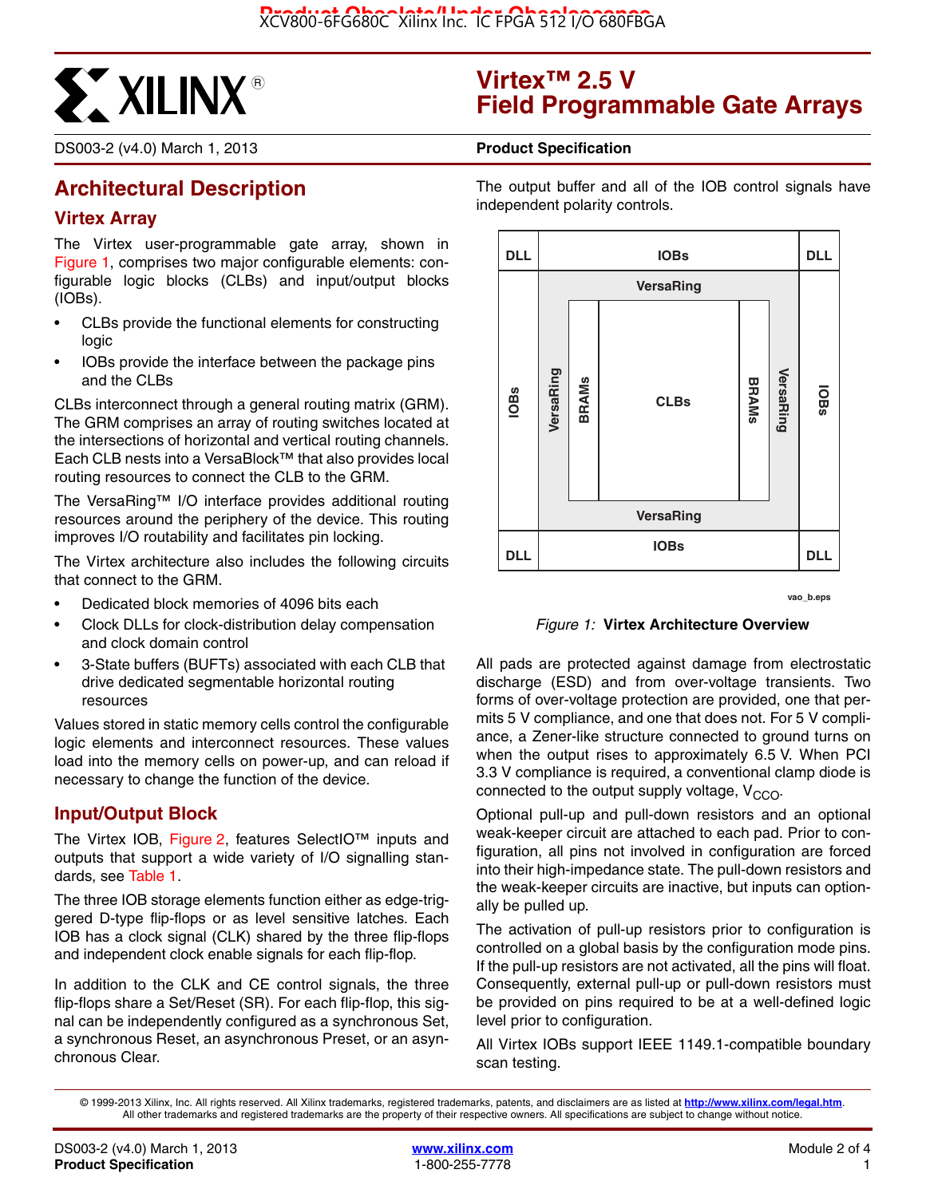# Virtex™ 2.5 V Field Programmable Gate Arrays

DS003-2 (v4.0) March 1, 2013 **Product Specification**

## Architectural Description

### Virtex Array

The Virtex user-programmable gate array, shown in Figure 1, comprises two major configurable elements: configurable logic blocks (CLBs) and input/output blocks (IOBs).

- CLBs provide the functional elements for constructing logic
- IOBs provide the interface between the package pins and the CLBs

CLBs interconnect through a general routing matrix (GRM). The GRM comprises an array of routing switches located at the intersections of horizontal and vertical routing channels. Each CLB nests into a VersaBlock™ that also provides local routing resources to connect the CLB to the GRM.

The VersaRing™ I/O interface provides additional routing resources around the periphery of the device. This routing improves I/O routability and facilitates pin locking.

The Virtex architecture also includes the following circuits that connect to the GRM.

- Dedicated block memories of 4096 bits each
- Clock DLLs for clock-distribution delay compensation and clock domain control
- 3-State buffers (BUFTs) associated with each CLB that drive dedicated segmentable horizontal routing resources

Values stored in static memory cells control the configurable logic elements and interconnect resources. These values load into the memory cells on power-up, and can reload if necessary to change the function of the device.

### Input/Output Block

The Virtex IOB, Figure 2, features SelectIO™ inputs and outputs that support a wide variety of I/O signalling standards, see Table 1.

The three IOB storage elements function either as edge-triggered D-type flip-flops or as level sensitive latches. Each IOB has a clock signal (CLK) shared by the three flip-flops and independent clock enable signals for each flip-flop.

In addition to the CLK and CE control signals, the three flip-flops share a Set/Reset (SR). For each flip-flop, this signal can be independently configured as a synchronous Set, a synchronous Reset, an asynchronous Preset, or an asynchronous Clear.

The output buffer and all of the IOB control signals have independent polarity controls.

DLL | IOBs | DLL

IOBs | VersaRing | BRAMs | CLBs | BRAMs | VersaRing | IOBs

DLL | IOBs | DLL

vao_b.eps

*Figure 1:* **Virtex Architecture Overview**

All pads are protected against damage from electrostatic discharge (ESD) and from over-voltage transients. Two forms of over-voltage protection are provided, one that permits 5 V compliance, and one that does not. For 5 V compliance, a Zener-like structure connected to ground turns on when the output rises to approximately 6.5 V. When PCI 3.3 V compliance is required, a conventional clamp diode is connected to the output supply voltage, $V_{CCO}$.

Optional pull-up and pull-down resistors and an optional weak-keeper circuit are attached to each pad. Prior to configuration, all pins not involved in configuration are forced into their high-impedance state. The pull-down resistors and the weak-keeper circuits are inactive, but inputs can optionally be pulled up.

The activation of pull-up resistors prior to configuration is controlled on a global basis by the configuration mode pins. If the pull-up resistors are not activated, all the pins will float. Consequently, external pull-up or pull-down resistors must be provided on pins required to be at a well-defined logic level prior to configuration.

All Virtex IOBs support IEEE 1149.1-compatible boundary scan testing.

© 1999-2013 Xilinx, Inc. All rights reserved. All Xilinx trademarks, registered trademarks, patents, and disclaimers are as listed at http://www.xilinx.com/legal.htm. All other trademarks and registered trademarks are the property of their respective owners. All specifications are subject to change without notice.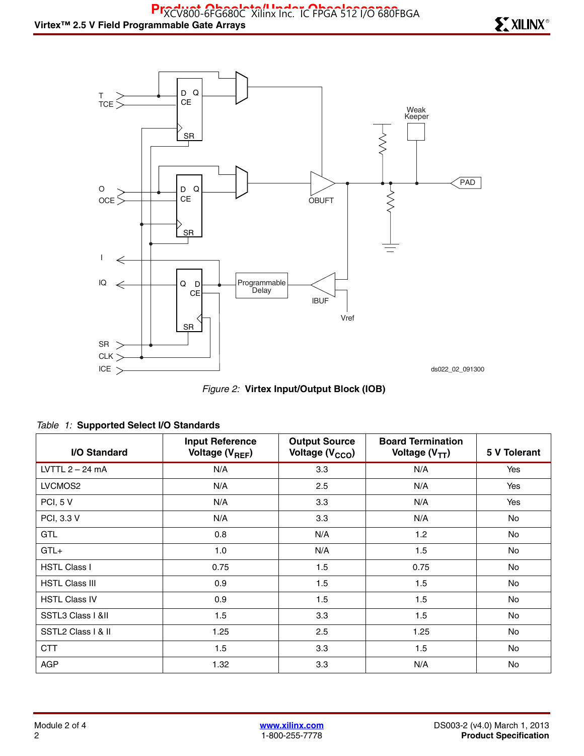Figure 2: **Virtex Input/Output Block (IOB)**

Table 1: **Supported Select I/O Standards**

| I/O Standard | Input Reference Voltage ($V_{REF}$) | Output Source Voltage ($V_{CCO}$) | Board Termination Voltage ($V_{TT}$) | 5 V Tolerant |
|---|---|---|---|---|
| LVTTL 2 – 24 mA | N/A | 3.3 | N/A | Yes |
| LVCMOS2 | N/A | 2.5 | N/A | Yes |
| PCI, 5 V | N/A | 3.3 | N/A | Yes |
| PCI, 3.3 V | N/A | 3.3 | N/A | No |
| GTL | 0.8 | N/A | 1.2 | No |
| GTL+ | 1.0 | N/A | 1.5 | No |
| HSTL Class I | 0.75 | 1.5 | 0.75 | No |
| HSTL Class III | 0.9 | 1.5 | 1.5 | No |
| HSTL Class IV | 0.9 | 1.5 | 1.5 | No |
| SSTL3 Class I &II | 1.5 | 3.3 | 1.5 | No |
| SSTL2 Class I & II | 1.25 | 2.5 | 1.25 | No |
| CTT | 1.5 | 3.3 | 1.5 | No |
| AGP | 1.32 | 3.3 | N/A | No |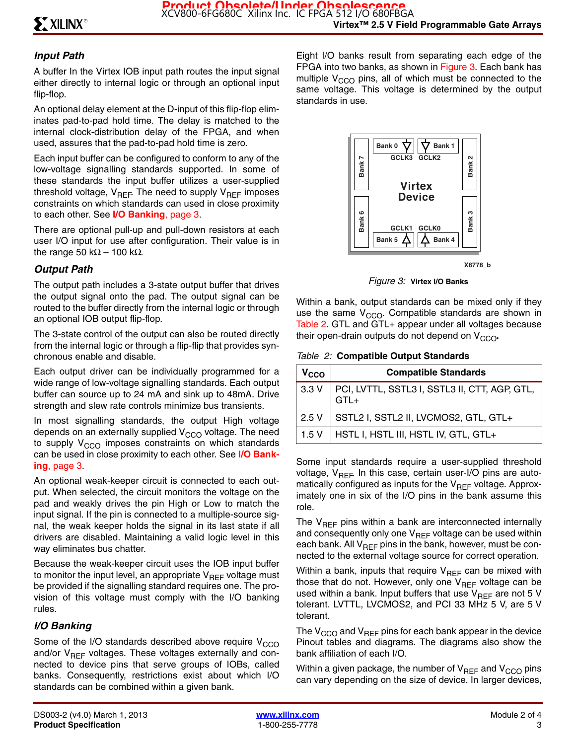### Input Path

A buffer In the Virtex IOB input path routes the input signal either directly to internal logic or through an optional input flip-flop.

An optional delay element at the D-input of this flip-flop eliminates pad-to-pad hold time. The delay is matched to the internal clock-distribution delay of the FPGA, and when used, assures that the pad-to-pad hold time is zero.

Each input buffer can be configured to conform to any of the low-voltage signalling standards supported. In some of these standards the input buffer utilizes a user-supplied threshold voltage, $V_{REF}$. The need to supply $V_{REF}$ imposes constraints on which standards can used in close proximity to each other. See **I/O Banking**, page 3.

There are optional pull-up and pull-down resistors at each user I/O input for use after configuration. Their value is in the range 50 kΩ – 100 kΩ.

### Output Path

The output path includes a 3-state output buffer that drives the output signal onto the pad. The output signal can be routed to the buffer directly from the internal logic or through an optional IOB output flip-flop.

The 3-state control of the output can also be routed directly from the internal logic or through a flip-flip that provides synchronous enable and disable.

Each output driver can be individually programmed for a wide range of low-voltage signalling standards. Each output buffer can source up to 24 mA and sink up to 48mA. Drive strength and slew rate controls minimize bus transients.

In most signalling standards, the output High voltage depends on an externally supplied $V_{CCO}$ voltage. The need to supply $V_{CCO}$ imposes constraints on which standards can be used in close proximity to each other. See **I/O Banking**, page 3.

An optional weak-keeper circuit is connected to each output. When selected, the circuit monitors the voltage on the pad and weakly drives the pin High or Low to match the input signal. If the pin is connected to a multiple-source signal, the weak keeper holds the signal in its last state if all drivers are disabled. Maintaining a valid logic level in this way eliminates bus chatter.

Because the weak-keeper circuit uses the IOB input buffer to monitor the input level, an appropriate $V_{REF}$ voltage must be provided if the signalling standard requires one. The provision of this voltage must comply with the I/O banking rules.

### I/O Banking

Some of the I/O standards described above require $V_{CCO}$ and/or $V_{REF}$ voltages. These voltages externally and connected to device pins that serve groups of IOBs, called banks. Consequently, restrictions exist about which I/O standards can be combined within a given bank.

Eight I/O banks result from separating each edge of the FPGA into two banks, as shown in Figure 3. Each bank has multiple $V_{CCO}$ pins, all of which must be connected to the same voltage. This voltage is determined by the output standards in use.

*Figure 3:* **Virtex I/O Banks**

Within a bank, output standards can be mixed only if they use the same $V_{CCO}$. Compatible standards are shown in Table 2. GTL and GTL+ appear under all voltages because their open-drain outputs do not depend on $V_{CCO}$.

*Table 2:* **Compatible Output Standards**

| $V_{CCO}$ | Compatible Standards |
|---|---|
| 3.3 V | PCI, LVTTL, SSTL3 I, SSTL3 II, CTT, AGP, GTL, GTL+ |
| 2.5 V | SSTL2 I, SSTL2 II, LVCMOS2, GTL, GTL+ |
| 1.5 V | HSTL I, HSTL III, HSTL IV, GTL, GTL+ |

Some input standards require a user-supplied threshold voltage, $V_{REF}$. In this case, certain user-I/O pins are automatically configured as inputs for the $V_{REF}$ voltage. Approximately one in six of the I/O pins in the bank assume this role.

The $V_{REF}$ pins within a bank are interconnected internally and consequently only one $V_{REF}$ voltage can be used within each bank. All $V_{REF}$ pins in the bank, however, must be connected to the external voltage source for correct operation.

Within a bank, inputs that require $V_{REF}$ can be mixed with those that do not. However, only one $V_{REF}$ voltage can be used within a bank. Input buffers that use $V_{REF}$ are not 5 V tolerant. LVTTL, LVCMOS2, and PCI 33 MHz 5 V, are 5 V tolerant.

The $V_{CCO}$ and $V_{REF}$ pins for each bank appear in the device Pinout tables and diagrams. The diagrams also show the bank affiliation of each I/O.

Within a given package, the number of $V_{REF}$ and $V_{CCO}$ pins can vary depending on the size of device. In larger devices,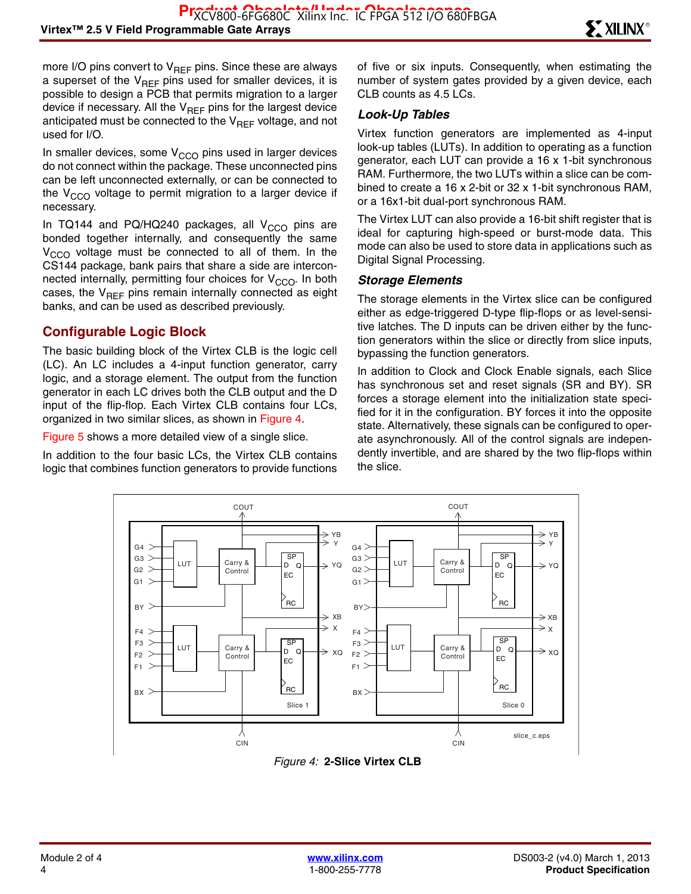more I/O pins convert to $V_{REF}$ pins. Since these are always a superset of the $V_{REF}$ pins used for smaller devices, it is possible to design a PCB that permits migration to a larger device if necessary. All the $V_{REF}$ pins for the largest device anticipated must be connected to the $V_{REF}$ voltage, and not used for I/O.

In smaller devices, some $V_{CCO}$ pins used in larger devices do not connect within the package. These unconnected pins can be left unconnected externally, or can be connected to the $V_{CCO}$ voltage to permit migration to a larger device if necessary.

In TQ144 and PQ/HQ240 packages, all $V_{CCO}$ pins are bonded together internally, and consequently the same $V_{CCO}$ voltage must be connected to all of them. In the CS144 package, bank pairs that share a side are interconnected internally, permitting four choices for $V_{CCO}$. In both cases, the $V_{REF}$ pins remain internally connected as eight banks, and can be used as described previously.

## Configurable Logic Block

The basic building block of the Virtex CLB is the logic cell (LC). An LC includes a 4-input function generator, carry logic, and a storage element. The output from the function generator in each LC drives both the CLB output and the D input of the flip-flop. Each Virtex CLB contains four LCs, organized in two similar slices, as shown in Figure 4.

Figure 5 shows a more detailed view of a single slice.

In addition to the four basic LCs, the Virtex CLB contains logic that combines function generators to provide functions of five or six inputs. Consequently, when estimating the number of system gates provided by a given device, each CLB counts as 4.5 LCs.

### *Look-Up Tables*

Virtex function generators are implemented as 4-input look-up tables (LUTs). In addition to operating as a function generator, each LUT can provide a 16 x 1-bit synchronous RAM. Furthermore, the two LUTs within a slice can be combined to create a 16 x 2-bit or 32 x 1-bit synchronous RAM, or a 16x1-bit dual-port synchronous RAM.

The Virtex LUT can also provide a 16-bit shift register that is ideal for capturing high-speed or burst-mode data. This mode can also be used to store data in applications such as Digital Signal Processing.

### *Storage Elements*

The storage elements in the Virtex slice can be configured either as edge-triggered D-type flip-flops or as level-sensitive latches. The D inputs can be driven either by the function generators within the slice or directly from slice inputs, bypassing the function generators.

In addition to Clock and Clock Enable signals, each Slice has synchronous set and reset signals (SR and BY). SR forces a storage element into the initialization state specified for it in the configuration. BY forces it into the opposite state. Alternatively, these signals can be configured to operate asynchronously. All of the control signals are independently invertible, and are shared by the two flip-flops within the slice.

*Figure 4:* **2-Slice Virtex CLB**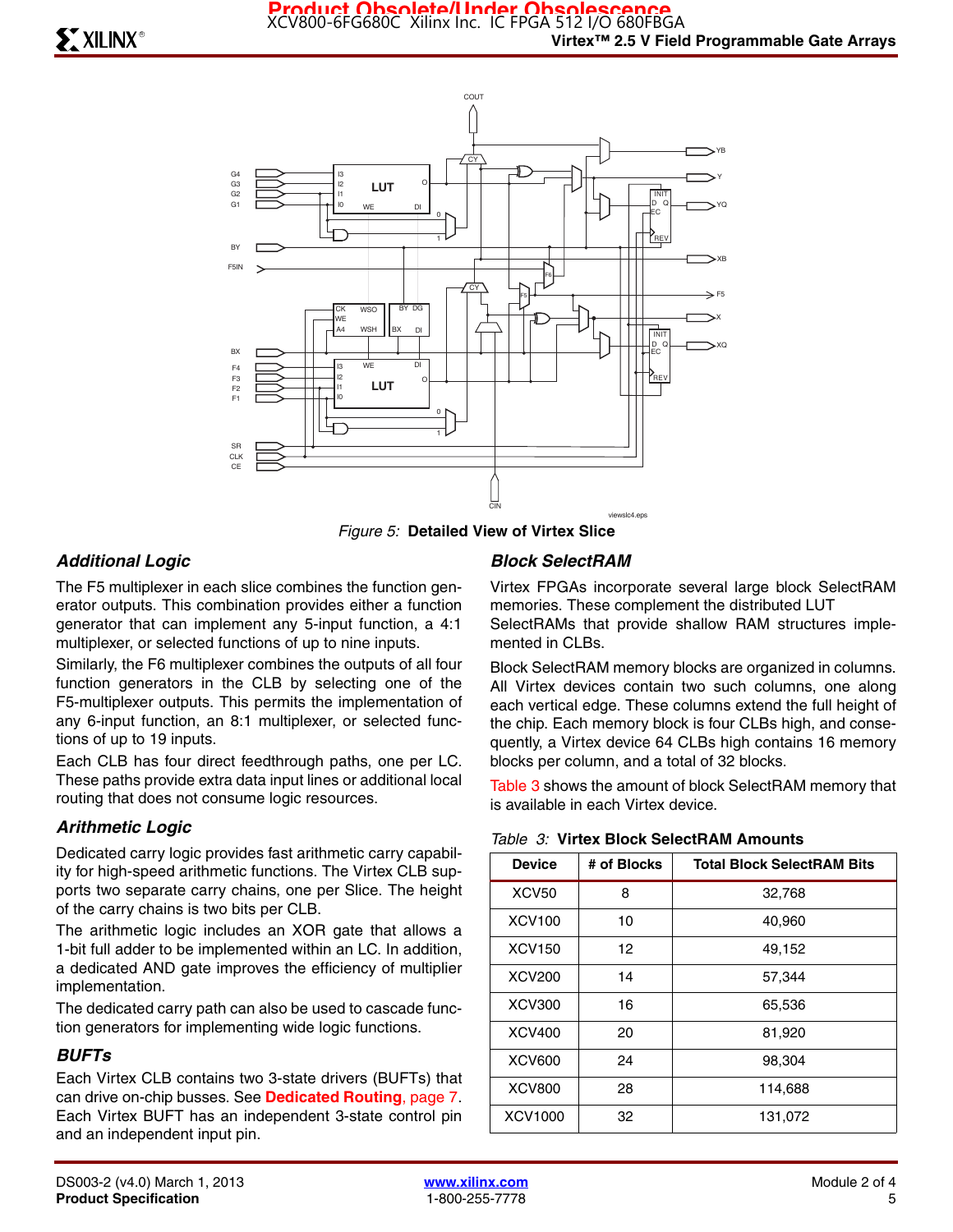Figure 5: **Detailed View of Virtex Slice**

### *Additional Logic*

The F5 multiplexer in each slice combines the function generator outputs. This combination provides either a function generator that can implement any 5-input function, a 4:1 multiplexer, or selected functions of up to nine inputs.

Similarly, the F6 multiplexer combines the outputs of all four function generators in the CLB by selecting one of the F5-multiplexer outputs. This permits the implementation of any 6-input function, an 8:1 multiplexer, or selected functions of up to 19 inputs.

Each CLB has four direct feedthrough paths, one per LC. These paths provide extra data input lines or additional local routing that does not consume logic resources.

### *Arithmetic Logic*

Dedicated carry logic provides fast arithmetic carry capability for high-speed arithmetic functions. The Virtex CLB supports two separate carry chains, one per Slice. The height of the carry chains is two bits per CLB.

The arithmetic logic includes an XOR gate that allows a 1-bit full adder to be implemented within an LC. In addition, a dedicated AND gate improves the efficiency of multiplier implementation.

The dedicated carry path can also be used to cascade function generators for implementing wide logic functions.

### *BUFTs*

Each Virtex CLB contains two 3-state drivers (BUFTs) that can drive on-chip busses. See **Dedicated Routing**, page 7. Each Virtex BUFT has an independent 3-state control pin and an independent input pin.

### *Block SelectRAM*

Virtex FPGAs incorporate several large block SelectRAM memories. These complement the distributed LUT SelectRAMs that provide shallow RAM structures implemented in CLBs.

Block SelectRAM memory blocks are organized in columns. All Virtex devices contain two such columns, one along each vertical edge. These columns extend the full height of the chip. Each memory block is four CLBs high, and consequently, a Virtex device 64 CLBs high contains 16 memory blocks per column, and a total of 32 blocks.

Table 3 shows the amount of block SelectRAM memory that is available in each Virtex device.

*Table 3:* **Virtex Block SelectRAM Amounts**

| Device | # of Blocks | Total Block SelectRAM Bits |
|---|---|---|
| XCV50 | 8 | 32,768 |
| XCV100 | 10 | 40,960 |
| XCV150 | 12 | 49,152 |
| XCV200 | 14 | 57,344 |
| XCV300 | 16 | 65,536 |
| XCV400 | 20 | 81,920 |
| XCV600 | 24 | 98,304 |
| XCV800 | 28 | 114,688 |
| XCV1000 | 32 | 131,072 |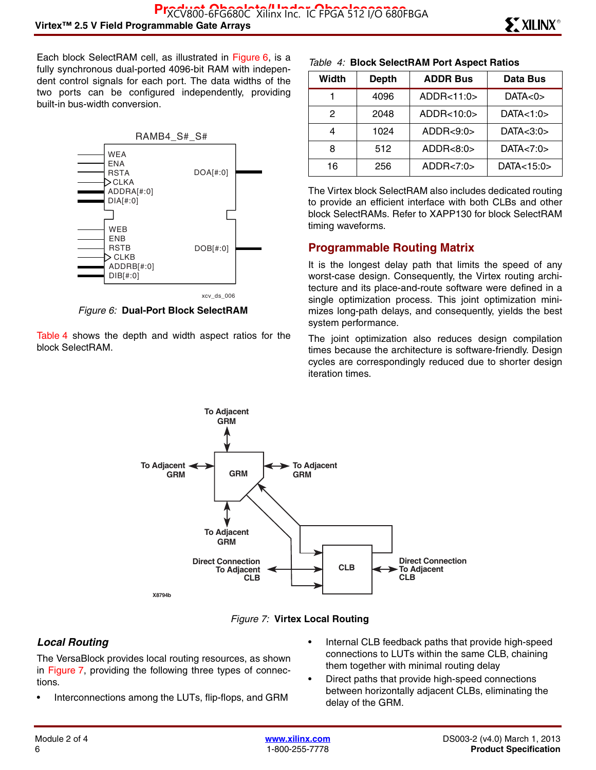Each block SelectRAM cell, as illustrated in Figure 6, is a fully synchronous dual-ported 4096-bit RAM with independent control signals for each port. The data widths of the two ports can be configured independently, providing built-in bus-width conversion.

Figure 6: **Dual-Port Block SelectRAM**

Table 4 shows the depth and width aspect ratios for the block SelectRAM.

*Table 4:* **Block SelectRAM Port Aspect Ratios**

| Width | Depth | ADDR Bus | Data Bus |
|---|---|---|---|
| 1 | 4096 | ADDR<11:0> | DATA<0> |
| 2 | 2048 | ADDR<10:0> | DATA<1:0> |
| 4 | 1024 | ADDR<9:0> | DATA<3:0> |
| 8 | 512 | ADDR<8:0> | DATA<7:0> |
| 16 | 256 | ADDR<7:0> | DATA<15:0> |

The Virtex block SelectRAM also includes dedicated routing to provide an efficient interface with both CLBs and other block SelectRAMs. Refer to XAPP130 for block SelectRAM timing waveforms.

## Programmable Routing Matrix

It is the longest delay path that limits the speed of any worst-case design. Consequently, the Virtex routing architecture and its place-and-route software were defined in a single optimization process. This joint optimization minimizes long-path delays, and consequently, yields the best system performance.

The joint optimization also reduces design compilation times because the architecture is software-friendly. Design cycles are correspondingly reduced due to shorter design iteration times.

Figure 7: **Virtex Local Routing**

### *Local Routing*

The VersaBlock provides local routing resources, as shown in Figure 7, providing the following three types of connections:

- Interconnections among the LUTs, flip-flops, and GRM
- Internal CLB feedback paths that provide high-speed connections to LUTs within the same CLB, chaining them together with minimal routing delay
- Direct paths that provide high-speed connections between horizontally adjacent CLBs, eliminating the delay of the GRM.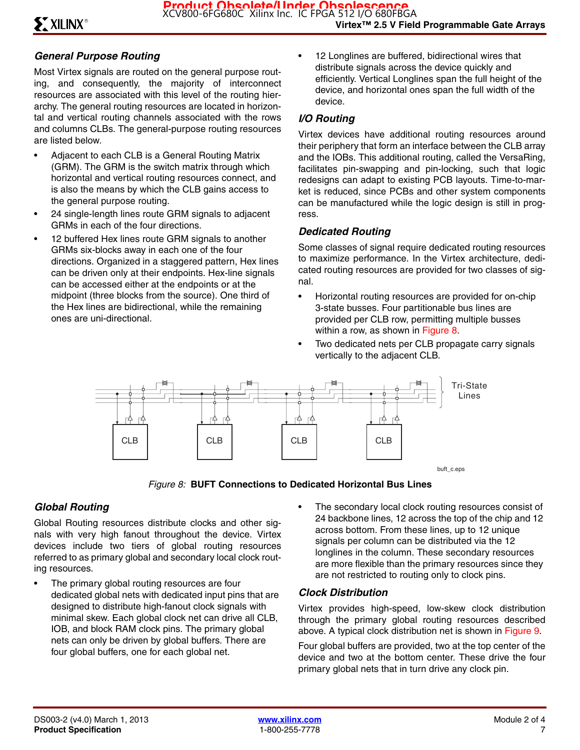### General Purpose Routing

Most Virtex signals are routed on the general purpose routing, and consequently, the majority of interconnect resources are associated with this level of the routing hierarchy. The general routing resources are located in horizontal and vertical routing channels associated with the rows and columns CLBs. The general-purpose routing resources are listed below.

- Adjacent to each CLB is a General Routing Matrix (GRM). The GRM is the switch matrix through which horizontal and vertical routing resources connect, and is also the means by which the CLB gains access to the general purpose routing.
- 24 single-length lines route GRM signals to adjacent GRMs in each of the four directions.
- 12 buffered Hex lines route GRM signals to another GRMs six-blocks away in each one of the four directions. Organized in a staggered pattern, Hex lines can be driven only at their endpoints. Hex-line signals can be accessed either at the endpoints or at the midpoint (three blocks from the source). One third of the Hex lines are bidirectional, while the remaining ones are uni-directional.
- 12 Longlines are buffered, bidirectional wires that distribute signals across the device quickly and efficiently. Vertical Longlines span the full height of the device, and horizontal ones span the full width of the device.

### I/O Routing

Virtex devices have additional routing resources around their periphery that form an interface between the CLB array and the IOBs. This additional routing, called the VersaRing, facilitates pin-swapping and pin-locking, such that logic redesigns can adapt to existing PCB layouts. Time-to-market is reduced, since PCBs and other system components can be manufactured while the logic design is still in progress.

### Dedicated Routing

Some classes of signal require dedicated routing resources to maximize performance. In the Virtex architecture, dedicated routing resources are provided for two classes of signal.

- Horizontal routing resources are provided for on-chip 3-state busses. Four partitionable bus lines are provided per CLB row, permitting multiple busses within a row, as shown in Figure 8.
- Two dedicated nets per CLB propagate carry signals vertically to the adjacent CLB.

CLB CLB CLB CLB — Tri-State Lines

buft_c.eps

*Figure 8:* **BUFT Connections to Dedicated Horizontal Bus Lines**

### Global Routing

Global Routing resources distribute clocks and other signals with very high fanout throughout the device. Virtex devices include two tiers of global routing resources referred to as primary global and secondary local clock routing resources.

- The primary global routing resources are four dedicated global nets with dedicated input pins that are designed to distribute high-fanout clock signals with minimal skew. Each global clock net can drive all CLB, IOB, and block RAM clock pins. The primary global nets can only be driven by global buffers. There are four global buffers, one for each global net.
- The secondary local clock routing resources consist of 24 backbone lines, 12 across the top of the chip and 12 across bottom. From these lines, up to 12 unique signals per column can be distributed via the 12 longlines in the column. These secondary resources are more flexible than the primary resources since they are not restricted to routing only to clock pins.

### Clock Distribution

Virtex provides high-speed, low-skew clock distribution through the primary global routing resources described above. A typical clock distribution net is shown in Figure 9.

Four global buffers are provided, two at the top center of the device and two at the bottom center. These drive the four primary global nets that in turn drive any clock pin.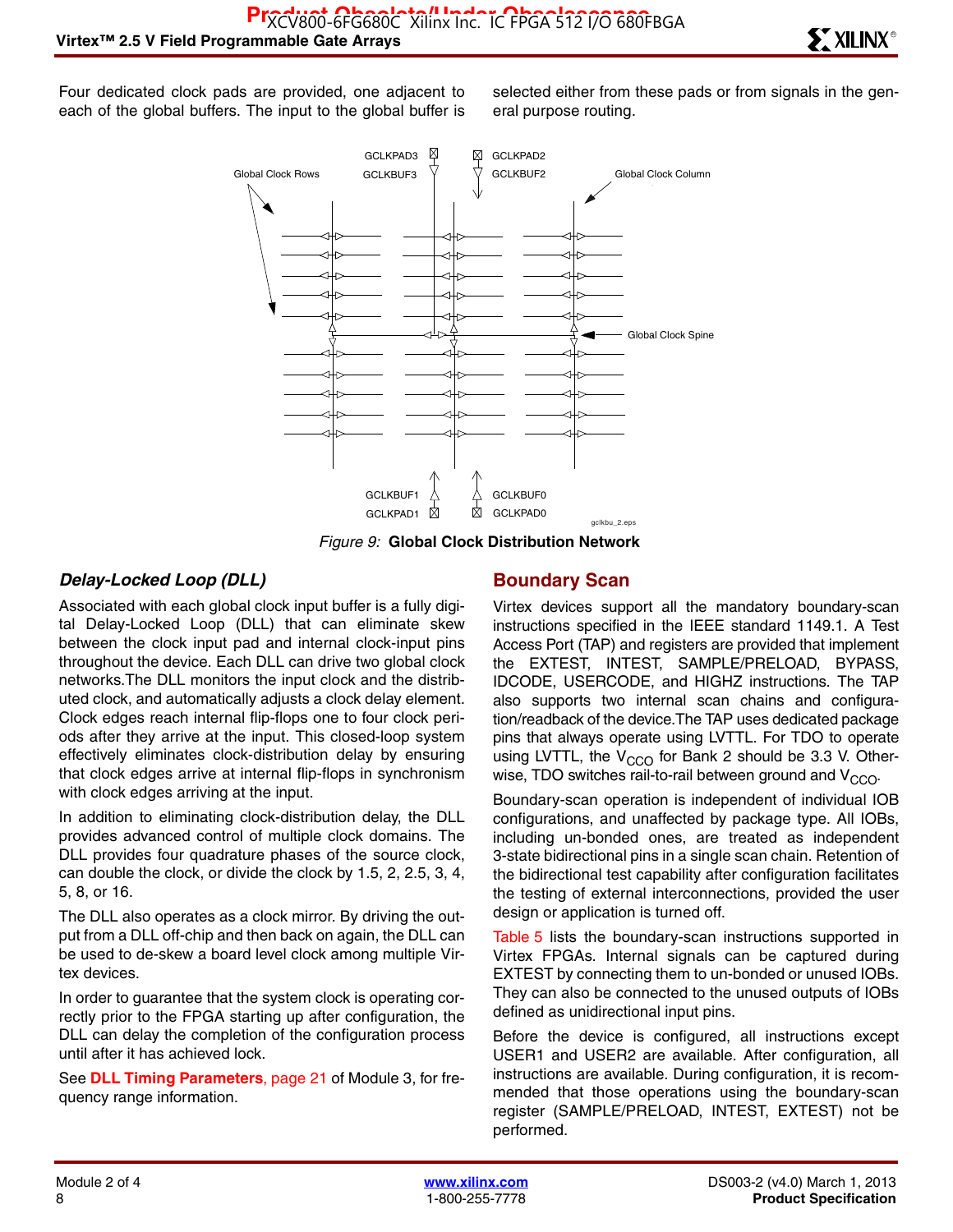Four dedicated clock pads are provided, one adjacent to each of the global buffers. The input to the global buffer is selected either from these pads or from signals in the general purpose routing.

*Figure 9:* **Global Clock Distribution Network**

### *Delay-Locked Loop (DLL)*

Associated with each global clock input buffer is a fully digital Delay-Locked Loop (DLL) that can eliminate skew between the clock input pad and internal clock-input pins throughout the device. Each DLL can drive two global clock networks. The DLL monitors the input clock and the distributed clock, and automatically adjusts a clock delay element. Clock edges reach internal flip-flops one to four clock periods after they arrive at the input. This closed-loop system effectively eliminates clock-distribution delay by ensuring that clock edges arrive at internal flip-flops in synchronism with clock edges arriving at the input.

In addition to eliminating clock-distribution delay, the DLL provides advanced control of multiple clock domains. The DLL provides four quadrature phases of the source clock, can double the clock, or divide the clock by 1.5, 2, 2.5, 3, 4, 5, 8, or 16.

The DLL also operates as a clock mirror. By driving the output from a DLL off-chip and then back on again, the DLL can be used to de-skew a board level clock among multiple Virtex devices.

In order to guarantee that the system clock is operating correctly prior to the FPGA starting up after configuration, the DLL can delay the completion of the configuration process until after it has achieved lock.

See **DLL Timing Parameters**, page 21 of Module 3, for frequency range information.

## Boundary Scan

Virtex devices support all the mandatory boundary-scan instructions specified in the IEEE standard 1149.1. A Test Access Port (TAP) and registers are provided that implement the EXTEST, INTEST, SAMPLE/PRELOAD, BYPASS, IDCODE, USERCODE, and HIGHZ instructions. The TAP also supports two internal scan chains and configuration/readback of the device. The TAP uses dedicated package pins that always operate using LVTTL. For TDO to operate using LVTTL, the $V_{CCO}$ for Bank 2 should be 3.3 V. Otherwise, TDO switches rail-to-rail between ground and $V_{CCO}$.

Boundary-scan operation is independent of individual IOB configurations, and unaffected by package type. All IOBs, including un-bonded ones, are treated as independent 3-state bidirectional pins in a single scan chain. Retention of the bidirectional test capability after configuration facilitates the testing of external interconnections, provided the user design or application is turned off.

Table 5 lists the boundary-scan instructions supported in Virtex FPGAs. Internal signals can be captured during EXTEST by connecting them to un-bonded or unused IOBs. They can also be connected to the unused outputs of IOBs defined as unidirectional input pins.

Before the device is configured, all instructions except USER1 and USER2 are available. After configuration, all instructions are available. During configuration, it is recommended that those operations using the boundary-scan register (SAMPLE/PRELOAD, INTEST, EXTEST) not be performed.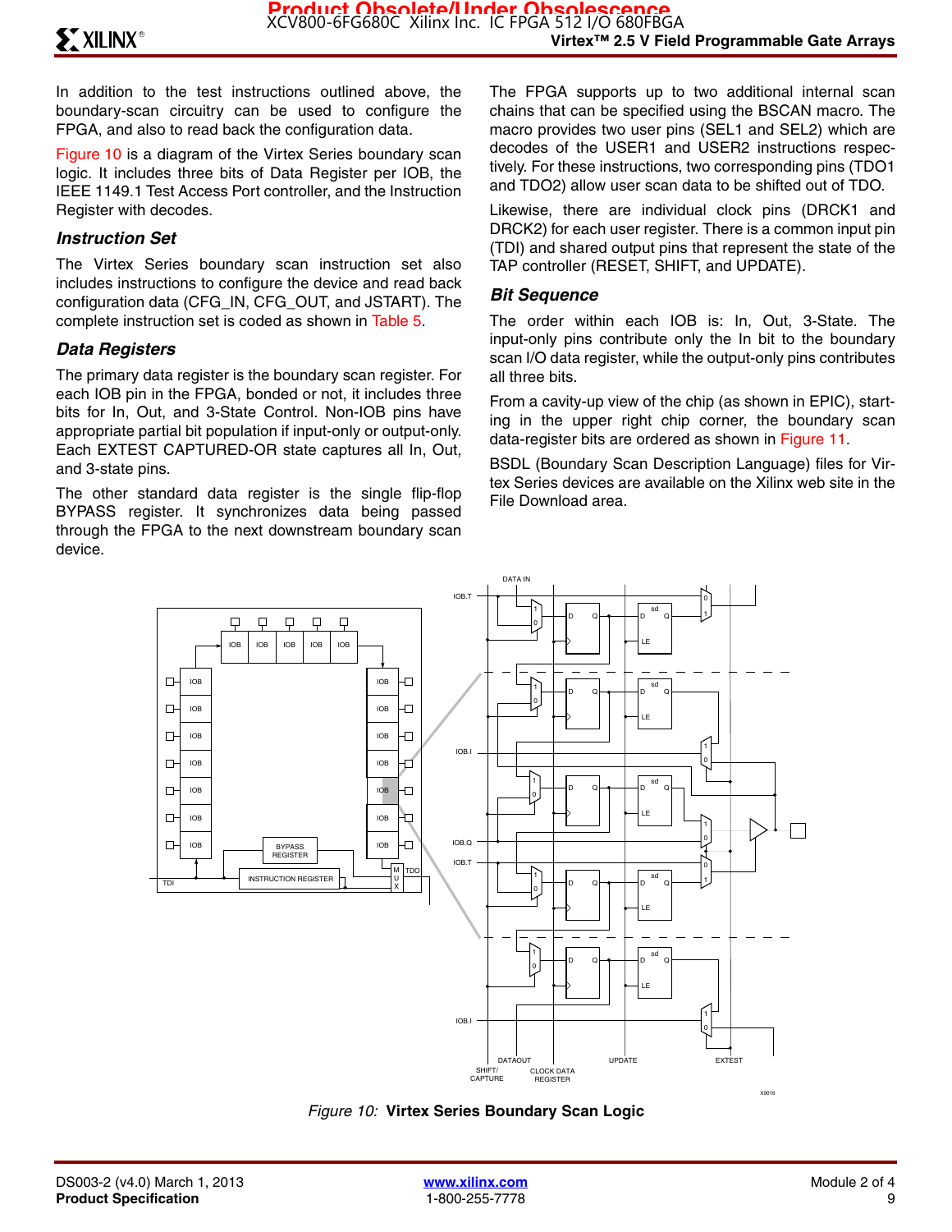In addition to the test instructions outlined above, the boundary-scan circuitry can be used to configure the FPGA, and also to read back the configuration data.

Figure 10 is a diagram of the Virtex Series boundary scan logic. It includes three bits of Data Register per IOB, the IEEE 1149.1 Test Access Port controller, and the Instruction Register with decodes.

### Instruction Set

The Virtex Series boundary scan instruction set also includes instructions to configure the device and read back configuration data (CFG_IN, CFG_OUT, and JSTART). The complete instruction set is coded as shown in Table 5.

### Data Registers

The primary data register is the boundary scan register. For each IOB pin in the FPGA, bonded or not, it includes three bits for In, Out, and 3-State Control. Non-IOB pins have appropriate partial bit population if input-only or output-only. Each EXTEST CAPTURED-OR state captures all In, Out, and 3-state pins.

The other standard data register is the single flip-flop BYPASS register. It synchronizes data being passed through the FPGA to the next downstream boundary scan device.

The FPGA supports up to two additional internal scan chains that can be specified using the BSCAN macro. The macro provides two user pins (SEL1 and SEL2) which are decodes of the USER1 and USER2 instructions respectively. For these instructions, two corresponding pins (TDO1 and TDO2) allow user scan data to be shifted out of TDO.

Likewise, there are individual clock pins (DRCK1 and DRCK2) for each user register. There is a common input pin (TDI) and shared output pins that represent the state of the TAP controller (RESET, SHIFT, and UPDATE).

### Bit Sequence

The order within each IOB is: In, Out, 3-State. The input-only pins contribute only the In bit to the boundary scan I/O data register, while the output-only pins contributes all three bits.

From a cavity-up view of the chip (as shown in EPIC), starting in the upper right chip corner, the boundary scan data-register bits are ordered as shown in Figure 11.

BSDL (Boundary Scan Description Language) files for Virtex Series devices are available on the Xilinx web site in the File Download area.

*Figure 10:* **Virtex Series Boundary Scan Logic**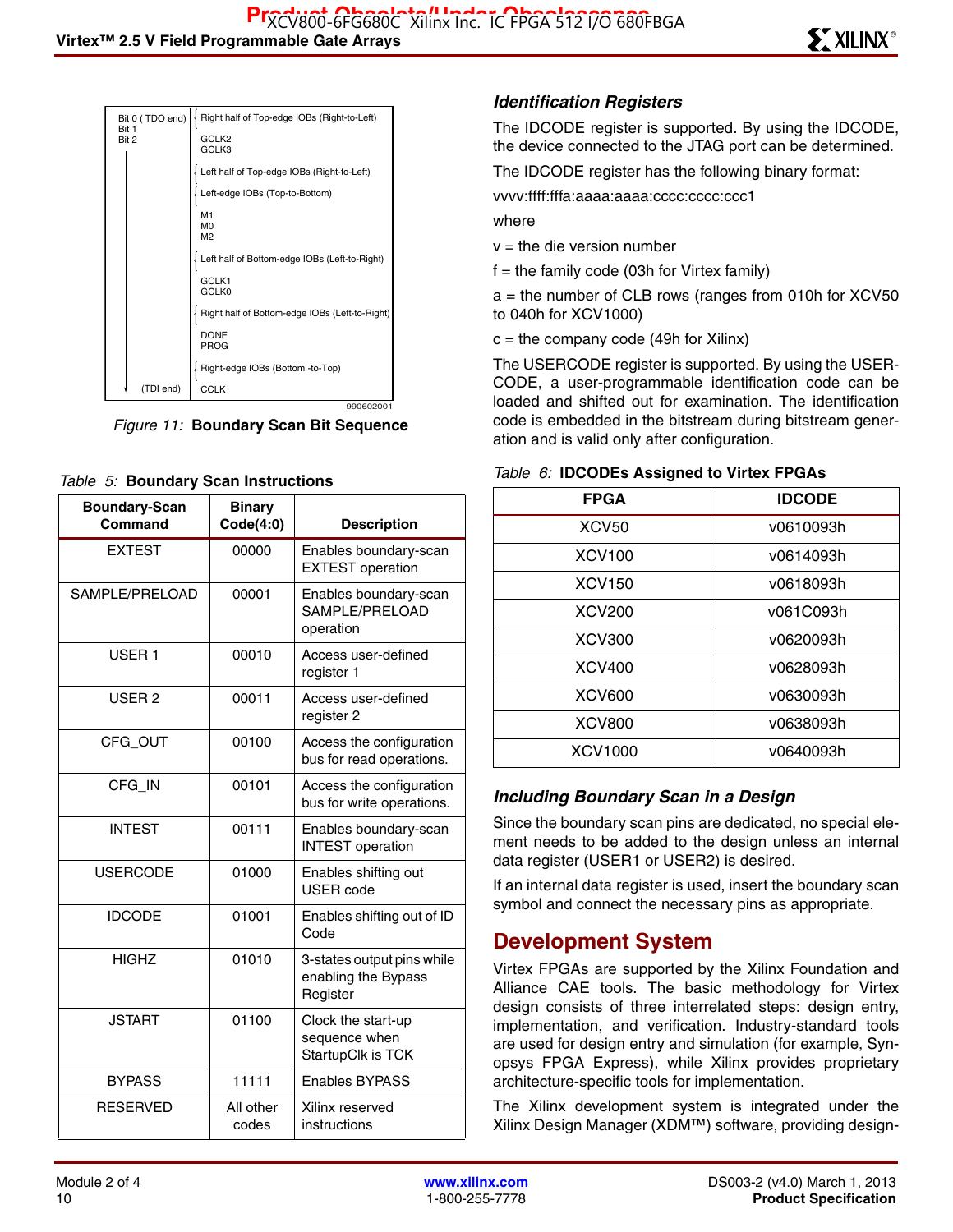Bit 0 ( TDO end)
Bit 1
Bit 2

Right half of Top-edge IOBs (Right-to-Left)

GCLK2
GCLK3

Left half of Top-edge IOBs (Right-to-Left)

Left-edge IOBs (Top-to-Bottom)

M1
M0
M2

Left half of Bottom-edge IOBs (Left-to-Right)

GCLK1
GCLK0

Right half of Bottom-edge IOBs (Left-to-Right)

DONE
PROG

Right-edge IOBs (Bottom -to-Top)

(TDI end) CCLK

990602001

*Figure 11:* **Boundary Scan Bit Sequence**

*Table 5:* **Boundary Scan Instructions**

| Boundary-Scan Command | Binary Code(4:0) | Description |
|---|---|---|
| EXTEST | 00000 | Enables boundary-scan EXTEST operation |
| SAMPLE/PRELOAD | 00001 | Enables boundary-scan SAMPLE/PRELOAD operation |
| USER 1 | 00010 | Access user-defined register 1 |
| USER 2 | 00011 | Access user-defined register 2 |
| CFG_OUT | 00100 | Access the configuration bus for read operations. |
| CFG_IN | 00101 | Access the configuration bus for write operations. |
| INTEST | 00111 | Enables boundary-scan INTEST operation |
| USERCODE | 01000 | Enables shifting out USER code |
| IDCODE | 01001 | Enables shifting out of ID Code |
| HIGHZ | 01010 | 3-states output pins while enabling the Bypass Register |
| JSTART | 01100 | Clock the start-up sequence when StartupClk is TCK |
| BYPASS | 11111 | Enables BYPASS |
| RESERVED | All other codes | Xilinx reserved instructions |

### Identification Registers

The IDCODE register is supported. By using the IDCODE, the device connected to the JTAG port can be determined.

The IDCODE register has the following binary format:

vvvv:ffff:fffa:aaaa:aaaa:cccc:cccc:ccc1

where

v = the die version number

f = the family code (03h for Virtex family)

a = the number of CLB rows (ranges from 010h for XCV50 to 040h for XCV1000)

c = the company code (49h for Xilinx)

The USERCODE register is supported. By using the USERCODE, a user-programmable identification code can be loaded and shifted out for examination. The identification code is embedded in the bitstream during bitstream generation and is valid only after configuration.

*Table 6:* **IDCODEs Assigned to Virtex FPGAs**

| FPGA | IDCODE |
|---|---|
| XCV50 | v0610093h |
| XCV100 | v0614093h |
| XCV150 | v0618093h |
| XCV200 | v061C093h |
| XCV300 | v0620093h |
| XCV400 | v0628093h |
| XCV600 | v0630093h |
| XCV800 | v0638093h |
| XCV1000 | v0640093h |

### Including Boundary Scan in a Design

Since the boundary scan pins are dedicated, no special element needs to be added to the design unless an internal data register (USER1 or USER2) is desired.

If an internal data register is used, insert the boundary scan symbol and connect the necessary pins as appropriate.

## Development System

Virtex FPGAs are supported by the Xilinx Foundation and Alliance CAE tools. The basic methodology for Virtex design consists of three interrelated steps: design entry, implementation, and verification. Industry-standard tools are used for design entry and simulation (for example, Synopsys FPGA Express), while Xilinx provides proprietary architecture-specific tools for implementation.

The Xilinx development system is integrated under the Xilinx Design Manager (XDM™) software, providing design-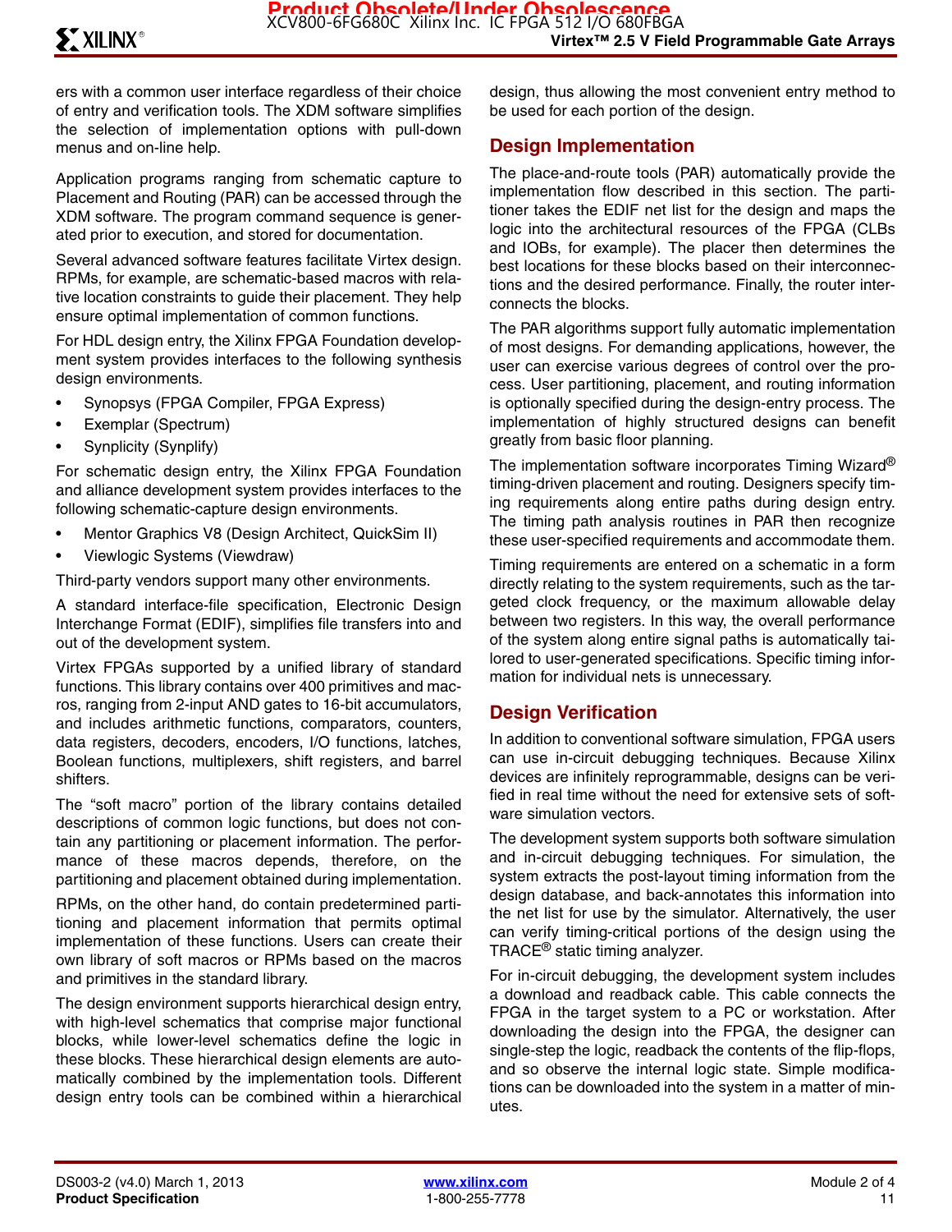ers with a common user interface regardless of their choice of entry and verification tools. The XDM software simplifies the selection of implementation options with pull-down menus and on-line help.

Application programs ranging from schematic capture to Placement and Routing (PAR) can be accessed through the XDM software. The program command sequence is generated prior to execution, and stored for documentation.

Several advanced software features facilitate Virtex design. RPMs, for example, are schematic-based macros with relative location constraints to guide their placement. They help ensure optimal implementation of common functions.

For HDL design entry, the Xilinx FPGA Foundation development system provides interfaces to the following synthesis design environments.

- Synopsys (FPGA Compiler, FPGA Express)
- Exemplar (Spectrum)
- Synplicity (Synplify)

For schematic design entry, the Xilinx FPGA Foundation and alliance development system provides interfaces to the following schematic-capture design environments.

- Mentor Graphics V8 (Design Architect, QuickSim II)
- Viewlogic Systems (Viewdraw)

Third-party vendors support many other environments.

A standard interface-file specification, Electronic Design Interchange Format (EDIF), simplifies file transfers into and out of the development system.

Virtex FPGAs supported by a unified library of standard functions. This library contains over 400 primitives and macros, ranging from 2-input AND gates to 16-bit accumulators, and includes arithmetic functions, comparators, counters, data registers, decoders, encoders, I/O functions, latches, Boolean functions, multiplexers, shift registers, and barrel shifters.

The "soft macro" portion of the library contains detailed descriptions of common logic functions, but does not contain any partitioning or placement information. The performance of these macros depends, therefore, on the partitioning and placement obtained during implementation.

RPMs, on the other hand, do contain predetermined partitioning and placement information that permits optimal implementation of these functions. Users can create their own library of soft macros or RPMs based on the macros and primitives in the standard library.

The design environment supports hierarchical design entry, with high-level schematics that comprise major functional blocks, while lower-level schematics define the logic in these blocks. These hierarchical design elements are automatically combined by the implementation tools. Different design entry tools can be combined within a hierarchical design, thus allowing the most convenient entry method to be used for each portion of the design.

## Design Implementation

The place-and-route tools (PAR) automatically provide the implementation flow described in this section. The partitioner takes the EDIF net list for the design and maps the logic into the architectural resources of the FPGA (CLBs and IOBs, for example). The placer then determines the best locations for these blocks based on their interconnections and the desired performance. Finally, the router interconnects the blocks.

The PAR algorithms support fully automatic implementation of most designs. For demanding applications, however, the user can exercise various degrees of control over the process. User partitioning, placement, and routing information is optionally specified during the design-entry process. The implementation of highly structured designs can benefit greatly from basic floor planning.

The implementation software incorporates Timing Wizard® timing-driven placement and routing. Designers specify timing requirements along entire paths during design entry. The timing path analysis routines in PAR then recognize these user-specified requirements and accommodate them.

Timing requirements are entered on a schematic in a form directly relating to the system requirements, such as the targeted clock frequency, or the maximum allowable delay between two registers. In this way, the overall performance of the system along entire signal paths is automatically tailored to user-generated specifications. Specific timing information for individual nets is unnecessary.

## Design Verification

In addition to conventional software simulation, FPGA users can use in-circuit debugging techniques. Because Xilinx devices are infinitely reprogrammable, designs can be verified in real time without the need for extensive sets of software simulation vectors.

The development system supports both software simulation and in-circuit debugging techniques. For simulation, the system extracts the post-layout timing information from the design database, and back-annotates this information into the net list for use by the simulator. Alternatively, the user can verify timing-critical portions of the design using the TRACE® static timing analyzer.

For in-circuit debugging, the development system includes a download and readback cable. This cable connects the FPGA in the target system to a PC or workstation. After downloading the design into the FPGA, the designer can single-step the logic, readback the contents of the flip-flops, and so observe the internal logic state. Simple modifications can be downloaded into the system in a matter of minutes.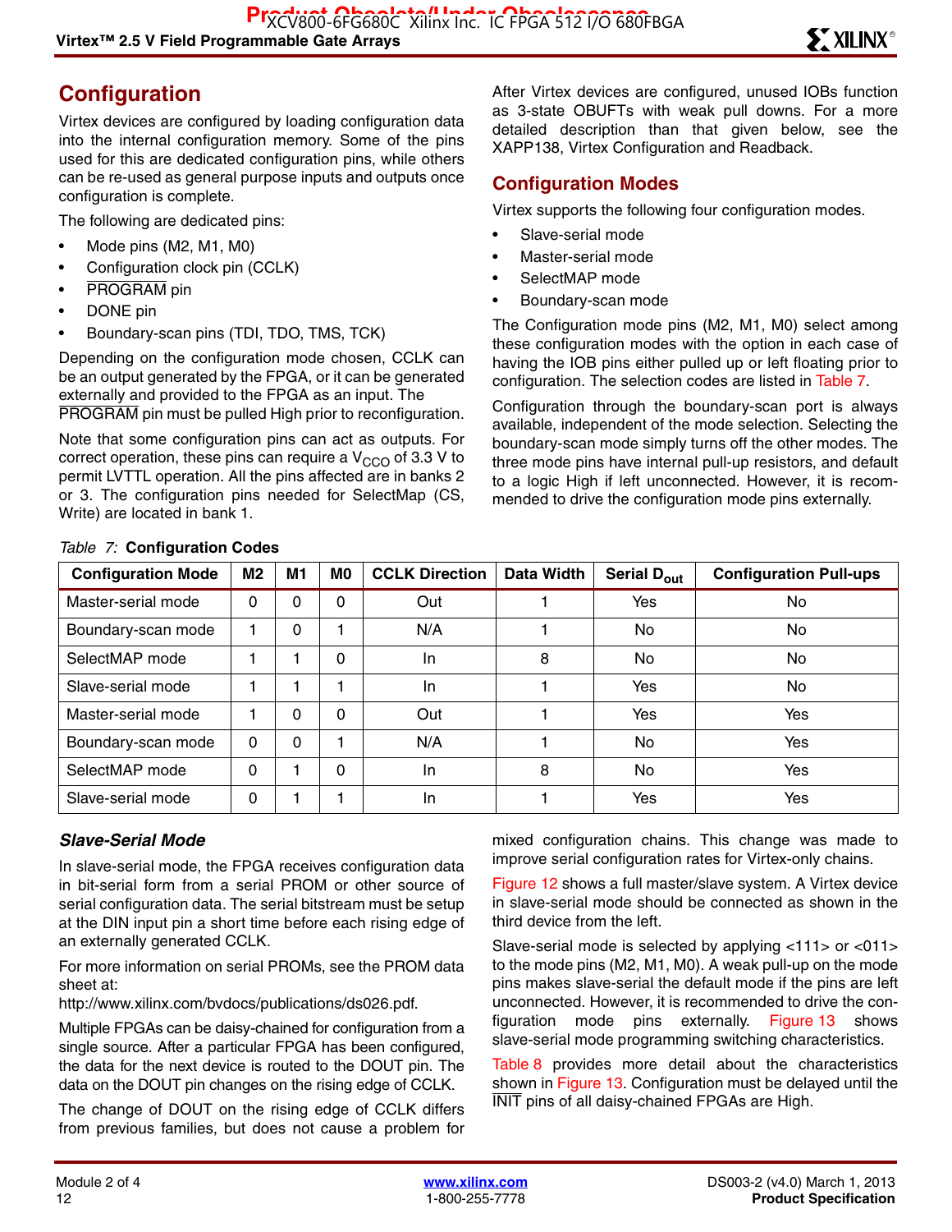## Configuration

Virtex devices are configured by loading configuration data into the internal configuration memory. Some of the pins used for this are dedicated configuration pins, while others can be re-used as general purpose inputs and outputs once configuration is complete.

The following are dedicated pins:

- Mode pins (M2, M1, M0)
- Configuration clock pin (CCLK)
- PROGRAM pin
- DONE pin
- Boundary-scan pins (TDI, TDO, TMS, TCK)

Depending on the configuration mode chosen, CCLK can be an output generated by the FPGA, or it can be generated externally and provided to the FPGA as an input. The PROGRAM pin must be pulled High prior to reconfiguration.

Note that some configuration pins can act as outputs. For correct operation, these pins can require a $V_{CCO}$ of 3.3 V to permit LVTTL operation. All the pins affected are in banks 2 or 3. The configuration pins needed for SelectMap (CS, Write) are located in bank 1.

After Virtex devices are configured, unused IOBs function as 3-state OBUFTs with weak pull downs. For a more detailed description than that given below, see the XAPP138, Virtex Configuration and Readback.

### Configuration Modes

Virtex supports the following four configuration modes.

- Slave-serial mode
- Master-serial mode
- SelectMAP mode
- Boundary-scan mode

The Configuration mode pins (M2, M1, M0) select among these configuration modes with the option in each case of having the IOB pins either pulled up or left floating prior to configuration. The selection codes are listed in Table 7.

Configuration through the boundary-scan port is always available, independent of the mode selection. Selecting the boundary-scan mode simply turns off the other modes. The three mode pins have internal pull-up resistors, and default to a logic High if left unconnected. However, it is recommended to drive the configuration mode pins externally.

*Table 7:* **Configuration Codes**

| Configuration Mode | M2 | M1 | M0 | CCLK Direction | Data Width | Serial $D_{out}$ | Configuration Pull-ups |
|---|---|---|---|---|---|---|---|
| Master-serial mode | 0 | 0 | 0 | Out | 1 | Yes | No |
| Boundary-scan mode | 1 | 0 | 1 | N/A | 1 | No | No |
| SelectMAP mode | 1 | 1 | 0 | In | 8 | No | No |
| Slave-serial mode | 1 | 1 | 1 | In | 1 | Yes | No |
| Master-serial mode | 1 | 0 | 0 | Out | 1 | Yes | Yes |
| Boundary-scan mode | 0 | 0 | 1 | N/A | 1 | No | Yes |
| SelectMAP mode | 0 | 1 | 0 | In | 8 | No | Yes |
| Slave-serial mode | 0 | 1 | 1 | In | 1 | Yes | Yes |

### *Slave-Serial Mode*

In slave-serial mode, the FPGA receives configuration data in bit-serial form from a serial PROM or other source of serial configuration data. The serial bitstream must be setup at the DIN input pin a short time before each rising edge of an externally generated CCLK.

For more information on serial PROMs, see the PROM data sheet at:

http://www.xilinx.com/bvdocs/publications/ds026.pdf.

Multiple FPGAs can be daisy-chained for configuration from a single source. After a particular FPGA has been configured, the data for the next device is routed to the DOUT pin. The data on the DOUT pin changes on the rising edge of CCLK.

The change of DOUT on the rising edge of CCLK differs from previous families, but does not cause a problem for mixed configuration chains. This change was made to improve serial configuration rates for Virtex-only chains.

Figure 12 shows a full master/slave system. A Virtex device in slave-serial mode should be connected as shown in the third device from the left.

Slave-serial mode is selected by applying <111> or <011> to the mode pins (M2, M1, M0). A weak pull-up on the mode pins makes slave-serial the default mode if the pins are left unconnected. However, it is recommended to drive the configuration mode pins externally. Figure 13 shows slave-serial mode programming switching characteristics.

Table 8 provides more detail about the characteristics shown in Figure 13. Configuration must be delayed until the INIT pins of all daisy-chained FPGAs are High.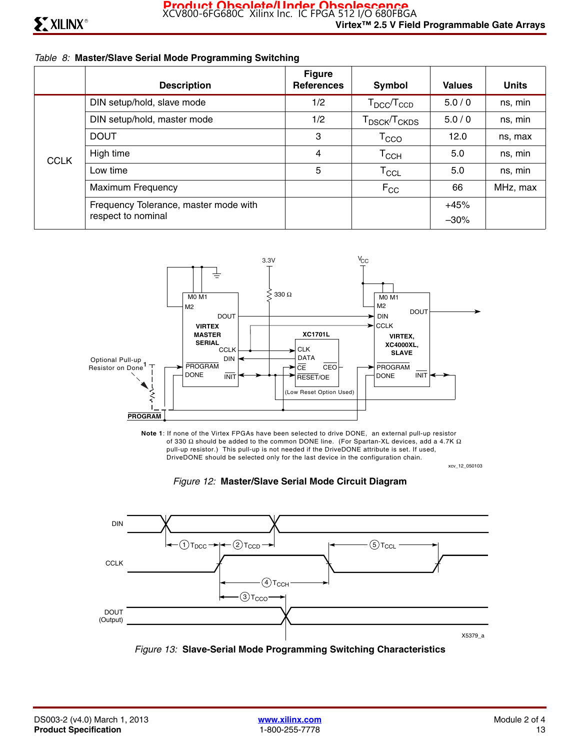Table 8: **Master/Slave Serial Mode Programming Switching**

| | Description | Figure References | Symbol | Values | Units |
|---|---|---|---|---|---|
| CCLK | DIN setup/hold, slave mode | 1/2 | $T_{DCC}/T_{CCD}$ | 5.0 / 0 | ns, min |
| | DIN setup/hold, master mode | 1/2 | $T_{DSCK}/T_{CKDS}$ | 5.0 / 0 | ns, min |
| | DOUT | 3 | $T_{CCO}$ | 12.0 | ns, max |
| | High time | 4 | $T_{CCH}$ | 5.0 | ns, min |
| | Low time | 5 | $T_{CCL}$ | 5.0 | ns, min |
| | Maximum Frequency | | $F_{CC}$ | 66 | MHz, max |
| | Frequency Tolerance, master mode with respect to nominal | | | +45% –30% | |

Note 1: If none of the Virtex FPGAs have been selected to drive DONE, an external pull-up resistor of 330 Ω should be added to the common DONE line. (For Spartan-XL devices, add a 4.7K Ω pull-up resistor.) This pull-up is not needed if the DriveDONE attribute is set. If used, DriveDONE should be selected only for the last device in the configuration chain.

*Figure 12:* **Master/Slave Serial Mode Circuit Diagram**

*Figure 13:* **Slave-Serial Mode Programming Switching Characteristics**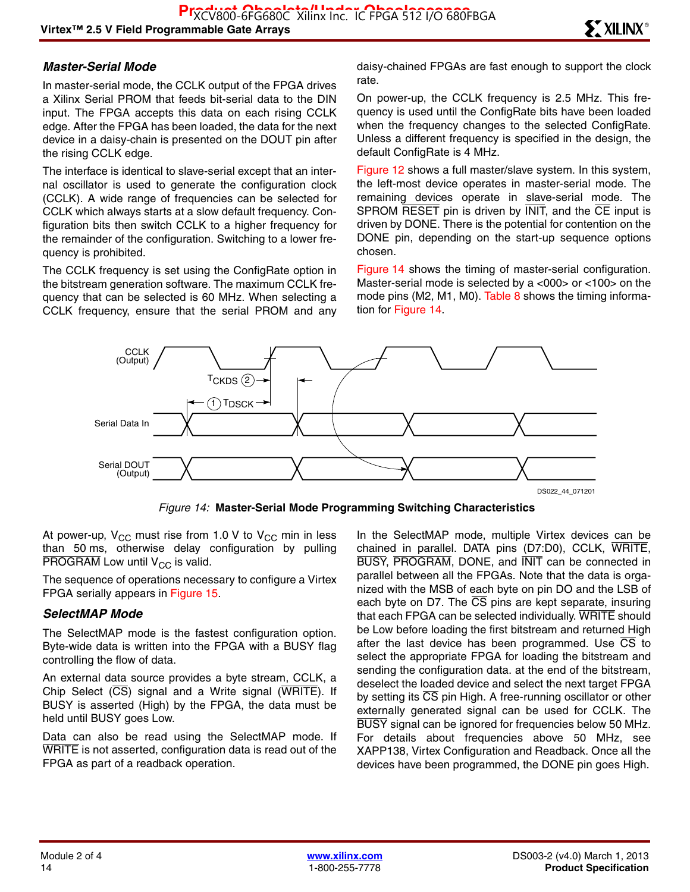### *Master-Serial Mode*

In master-serial mode, the CCLK output of the FPGA drives a Xilinx Serial PROM that feeds bit-serial data to the DIN input. The FPGA accepts this data on each rising CCLK edge. After the FPGA has been loaded, the data for the next device in a daisy-chain is presented on the DOUT pin after the rising CCLK edge.

The interface is identical to slave-serial except that an internal oscillator is used to generate the configuration clock (CCLK). A wide range of frequencies can be selected for CCLK which always starts at a slow default frequency. Configuration bits then switch CCLK to a higher frequency for the remainder of the configuration. Switching to a lower frequency is prohibited.

The CCLK frequency is set using the ConfigRate option in the bitstream generation software. The maximum CCLK frequency that can be selected is 60 MHz. When selecting a CCLK frequency, ensure that the serial PROM and any daisy-chained FPGAs are fast enough to support the clock rate.

On power-up, the CCLK frequency is 2.5 MHz. This frequency is used until the ConfigRate bits have been loaded when the frequency changes to the selected ConfigRate. Unless a different frequency is specified in the design, the default ConfigRate is 4 MHz.

Figure 12 shows a full master/slave system. In this system, the left-most device operates in master-serial mode. The remaining devices operate in slave-serial mode. The SPROM RESET pin is driven by INIT, and the CE input is driven by DONE. There is the potential for contention on the DONE pin, depending on the start-up sequence options chosen.

Figure 14 shows the timing of master-serial configuration. Master-serial mode is selected by a <000> or <100> on the mode pins (M2, M1, M0). Table 8 shows the timing information for Figure 14.

*Figure 14:* **Master-Serial Mode Programming Switching Characteristics**

At power-up, $V_{CC}$ must rise from 1.0 V to $V_{CC}$ min in less than 50 ms, otherwise delay configuration by pulling PROGRAM Low until $V_{CC}$ is valid.

The sequence of operations necessary to configure a Virtex FPGA serially appears in Figure 15.

### *SelectMAP Mode*

The SelectMAP mode is the fastest configuration option. Byte-wide data is written into the FPGA with a BUSY flag controlling the flow of data.

An external data source provides a byte stream, CCLK, a Chip Select (CS) signal and a Write signal (WRITE). If BUSY is asserted (High) by the FPGA, the data must be held until BUSY goes Low.

Data can also be read using the SelectMAP mode. If WRITE is not asserted, configuration data is read out of the FPGA as part of a readback operation.

In the SelectMAP mode, multiple Virtex devices can be chained in parallel. DATA pins (D7:D0), CCLK, WRITE, BUSY, PROGRAM, DONE, and INIT can be connected in parallel between all the FPGAs. Note that the data is organized with the MSB of each byte on pin DO and the LSB of each byte on D7. The CS pins are kept separate, insuring that each FPGA can be selected individually. WRITE should be Low before loading the first bitstream and returned High after the last device has been programmed. Use CS to select the appropriate FPGA for loading the bitstream and sending the configuration data. at the end of the bitstream, deselect the loaded device and select the next target FPGA by setting its CS pin High. A free-running oscillator or other externally generated signal can be used for CCLK. The BUSY signal can be ignored for frequencies below 50 MHz. For details about frequencies above 50 MHz, see XAPP138, Virtex Configuration and Readback. Once all the devices have been programmed, the DONE pin goes High.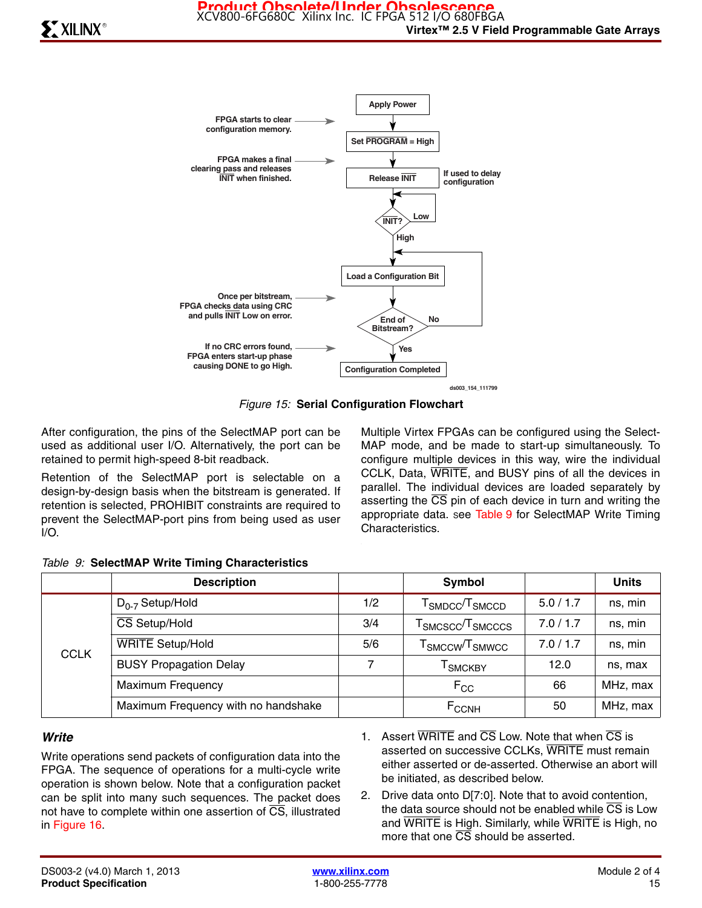Figure 15: **Serial Configuration Flowchart**

After configuration, the pins of the SelectMAP port can be used as additional user I/O. Alternatively, the port can be retained to permit high-speed 8-bit readback.

Retention of the SelectMAP port is selectable on a design-by-design basis when the bitstream is generated. If retention is selected, PROHIBIT constraints are required to prevent the SelectMAP-port pins from being used as user I/O.

Multiple Virtex FPGAs can be configured using the SelectMAP mode, and be made to start-up simultaneously. To configure multiple devices in this way, wire the individual CCLK, Data, WRITE, and BUSY pins of all the devices in parallel. The individual devices are loaded separately by asserting the CS pin of each device in turn and writing the appropriate data. see Table 9 for SelectMAP Write Timing Characteristics.

Table 9: **SelectMAP Write Timing Characteristics**

| | Description | | Symbol | | Units |
|---|---|---|---|---|---|
| CCLK | $D_{0-7}$ Setup/Hold | 1/2 | $T_{SMDCC}/T_{SMCCD}$ | 5.0 / 1.7 | ns, min |
| | CS Setup/Hold | 3/4 | $T_{SMCSCC}/T_{SMCCCS}$ | 7.0 / 1.7 | ns, min |
| | WRITE Setup/Hold | 5/6 | $T_{SMCCW}/T_{SMWCC}$ | 7.0 / 1.7 | ns, min |
| | BUSY Propagation Delay | 7 | $T_{SMCKBY}$ | 12.0 | ns, max |
| | Maximum Frequency | | $F_{CC}$ | 66 | MHz, max |
| | Maximum Frequency with no handshake | | $F_{CCNH}$ | 50 | MHz, max |

### Write

Write operations send packets of configuration data into the FPGA. The sequence of operations for a multi-cycle write operation is shown below. Note that a configuration packet can be split into many such sequences. The packet does not have to complete within one assertion of CS, illustrated in Figure 16.

1. Assert WRITE and CS Low. Note that when CS is asserted on successive CCLKs, WRITE must remain either asserted or de-asserted. Otherwise an abort will be initiated, as described below.
2. Drive data onto D[7:0]. Note that to avoid contention, the data source should not be enabled while CS is Low and WRITE is High. Similarly, while WRITE is High, no more that one CS should be asserted.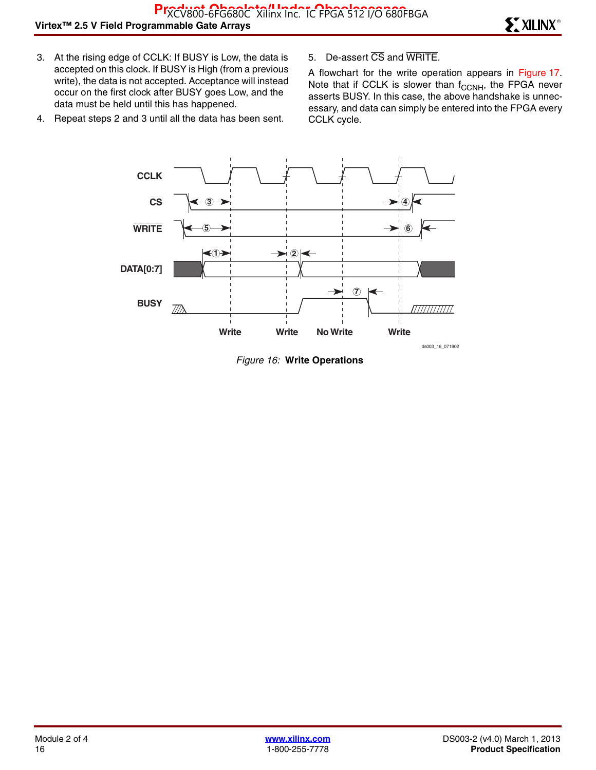3. At the rising edge of CCLK: If BUSY is Low, the data is accepted on this clock. If BUSY is High (from a previous write), the data is not accepted. Acceptance will instead occur on the first clock after BUSY goes Low, and the data must be held until this has happened.
4. Repeat steps 2 and 3 until all the data has been sent.
5. De-assert $\overline{CS}$ and $\overline{WRITE}$.

A flowchart for the write operation appears in Figure 17. Note that if CCLK is slower than $f_{CCNH}$, the FPGA never asserts BUSY. In this case, the above handshake is unnecessary, and data can simply be entered into the FPGA every CCLK cycle.

*Figure 16:* **Write Operations**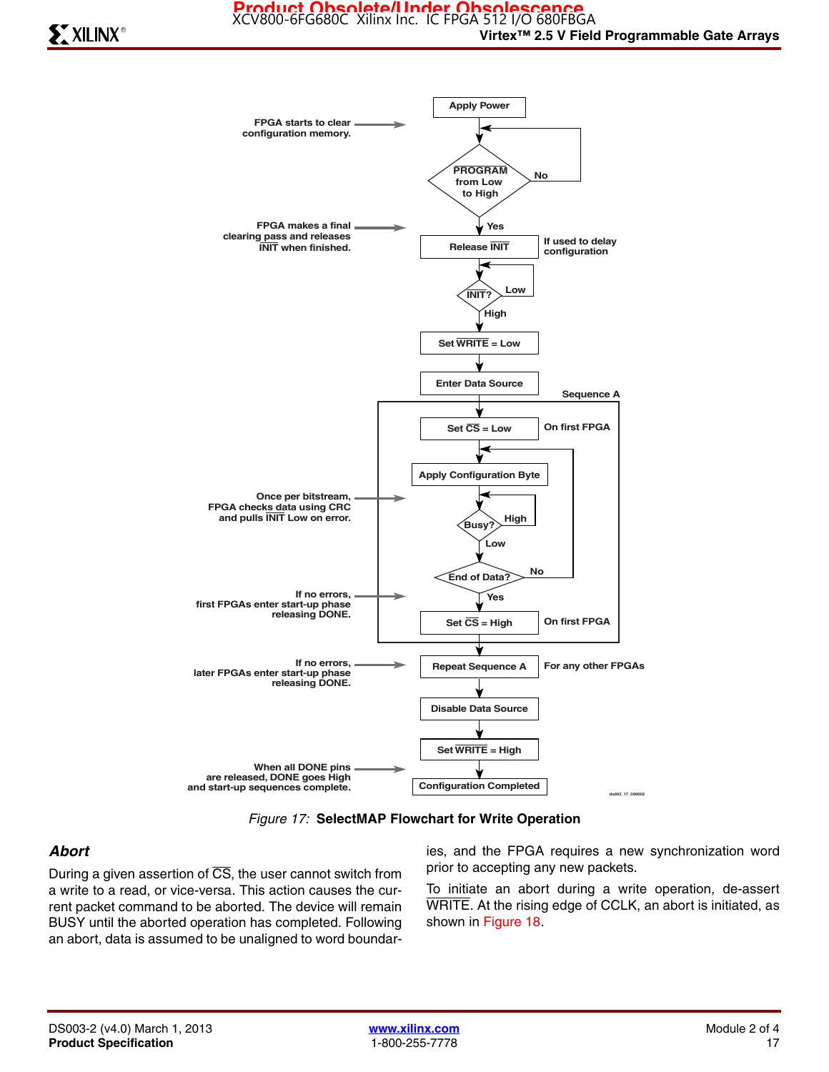FPGA starts to clear configuration memory.

Apply Power

PROGRAM from Low to High — No / Yes

FPGA makes a final clearing pass and releases INIT when finished.

Release INIT — If used to delay configuration

INIT? — Low / High

Set WRITE = Low

Enter Data Source

Sequence A

Set CS = Low — On first FPGA

Apply Configuration Byte

Once per bitstream, FPGA checks data using CRC and pulls INIT Low on error.

Busy? — High / Low

End of Data? — No / Yes

If no errors, first FPGAs enter start-up phase releasing DONE.

Set CS = High — On first FPGA

If no errors, later FPGAs enter start-up phase releasing DONE.

Repeat Sequence A — For any other FPGAs

Disable Data Source

Set WRITE = High

When all DONE pins are released, DONE goes High and start-up sequences complete.

Configuration Completed

ds003_17_090602

*Figure 17:* **SelectMAP Flowchart for Write Operation**

### *Abort*

During a given assertion of CS, the user cannot switch from a write to a read, or vice-versa. This action causes the current packet command to be aborted. The device will remain BUSY until the aborted operation has completed. Following an abort, data is assumed to be unaligned to word boundaries, and the FPGA requires a new synchronization word prior to accepting any new packets.

To initiate an abort during a write operation, de-assert WRITE. At the rising edge of CCLK, an abort is initiated, as shown in Figure 18.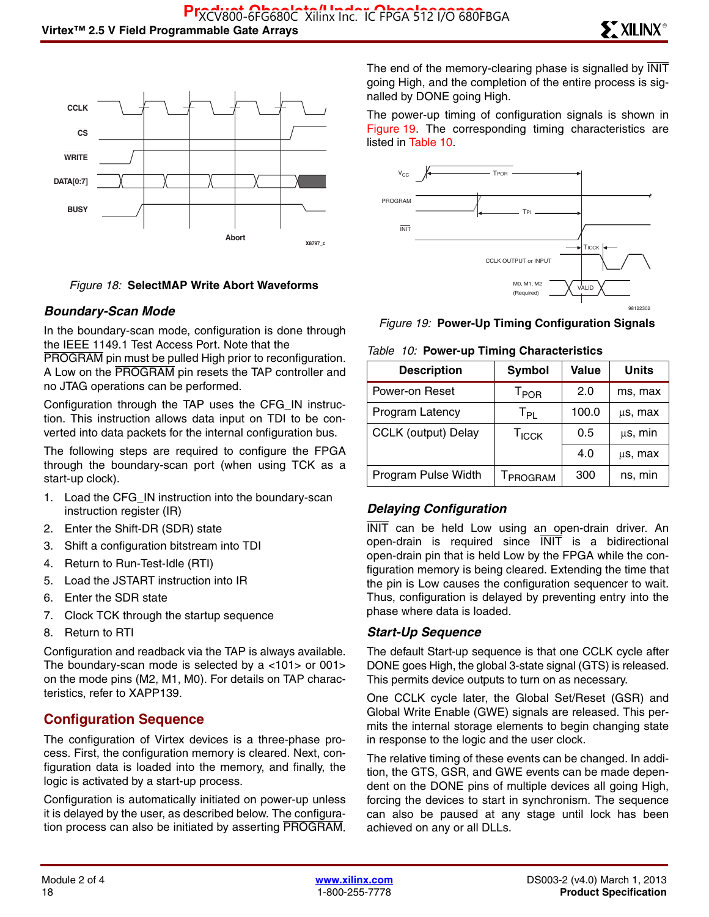Figure 18: **SelectMAP Write Abort Waveforms**

### Boundary-Scan Mode

In the boundary-scan mode, configuration is done through the IEEE 1149.1 Test Access Port. Note that the PROGRAM pin must be pulled High prior to reconfiguration. A Low on the PROGRAM pin resets the TAP controller and no JTAG operations can be performed.

Configuration through the TAP uses the CFG_IN instruction. This instruction allows data input on TDI to be converted into data packets for the internal configuration bus.

The following steps are required to configure the FPGA through the boundary-scan port (when using TCK as a start-up clock).

1. Load the CFG_IN instruction into the boundary-scan instruction register (IR)
2. Enter the Shift-DR (SDR) state
3. Shift a configuration bitstream into TDI
4. Return to Run-Test-Idle (RTI)
5. Load the JSTART instruction into IR
6. Enter the SDR state
7. Clock TCK through the startup sequence
8. Return to RTI

Configuration and readback via the TAP is always available. The boundary-scan mode is selected by a <101> or 001> on the mode pins (M2, M1, M0). For details on TAP characteristics, refer to XAPP139.

## Configuration Sequence

The configuration of Virtex devices is a three-phase process. First, the configuration memory is cleared. Next, configuration data is loaded into the memory, and finally, the logic is activated by a start-up process.

Configuration is automatically initiated on power-up unless it is delayed by the user, as described below. The configuration process can also be initiated by asserting PROGRAM. The end of the memory-clearing phase is signalled by INIT going High, and the completion of the entire process is signalled by DONE going High.

The power-up timing of configuration signals is shown in Figure 19. The corresponding timing characteristics are listed in Table 10.

Figure 19: **Power-Up Timing Configuration Signals**

Table 10: **Power-up Timing Characteristics**

| Description | Symbol | Value | Units |
|---|---|---|---|
| Power-on Reset | $T_{POR}$ | 2.0 | ms, max |
| Program Latency | $T_{PL}$ | 100.0 | µs, max |
| CCLK (output) Delay | $T_{ICCK}$ | 0.5 | µs, min |
| | | 4.0 | µs, max |
| Program Pulse Width | $T_{PROGRAM}$ | 300 | ns, min |

### Delaying Configuration

INIT can be held Low using an open-drain driver. An open-drain is required since INIT is a bidirectional open-drain pin that is held Low by the FPGA while the configuration memory is being cleared. Extending the time that the pin is Low causes the configuration sequencer to wait. Thus, configuration is delayed by preventing entry into the phase where data is loaded.

### Start-Up Sequence

The default Start-up sequence is that one CCLK cycle after DONE goes High, the global 3-state signal (GTS) is released. This permits device outputs to turn on as necessary.

One CCLK cycle later, the Global Set/Reset (GSR) and Global Write Enable (GWE) signals are released. This permits the internal storage elements to begin changing state in response to the logic and the user clock.

The relative timing of these events can be changed. In addition, the GTS, GSR, and GWE events can be made dependent on the DONE pins of multiple devices all going High, forcing the devices to start in synchronism. The sequence can also be paused at any stage until lock has been achieved on any or all DLLs.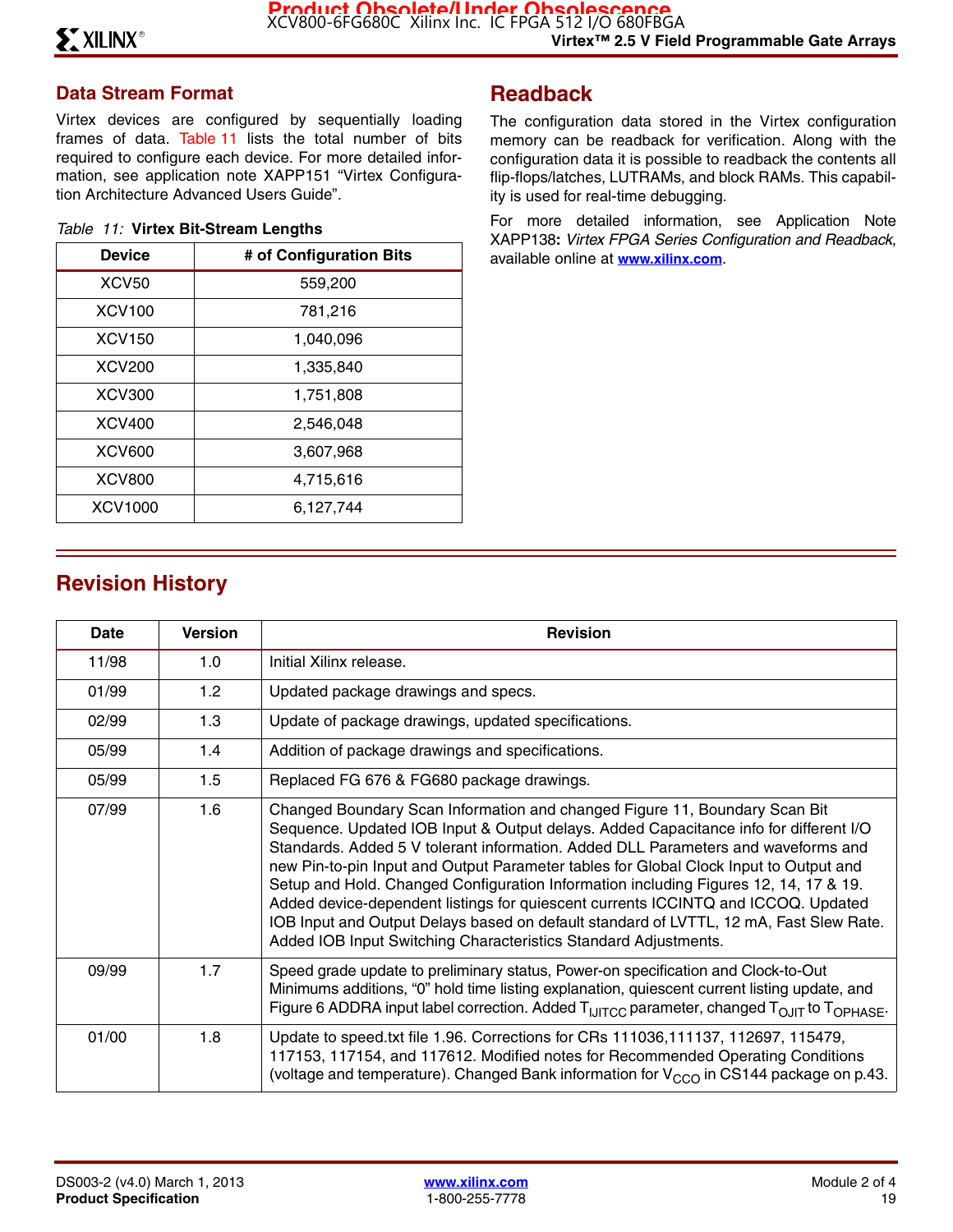## Data Stream Format

Virtex devices are configured by sequentially loading frames of data. Table 11 lists the total number of bits required to configure each device. For more detailed information, see application note XAPP151 "Virtex Configuration Architecture Advanced Users Guide".

*Table 11:* **Virtex Bit-Stream Lengths**

| Device | # of Configuration Bits |
|---|---|
| XCV50 | 559,200 |
| XCV100 | 781,216 |
| XCV150 | 1,040,096 |
| XCV200 | 1,335,840 |
| XCV300 | 1,751,808 |
| XCV400 | 2,546,048 |
| XCV600 | 3,607,968 |
| XCV800 | 4,715,616 |
| XCV1000 | 6,127,744 |

## Readback

The configuration data stored in the Virtex configuration memory can be readback for verification. Along with the configuration data it is possible to readback the contents all flip-flops/latches, LUTRAMs, and block RAMs. This capability is used for real-time debugging.

For more detailed information, see Application Note XAPP138**:** *Virtex FPGA Series Configuration and Readback*, available online at **www.xilinx.com**.

## Revision History

| Date | Version | Revision |
|---|---|---|
| 11/98 | 1.0 | Initial Xilinx release. |
| 01/99 | 1.2 | Updated package drawings and specs. |
| 02/99 | 1.3 | Update of package drawings, updated specifications. |
| 05/99 | 1.4 | Addition of package drawings and specifications. |
| 05/99 | 1.5 | Replaced FG 676 & FG680 package drawings. |
| 07/99 | 1.6 | Changed Boundary Scan Information and changed Figure 11, Boundary Scan Bit Sequence. Updated IOB Input & Output delays. Added Capacitance info for different I/O Standards. Added 5 V tolerant information. Added DLL Parameters and waveforms and new Pin-to-pin Input and Output Parameter tables for Global Clock Input to Output and Setup and Hold. Changed Configuration Information including Figures 12, 14, 17 & 19. Added device-dependent listings for quiescent currents ICCINTQ and ICCOQ. Updated IOB Input and Output Delays based on default standard of LVTTL, 12 mA, Fast Slew Rate. Added IOB Input Switching Characteristics Standard Adjustments. |
| 09/99 | 1.7 | Speed grade update to preliminary status, Power-on specification and Clock-to-Out Minimums additions, "0" hold time listing explanation, quiescent current listing update, and Figure 6 ADDRA input label correction. Added $T_{IJITCC}$ parameter, changed $T_{OJIT}$ to $T_{OPHASE}$. |
| 01/00 | 1.8 | Update to speed.txt file 1.96. Corrections for CRs 111036,111137, 112697, 115479, 117153, 117154, and 117612. Modified notes for Recommended Operating Conditions (voltage and temperature). Changed Bank information for $V_{CCO}$ in CS144 package on p.43. |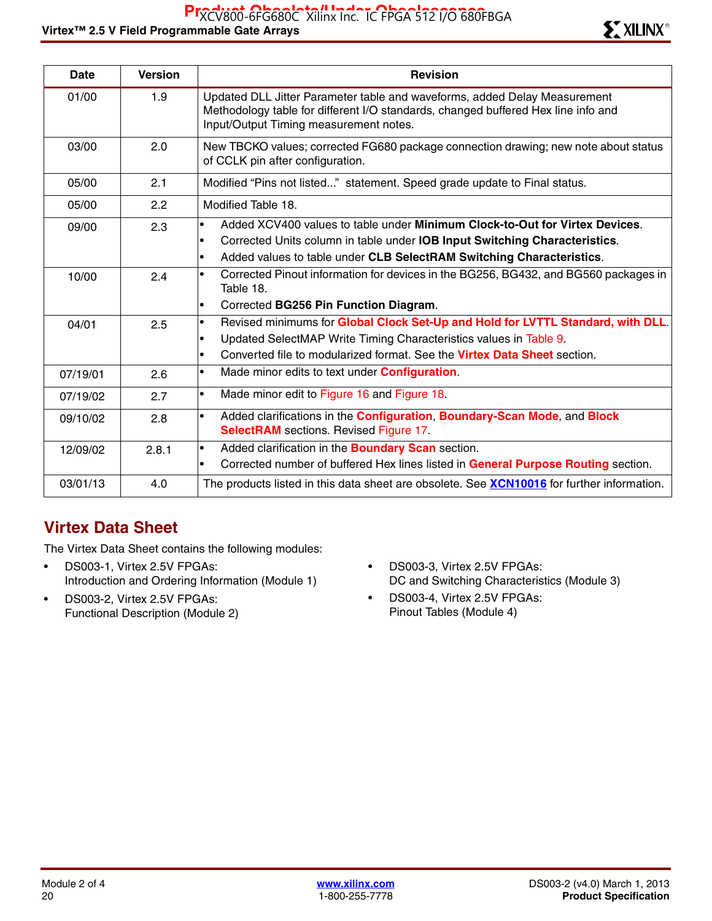| Date | Version | Revision |
| --- | --- | --- |
| 01/00 | 1.9 | Updated DLL Jitter Parameter table and waveforms, added Delay Measurement Methodology table for different I/O standards, changed buffered Hex line info and Input/Output Timing measurement notes. |
| 03/00 | 2.0 | New TBCKO values; corrected FG680 package connection drawing; new note about status of CCLK pin after configuration. |
| 05/00 | 2.1 | Modified "Pins not listed..." statement. Speed grade update to Final status. |
| 05/00 | 2.2 | Modified Table 18. |
| 09/00 | 2.3 | • Added XCV400 values to table under **Minimum Clock-to-Out for Virtex Devices**.<br>• Corrected Units column in table under **IOB Input Switching Characteristics**.<br>• Added values to table under **CLB SelectRAM Switching Characteristics**. |
| 10/00 | 2.4 | • Corrected Pinout information for devices in the BG256, BG432, and BG560 packages in Table 18.<br>• Corrected **BG256 Pin Function Diagram**. |
| 04/01 | 2.5 | • Revised minimums for **Global Clock Set-Up and Hold for LVTTL Standard, with DLL**.<br>• Updated SelectMAP Write Timing Characteristics values in Table 9.<br>• Converted file to modularized format. See the **Virtex Data Sheet** section. |
| 07/19/01 | 2.6 | • Made minor edits to text under **Configuration**. |
| 07/19/02 | 2.7 | • Made minor edit to Figure 16 and Figure 18. |
| 09/10/02 | 2.8 | • Added clarifications in the **Configuration**, **Boundary-Scan Mode**, and **Block SelectRAM** sections. Revised Figure 17. |
| 12/09/02 | 2.8.1 | • Added clarification in the **Boundary Scan** section.<br>• Corrected number of buffered Hex lines listed in **General Purpose Routing** section. |
| 03/01/13 | 4.0 | The products listed in this data sheet are obsolete. See **XCN10016** for further information. |

## Virtex Data Sheet

The Virtex Data Sheet contains the following modules:

- DS003-1, Virtex 2.5V FPGAs:
  Introduction and Ordering Information (Module 1)
- DS003-2, Virtex 2.5V FPGAs:
  Functional Description (Module 2)
- DS003-3, Virtex 2.5V FPGAs:
  DC and Switching Characteristics (Module 3)
- DS003-4, Virtex 2.5V FPGAs:
  Pinout Tables (Module 4)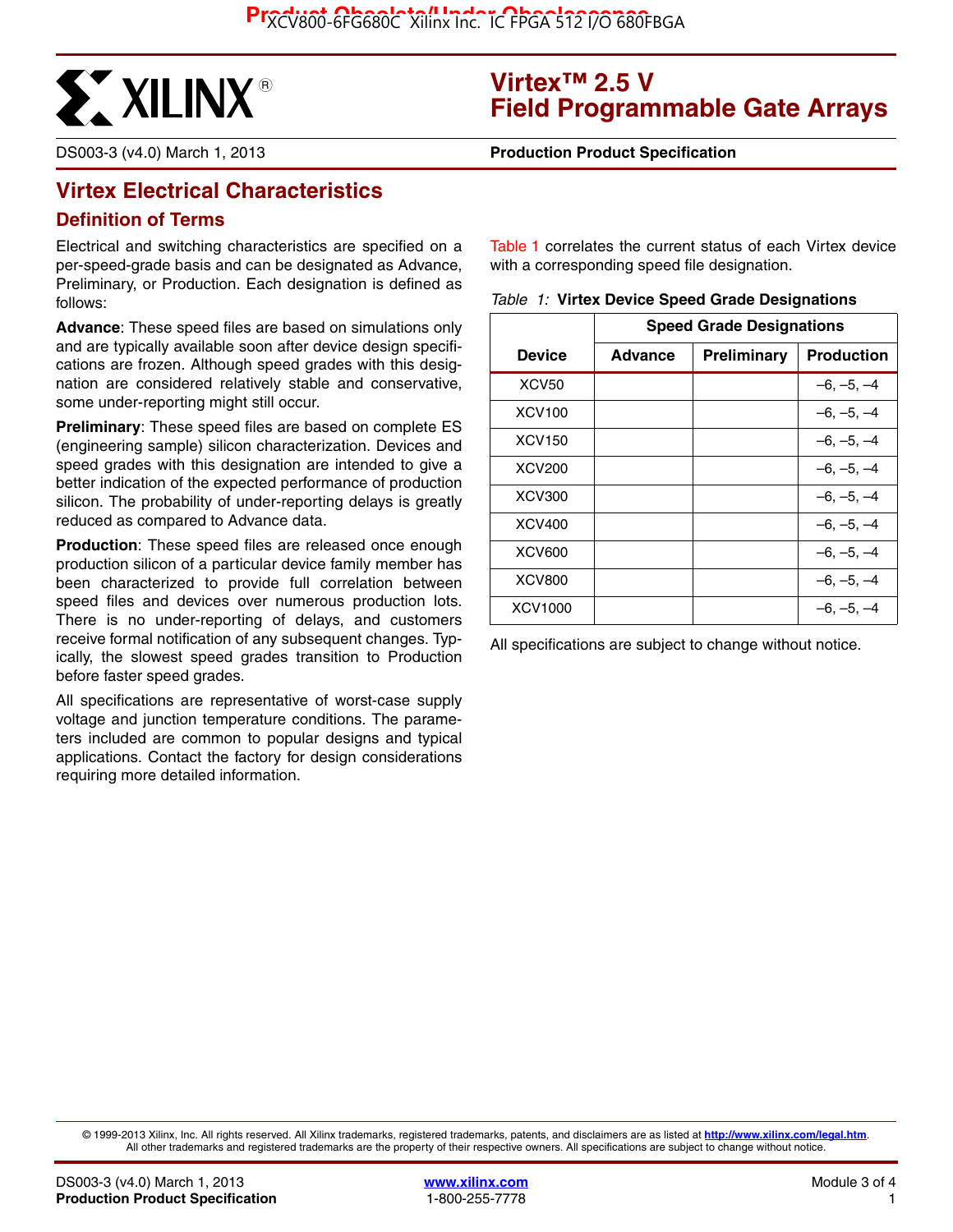# Virtex™ 2.5 V Field Programmable Gate Arrays

DS003-3 (v4.0) March 1, 2013 **Production Product Specification**

## Virtex Electrical Characteristics

### Definition of Terms

Electrical and switching characteristics are specified on a per-speed-grade basis and can be designated as Advance, Preliminary, or Production. Each designation is defined as follows:

**Advance**: These speed files are based on simulations only and are typically available soon after device design specifications are frozen. Although speed grades with this designation are considered relatively stable and conservative, some under-reporting might still occur.

**Preliminary**: These speed files are based on complete ES (engineering sample) silicon characterization. Devices and speed grades with this designation are intended to give a better indication of the expected performance of production silicon. The probability of under-reporting delays is greatly reduced as compared to Advance data.

**Production**: These speed files are released once enough production silicon of a particular device family member has been characterized to provide full correlation between speed files and devices over numerous production lots. There is no under-reporting of delays, and customers receive formal notification of any subsequent changes. Typically, the slowest speed grades transition to Production before faster speed grades.

All specifications are representative of worst-case supply voltage and junction temperature conditions. The parameters included are common to popular designs and typical applications. Contact the factory for design considerations requiring more detailed information.

Table 1 correlates the current status of each Virtex device with a corresponding speed file designation.

*Table 1:* **Virtex Device Speed Grade Designations**

| Device | Speed Grade Designations | | |
|---|---|---|---|
| | Advance | Preliminary | Production |
| XCV50 | | | –6, –5, –4 |
| XCV100 | | | –6, –5, –4 |
| XCV150 | | | –6, –5, –4 |
| XCV200 | | | –6, –5, –4 |
| XCV300 | | | –6, –5, –4 |
| XCV400 | | | –6, –5, –4 |
| XCV600 | | | –6, –5, –4 |
| XCV800 | | | –6, –5, –4 |
| XCV1000 | | | –6, –5, –4 |

All specifications are subject to change without notice.

© 1999-2013 Xilinx, Inc. All rights reserved. All Xilinx trademarks, registered trademarks, patents, and disclaimers are as listed at http://www.xilinx.com/legal.htm. All other trademarks and registered trademarks are the property of their respective owners. All specifications are subject to change without notice.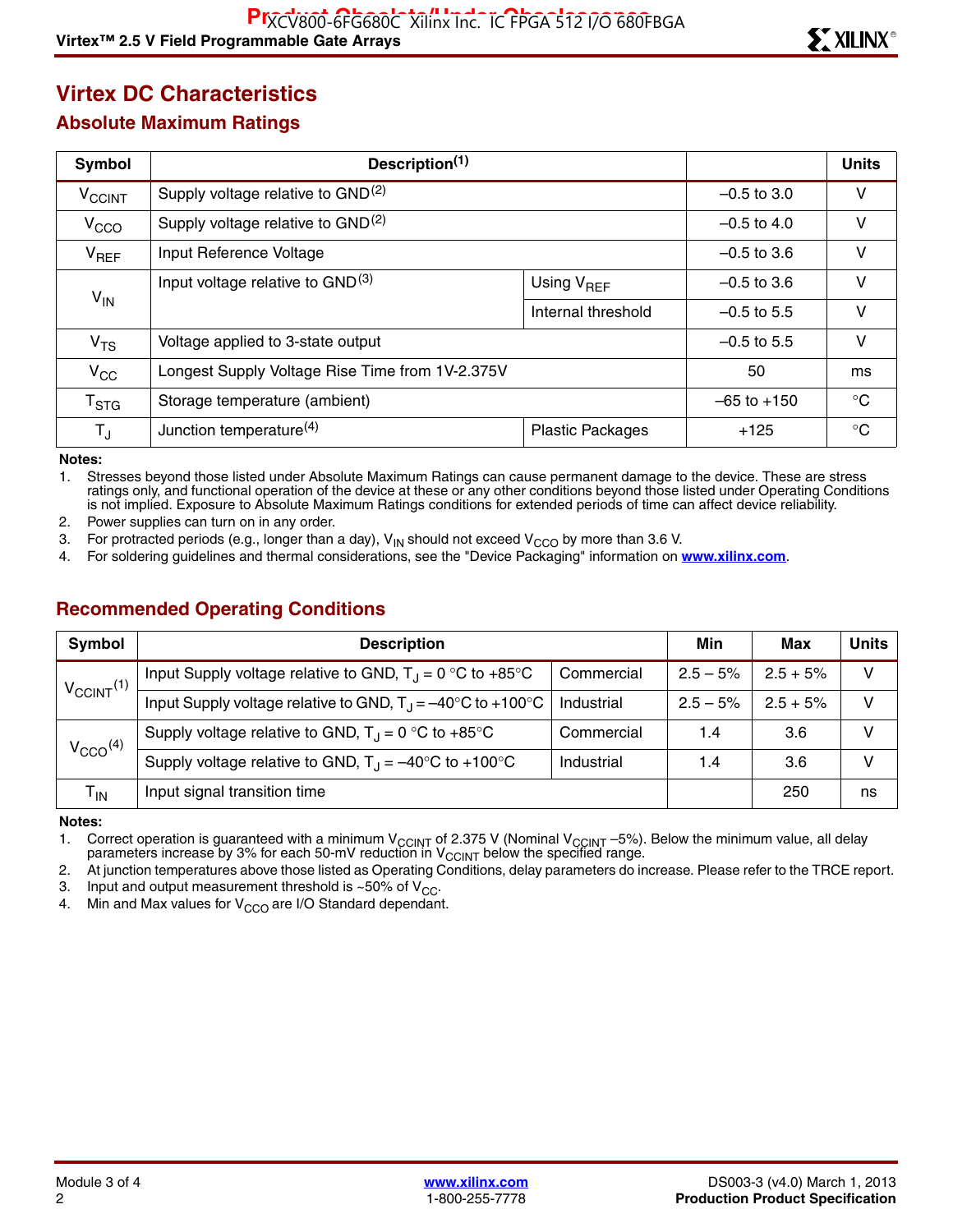## Virtex DC Characteristics

### Absolute Maximum Ratings

| Symbol | Description[(1)] | | | Units |
|---|---|---|---|---|
| $V_{CCINT}$ | Supply voltage relative to GND[(2)] | | –0.5 to 3.0 | V |
| $V_{CCO}$ | Supply voltage relative to GND[(2)] | | –0.5 to 4.0 | V |
| $V_{REF}$ | Input Reference Voltage | | –0.5 to 3.6 | V |
| $V_{IN}$ | Input voltage relative to GND[(3)] | Using $V_{REF}$ | –0.5 to 3.6 | V |
| | | Internal threshold | –0.5 to 5.5 | V |
| $V_{TS}$ | Voltage applied to 3-state output | | –0.5 to 5.5 | V |
| $V_{CC}$ | Longest Supply Voltage Rise Time from 1V-2.375V | | 50 | ms |
| $T_{STG}$ | Storage temperature (ambient) | | –65 to +150 | °C |
| $T_J$ | Junction temperature[(4)] | Plastic Packages | +125 | °C |

**Notes:**

1. Stresses beyond those listed under Absolute Maximum Ratings can cause permanent damage to the device. These are stress ratings only, and functional operation of the device at these or any other conditions beyond those listed under Operating Conditions is not implied. Exposure to Absolute Maximum Ratings conditions for extended periods of time can affect device reliability.
2. Power supplies can turn on in any order.
3. For protracted periods (e.g., longer than a day), $V_{IN}$ should not exceed $V_{CCO}$ by more than 3.6 V.
4. For soldering guidelines and thermal considerations, see the "Device Packaging" information on **www.xilinx.com**.

### Recommended Operating Conditions

| Symbol | Description | | Min | Max | Units |
|---|---|---|---|---|---|
| $V_{CCINT}$[(1)] | Input Supply voltage relative to GND, $T_J$ = 0 °C to +85°C | Commercial | 2.5 – 5% | 2.5 + 5% | V |
| | Input Supply voltage relative to GND, $T_J$ = –40°C to +100°C | Industrial | 2.5 – 5% | 2.5 + 5% | V |
| $V_{CCO}$[(4)] | Supply voltage relative to GND, $T_J$ = 0 °C to +85°C | Commercial | 1.4 | 3.6 | V |
| | Supply voltage relative to GND, $T_J$ = –40°C to +100°C | Industrial | 1.4 | 3.6 | V |
| $T_{IN}$ | Input signal transition time | | | 250 | ns |

**Notes:**

1. Correct operation is guaranteed with a minimum $V_{CCINT}$ of 2.375 V (Nominal $V_{CCINT}$ –5%). Below the minimum value, all delay parameters increase by 3% for each 50-mV reduction in $V_{CCINT}$ below the specified range.
2. At junction temperatures above those listed as Operating Conditions, delay parameters do increase. Please refer to the TRCE report.
3. Input and output measurement threshold is ~50% of $V_{CC}$.
4. Min and Max values for $V_{CCO}$ are I/O Standard dependant.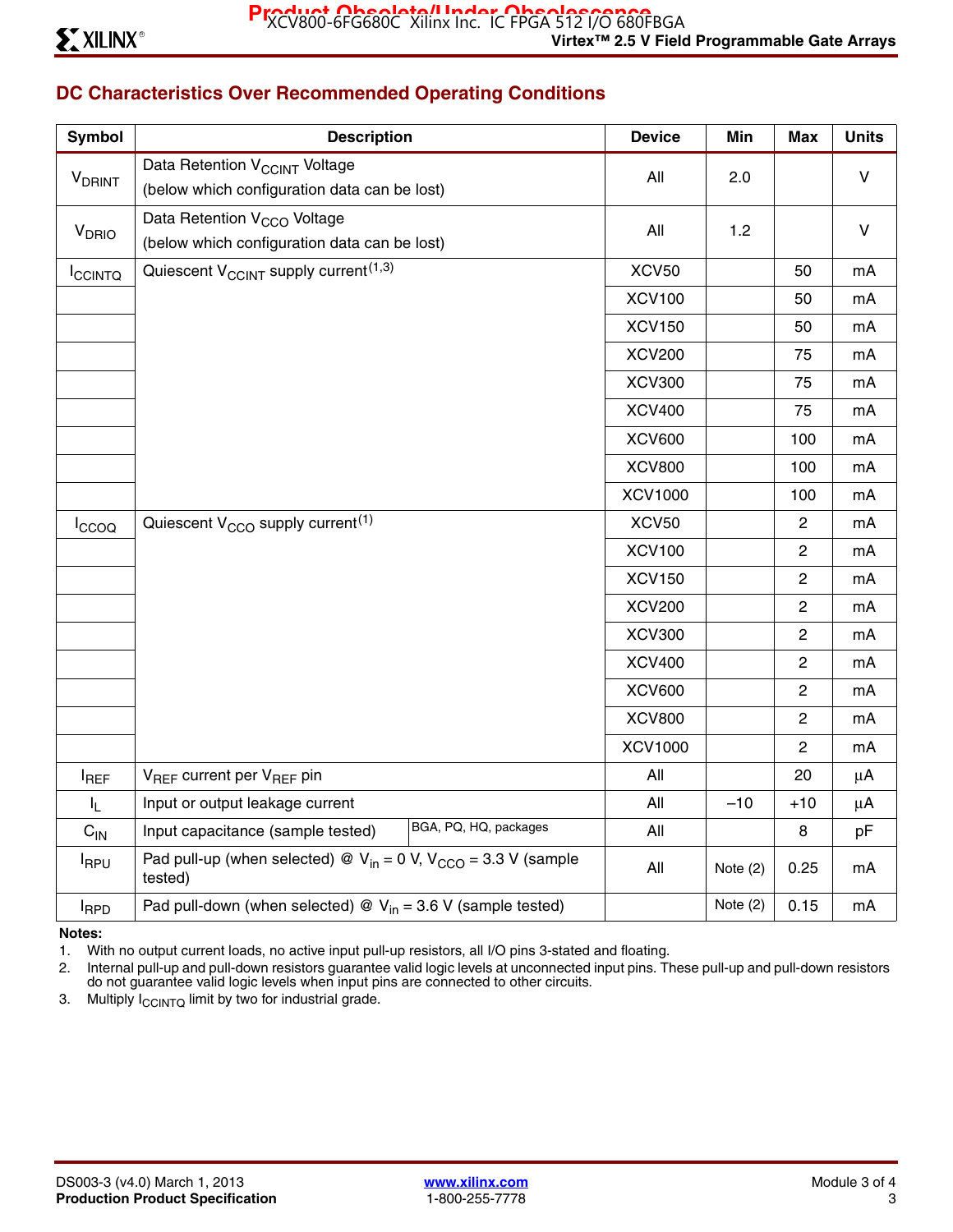## DC Characteristics Over Recommended Operating Conditions

| Symbol | Description | | Device | Min | Max | Units |
|---|---|---|---|---|---|---|
| $V_{DRINT}$ | Data Retention $V_{CCINT}$ Voltage (below which configuration data can be lost) | | All | 2.0 | | V |
| $V_{DRIO}$ | Data Retention $V_{CCO}$ Voltage (below which configuration data can be lost) | | All | 1.2 | | V |
| $I_{CCINTQ}$ | Quiescent $V_{CCINT}$ supply current[1,3] | | XCV50 | | 50 | mA |
| | | | XCV100 | | 50 | mA |
| | | | XCV150 | | 50 | mA |
| | | | XCV200 | | 75 | mA |
| | | | XCV300 | | 75 | mA |
| | | | XCV400 | | 75 | mA |
| | | | XCV600 | | 100 | mA |
| | | | XCV800 | | 100 | mA |
| | | | XCV1000 | | 100 | mA |
| $I_{CCOQ}$ | Quiescent $V_{CCO}$ supply current[1] | | XCV50 | | 2 | mA |
| | | | XCV100 | | 2 | mA |
| | | | XCV150 | | 2 | mA |
| | | | XCV200 | | 2 | mA |
| | | | XCV300 | | 2 | mA |
| | | | XCV400 | | 2 | mA |
| | | | XCV600 | | 2 | mA |
| | | | XCV800 | | 2 | mA |
| | | | XCV1000 | | 2 | mA |
| $I_{REF}$ | $V_{REF}$ current per $V_{REF}$ pin | | All | | 20 | µA |
| $I_L$ | Input or output leakage current | | All | –10 | +10 | µA |
| $C_{IN}$ | Input capacitance (sample tested) | BGA, PQ, HQ, packages | All | | 8 | pF |
| $I_{RPU}$ | Pad pull-up (when selected) @ $V_{in}$ = 0 V, $V_{CCO}$ = 3.3 V (sample tested) | | All | Note (2) | 0.25 | mA |
| $I_{RPD}$ | Pad pull-down (when selected) @ $V_{in}$ = 3.6 V (sample tested) | | | Note (2) | 0.15 | mA |

**Notes:**
1. With no output current loads, no active input pull-up resistors, all I/O pins 3-stated and floating.
2. Internal pull-up and pull-down resistors guarantee valid logic levels at unconnected input pins. These pull-up and pull-down resistors do not guarantee valid logic levels when input pins are connected to other circuits.
3. Multiply $I_{CCINTQ}$ limit by two for industrial grade.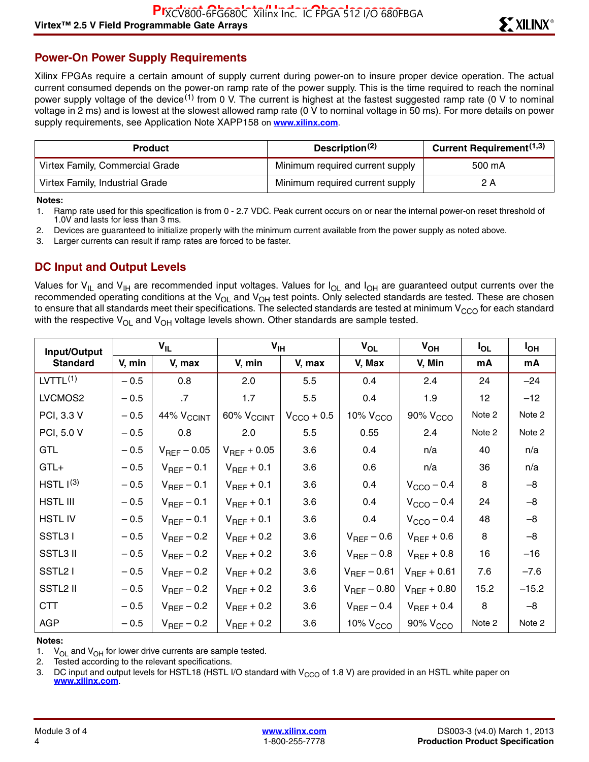## Power-On Power Supply Requirements

Xilinx FPGAs require a certain amount of supply current during power-on to insure proper device operation. The actual current consumed depends on the power-on ramp rate of the power supply. This is the time required to reach the nominal power supply voltage of the device[1] from 0 V. The current is highest at the fastest suggested ramp rate (0 V to nominal voltage in 2 ms) and is lowest at the slowest allowed ramp rate (0 V to nominal voltage in 50 ms). For more details on power supply requirements, see Application Note XAPP158 on **www.xilinx.com**.

| Product | Description[2] | Current Requirement[1,3] |
|---|---|---|
| Virtex Family, Commercial Grade | Minimum required current supply | 500 mA |
| Virtex Family, Industrial Grade | Minimum required current supply | 2 A |

**Notes:**

1. Ramp rate used for this specification is from 0 - 2.7 VDC. Peak current occurs on or near the internal power-on reset threshold of 1.0V and lasts for less than 3 ms.
2. Devices are guaranteed to initialize properly with the minimum current available from the power supply as noted above.
3. Larger currents can result if ramp rates are forced to be faster.

## DC Input and Output Levels

Values for $V_{IL}$ and $V_{IH}$ are recommended input voltages. Values for $I_{OL}$ and $I_{OH}$ are guaranteed output currents over the recommended operating conditions at the $V_{OL}$ and $V_{OH}$ test points. Only selected standards are tested. These are chosen to ensure that all standards meet their specifications. The selected standards are tested at minimum $V_{CCO}$ for each standard with the respective $V_{OL}$ and $V_{OH}$ voltage levels shown. Other standards are sample tested.

| Input/Output Standard | $V_{IL}$ | | $V_{IH}$ | | $V_{OL}$ | $V_{OH}$ | $I_{OL}$ | $I_{OH}$ |
|---|---|---|---|---|---|---|---|---|
| | V, min | V, max | V, min | V, max | V, Max | V, Min | mA | mA |
| LVTTL[1] | – 0.5 | 0.8 | 2.0 | 5.5 | 0.4 | 2.4 | 24 | –24 |
| LVCMOS2 | – 0.5 | .7 | 1.7 | 5.5 | 0.4 | 1.9 | 12 | –12 |
| PCI, 3.3 V | – 0.5 | 44% $V_{CCINT}$ | 60% $V_{CCINT}$ | $V_{CCO}$ + 0.5 | 10% $V_{CCO}$ | 90% $V_{CCO}$ | Note 2 | Note 2 |
| PCI, 5.0 V | – 0.5 | 0.8 | 2.0 | 5.5 | 0.55 | 2.4 | Note 2 | Note 2 |
| GTL | – 0.5 | $V_{REF}$ – 0.05 | $V_{REF}$ + 0.05 | 3.6 | 0.4 | n/a | 40 | n/a |
| GTL+ | – 0.5 | $V_{REF}$ – 0.1 | $V_{REF}$ + 0.1 | 3.6 | 0.6 | n/a | 36 | n/a |
| HSTL I[3] | – 0.5 | $V_{REF}$ – 0.1 | $V_{REF}$ + 0.1 | 3.6 | 0.4 | $V_{CCO}$ – 0.4 | 8 | –8 |
| HSTL III | – 0.5 | $V_{REF}$ – 0.1 | $V_{REF}$ + 0.1 | 3.6 | 0.4 | $V_{CCO}$ – 0.4 | 24 | –8 |
| HSTL IV | – 0.5 | $V_{REF}$ – 0.1 | $V_{REF}$ + 0.1 | 3.6 | 0.4 | $V_{CCO}$ – 0.4 | 48 | –8 |
| SSTL3 I | – 0.5 | $V_{REF}$ – 0.2 | $V_{REF}$ + 0.2 | 3.6 | $V_{REF}$ – 0.6 | $V_{REF}$ + 0.6 | 8 | –8 |
| SSTL3 II | – 0.5 | $V_{REF}$ – 0.2 | $V_{REF}$ + 0.2 | 3.6 | $V_{REF}$ – 0.8 | $V_{REF}$ + 0.8 | 16 | –16 |
| SSTL2 I | – 0.5 | $V_{REF}$ – 0.2 | $V_{REF}$ + 0.2 | 3.6 | $V_{REF}$ – 0.61 | $V_{REF}$ + 0.61 | 7.6 | –7.6 |
| SSTL2 II | – 0.5 | $V_{REF}$ – 0.2 | $V_{REF}$ + 0.2 | 3.6 | $V_{REF}$ – 0.80 | $V_{REF}$ + 0.80 | 15.2 | –15.2 |
| CTT | – 0.5 | $V_{REF}$ – 0.2 | $V_{REF}$ + 0.2 | 3.6 | $V_{REF}$ – 0.4 | $V_{REF}$ + 0.4 | 8 | –8 |
| AGP | – 0.5 | $V_{REF}$ – 0.2 | $V_{REF}$ + 0.2 | 3.6 | 10% $V_{CCO}$ | 90% $V_{CCO}$ | Note 2 | Note 2 |

**Notes:**

1. $V_{OL}$ and $V_{OH}$ for lower drive currents are sample tested.
2. Tested according to the relevant specifications.
3. DC input and output levels for HSTL18 (HSTL I/O standard with $V_{CCO}$ of 1.8 V) are provided in an HSTL white paper on **www.xilinx.com**.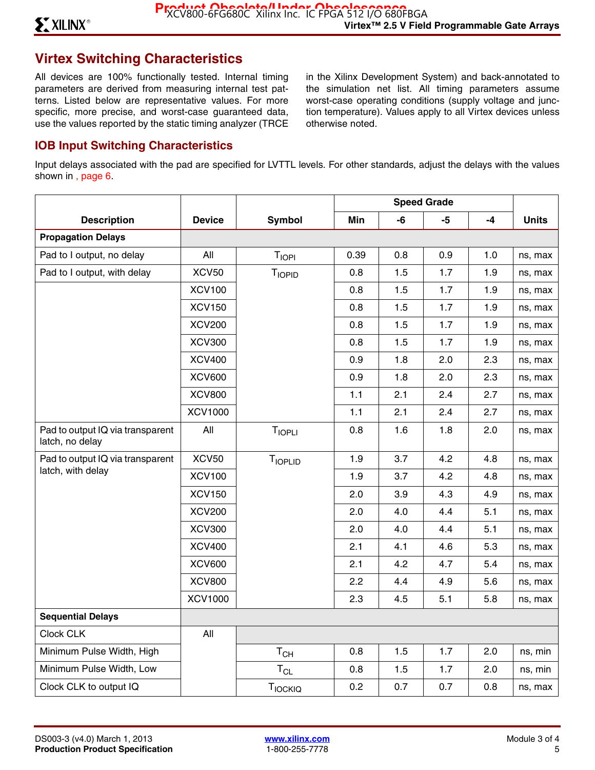## Virtex Switching Characteristics

All devices are 100% functionally tested. Internal timing parameters are derived from measuring internal test patterns. Listed below are representative values. For more specific, more precise, and worst-case guaranteed data, use the values reported by the static timing analyzer (TRCE in the Xilinx Development System) and back-annotated to the simulation net list. All timing parameters assume worst-case operating conditions (supply voltage and junction temperature). Values apply to all Virtex devices unless otherwise noted.

### IOB Input Switching Characteristics

Input delays associated with the pad are specified for LVTTL levels. For other standards, adjust the delays with the values shown in , page 6.

| Description | Device | Symbol | Speed Grade | | | | Units |
|---|---|---|---|---|---|---|---|
| | | | Min | -6 | -5 | -4 | |
| **Propagation Delays** | | | | | | | |
| Pad to I output, no delay | All | $T_{IOPI}$ | 0.39 | 0.8 | 0.9 | 1.0 | ns, max |
| Pad to I output, with delay | XCV50 | $T_{IOPID}$ | 0.8 | 1.5 | 1.7 | 1.9 | ns, max |
| | XCV100 | | 0.8 | 1.5 | 1.7 | 1.9 | ns, max |
| | XCV150 | | 0.8 | 1.5 | 1.7 | 1.9 | ns, max |
| | XCV200 | | 0.8 | 1.5 | 1.7 | 1.9 | ns, max |
| | XCV300 | | 0.8 | 1.5 | 1.7 | 1.9 | ns, max |
| | XCV400 | | 0.9 | 1.8 | 2.0 | 2.3 | ns, max |
| | XCV600 | | 0.9 | 1.8 | 2.0 | 2.3 | ns, max |
| | XCV800 | | 1.1 | 2.1 | 2.4 | 2.7 | ns, max |
| | XCV1000 | | 1.1 | 2.1 | 2.4 | 2.7 | ns, max |
| Pad to output IQ via transparent latch, no delay | All | $T_{IOPLI}$ | 0.8 | 1.6 | 1.8 | 2.0 | ns, max |
| Pad to output IQ via transparent latch, with delay | XCV50 | $T_{IOPLID}$ | 1.9 | 3.7 | 4.2 | 4.8 | ns, max |
| | XCV100 | | 1.9 | 3.7 | 4.2 | 4.8 | ns, max |
| | XCV150 | | 2.0 | 3.9 | 4.3 | 4.9 | ns, max |
| | XCV200 | | 2.0 | 4.0 | 4.4 | 5.1 | ns, max |
| | XCV300 | | 2.0 | 4.0 | 4.4 | 5.1 | ns, max |
| | XCV400 | | 2.1 | 4.1 | 4.6 | 5.3 | ns, max |
| | XCV600 | | 2.1 | 4.2 | 4.7 | 5.4 | ns, max |
| | XCV800 | | 2.2 | 4.4 | 4.9 | 5.6 | ns, max |
| | XCV1000 | | 2.3 | 4.5 | 5.1 | 5.8 | ns, max |
| **Sequential Delays** | | | | | | | |
| Clock CLK | All | | | | | | |
| Minimum Pulse Width, High | | $T_{CH}$ | 0.8 | 1.5 | 1.7 | 2.0 | ns, min |
| Minimum Pulse Width, Low | | $T_{CL}$ | 0.8 | 1.5 | 1.7 | 2.0 | ns, min |
| Clock CLK to output IQ | | $T_{IOCKIQ}$ | 0.2 | 0.7 | 0.7 | 0.8 | ns, max |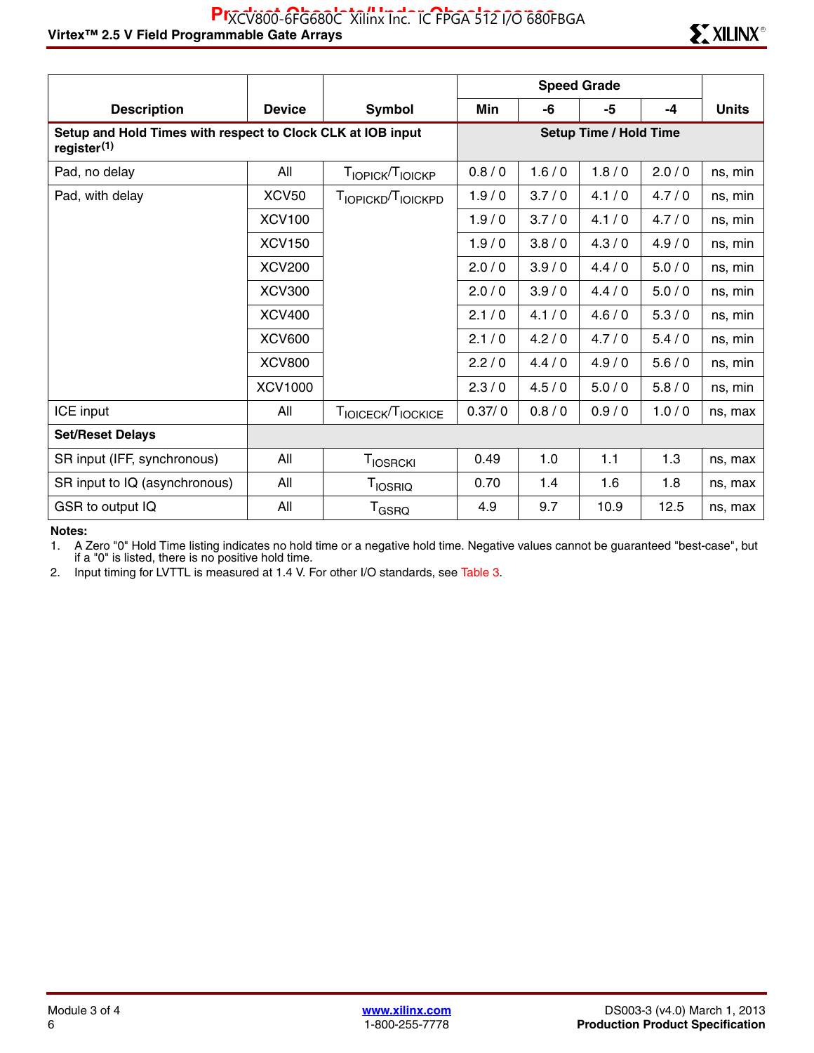| Description | Device | Symbol | Speed Grade | | | | Units |
|---|---|---|---|---|---|---|---|
| | | | Min | -6 | -5 | -4 | |
| **Setup and Hold Times with respect to Clock CLK at IOB input register**[1] | | | **Setup Time / Hold Time** | | | | |
| Pad, no delay | All | $T_{IOPICK}/T_{IOICKP}$ | 0.8 / 0 | 1.6 / 0 | 1.8 / 0 | 2.0 / 0 | ns, min |
| Pad, with delay | XCV50 | $T_{IOPICKD}/T_{IOICKPD}$ | 1.9 / 0 | 3.7 / 0 | 4.1 / 0 | 4.7 / 0 | ns, min |
| | XCV100 | | 1.9 / 0 | 3.7 / 0 | 4.1 / 0 | 4.7 / 0 | ns, min |
| | XCV150 | | 1.9 / 0 | 3.8 / 0 | 4.3 / 0 | 4.9 / 0 | ns, min |
| | XCV200 | | 2.0 / 0 | 3.9 / 0 | 4.4 / 0 | 5.0 / 0 | ns, min |
| | XCV300 | | 2.0 / 0 | 3.9 / 0 | 4.4 / 0 | 5.0 / 0 | ns, min |
| | XCV400 | | 2.1 / 0 | 4.1 / 0 | 4.6 / 0 | 5.3 / 0 | ns, min |
| | XCV600 | | 2.1 / 0 | 4.2 / 0 | 4.7 / 0 | 5.4 / 0 | ns, min |
| | XCV800 | | 2.2 / 0 | 4.4 / 0 | 4.9 / 0 | 5.6 / 0 | ns, min |
| | XCV1000 | | 2.3 / 0 | 4.5 / 0 | 5.0 / 0 | 5.8 / 0 | ns, min |
| ICE input | All | $T_{IOICECK}/T_{IOCKICE}$ | 0.37/ 0 | 0.8 / 0 | 0.9 / 0 | 1.0 / 0 | ns, max |
| **Set/Reset Delays** | | | | | | | |
| SR input (IFF, synchronous) | All | $T_{IOSRCKI}$ | 0.49 | 1.0 | 1.1 | 1.3 | ns, max |
| SR input to IQ (asynchronous) | All | $T_{IOSRIQ}$ | 0.70 | 1.4 | 1.6 | 1.8 | ns, max |
| GSR to output IQ | All | $T_{GSRQ}$ | 4.9 | 9.7 | 10.9 | 12.5 | ns, max |

**Notes:**

1. A Zero "0" Hold Time listing indicates no hold time or a negative hold time. Negative values cannot be guaranteed "best-case", but if a "0" is listed, there is no positive hold time.
2. Input timing for LVTTL is measured at 1.4 V. For other I/O standards, see Table 3.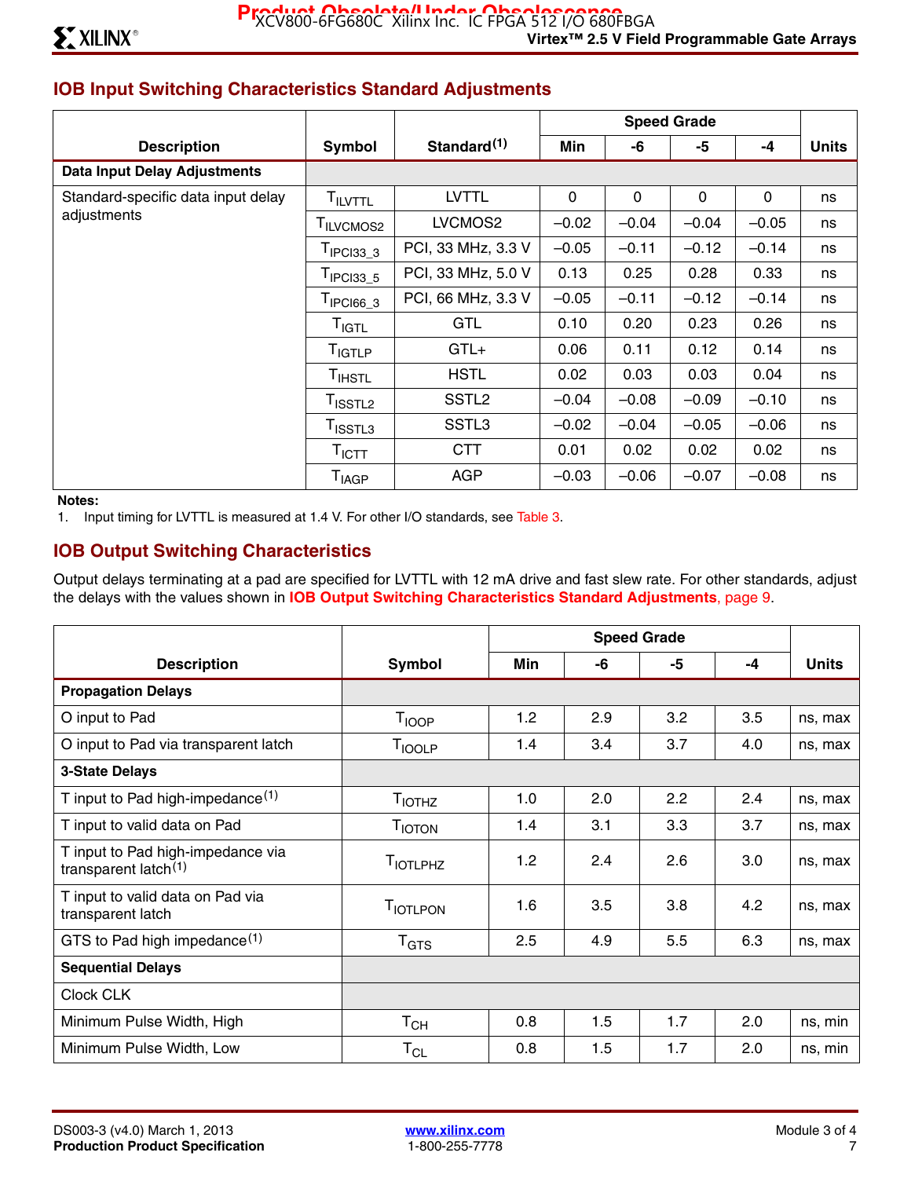## IOB Input Switching Characteristics Standard Adjustments

| Description | Symbol | Standard[(1)] | Speed Grade | | | | Units |
|---|---|---|---|---|---|---|---|
| | | | Min | -6 | -5 | -4 | |
| **Data Input Delay Adjustments** | | | | | | | |
| Standard-specific data input delay adjustments | $T_{ILVTTL}$ | LVTTL | 0 | 0 | 0 | 0 | ns |
| | $T_{ILVCMOS2}$ | LVCMOS2 | –0.02 | –0.04 | –0.04 | –0.05 | ns |
| | $T_{IPCI33\_3}$ | PCI, 33 MHz, 3.3 V | –0.05 | –0.11 | –0.12 | –0.14 | ns |
| | $T_{IPCI33\_5}$ | PCI, 33 MHz, 5.0 V | 0.13 | 0.25 | 0.28 | 0.33 | ns |
| | $T_{IPCI66\_3}$ | PCI, 66 MHz, 3.3 V | –0.05 | –0.11 | –0.12 | –0.14 | ns |
| | $T_{IGTL}$ | GTL | 0.10 | 0.20 | 0.23 | 0.26 | ns |
| | $T_{IGTLP}$ | GTL+ | 0.06 | 0.11 | 0.12 | 0.14 | ns |
| | $T_{IHSTL}$ | HSTL | 0.02 | 0.03 | 0.03 | 0.04 | ns |
| | $T_{ISSTL2}$ | SSTL2 | –0.04 | –0.08 | –0.09 | –0.10 | ns |
| | $T_{ISSTL3}$ | SSTL3 | –0.02 | –0.04 | –0.05 | –0.06 | ns |
| | $T_{ICTT}$ | CTT | 0.01 | 0.02 | 0.02 | 0.02 | ns |
| | $T_{IAGP}$ | AGP | –0.03 | –0.06 | –0.07 | –0.08 | ns |

**Notes:**
1. Input timing for LVTTL is measured at 1.4 V. For other I/O standards, see Table 3.

## IOB Output Switching Characteristics

Output delays terminating at a pad are specified for LVTTL with 12 mA drive and fast slew rate. For other standards, adjust the delays with the values shown in **IOB Output Switching Characteristics Standard Adjustments**, page 9.

| Description | Symbol | Speed Grade | | | | Units |
|---|---|---|---|---|---|---|
| | | Min | -6 | -5 | -4 | |
| **Propagation Delays** | | | | | | |
| O input to Pad | $T_{IOOP}$ | 1.2 | 2.9 | 3.2 | 3.5 | ns, max |
| O input to Pad via transparent latch | $T_{IOOLP}$ | 1.4 | 3.4 | 3.7 | 4.0 | ns, max |
| **3-State Delays** | | | | | | |
| T input to Pad high-impedance[(1)] | $T_{IOTHZ}$ | 1.0 | 2.0 | 2.2 | 2.4 | ns, max |
| T input to valid data on Pad | $T_{IOTON}$ | 1.4 | 3.1 | 3.3 | 3.7 | ns, max |
| T input to Pad high-impedance via transparent latch[(1)] | $T_{IOTLPHZ}$ | 1.2 | 2.4 | 2.6 | 3.0 | ns, max |
| T input to valid data on Pad via transparent latch | $T_{IOTLPON}$ | 1.6 | 3.5 | 3.8 | 4.2 | ns, max |
| GTS to Pad high impedance[(1)] | $T_{GTS}$ | 2.5 | 4.9 | 5.5 | 6.3 | ns, max |
| **Sequential Delays** | | | | | | |
| Clock CLK | | | | | | |
| Minimum Pulse Width, High | $T_{CH}$ | 0.8 | 1.5 | 1.7 | 2.0 | ns, min |
| Minimum Pulse Width, Low | $T_{CL}$ | 0.8 | 1.5 | 1.7 | 2.0 | ns, min |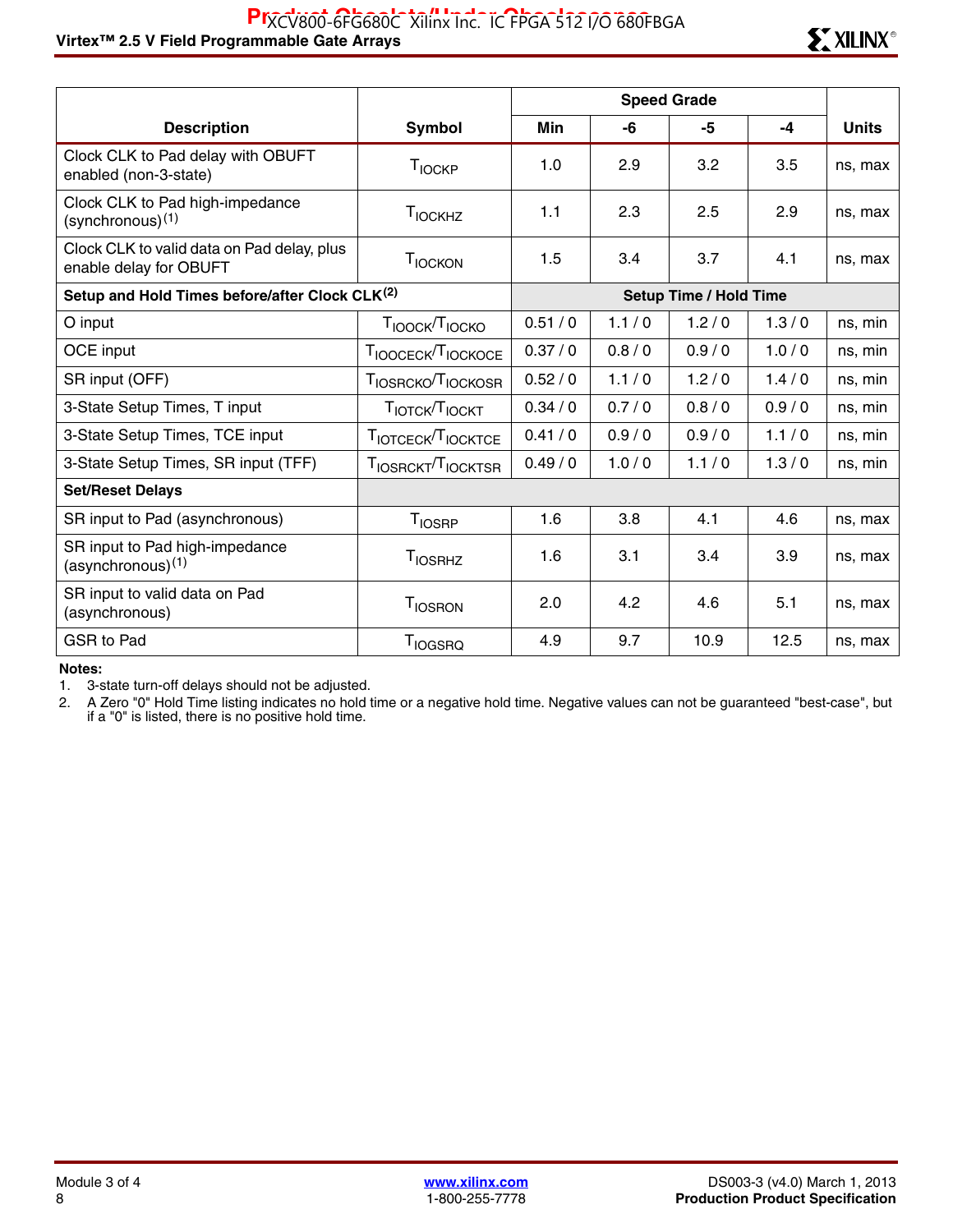| Description | Symbol | Speed Grade | | | | Units |
|---|---|---|---|---|---|---|
| | | Min | -6 | -5 | -4 | |
| Clock CLK to Pad delay with OBUFT enabled (non-3-state) | $T_{IOCKP}$ | 1.0 | 2.9 | 3.2 | 3.5 | ns, max |
| Clock CLK to Pad high-impedance (synchronous)[1] | $T_{IOCKHZ}$ | 1.1 | 2.3 | 2.5 | 2.9 | ns, max |
| Clock CLK to valid data on Pad delay, plus enable delay for OBUFT | $T_{IOCKON}$ | 1.5 | 3.4 | 3.7 | 4.1 | ns, max |
| **Setup and Hold Times before/after Clock CLK[2]** | | **Setup Time / Hold Time** | | | | |
| O input | $T_{IOOCK}/T_{IOCKO}$ | 0.51 / 0 | 1.1 / 0 | 1.2 / 0 | 1.3 / 0 | ns, min |
| OCE input | $T_{IOOCECK}/T_{IOCKOCE}$ | 0.37 / 0 | 0.8 / 0 | 0.9 / 0 | 1.0 / 0 | ns, min |
| SR input (OFF) | $T_{IOSRCKO}/T_{IOCKOSR}$ | 0.52 / 0 | 1.1 / 0 | 1.2 / 0 | 1.4 / 0 | ns, min |
| 3-State Setup Times, T input | $T_{IOTCK}/T_{IOCKT}$ | 0.34 / 0 | 0.7 / 0 | 0.8 / 0 | 0.9 / 0 | ns, min |
| 3-State Setup Times, TCE input | $T_{IOTCECK}/T_{IOCKTCE}$ | 0.41 / 0 | 0.9 / 0 | 0.9 / 0 | 1.1 / 0 | ns, min |
| 3-State Setup Times, SR input (TFF) | $T_{IOSRCKT}/T_{IOCKTSR}$ | 0.49 / 0 | 1.0 / 0 | 1.1 / 0 | 1.3 / 0 | ns, min |
| **Set/Reset Delays** | | | | | | |
| SR input to Pad (asynchronous) | $T_{IOSRP}$ | 1.6 | 3.8 | 4.1 | 4.6 | ns, max |
| SR input to Pad high-impedance (asynchronous)[1] | $T_{IOSRHZ}$ | 1.6 | 3.1 | 3.4 | 3.9 | ns, max |
| SR input to valid data on Pad (asynchronous) | $T_{IOSRON}$ | 2.0 | 4.2 | 4.6 | 5.1 | ns, max |
| GSR to Pad | $T_{IOGSRQ}$ | 4.9 | 9.7 | 10.9 | 12.5 | ns, max |

**Notes:**
1. 3-state turn-off delays should not be adjusted.
2. A Zero "0" Hold Time listing indicates no hold time or a negative hold time. Negative values can not be guaranteed "best-case", but if a "0" is listed, there is no positive hold time.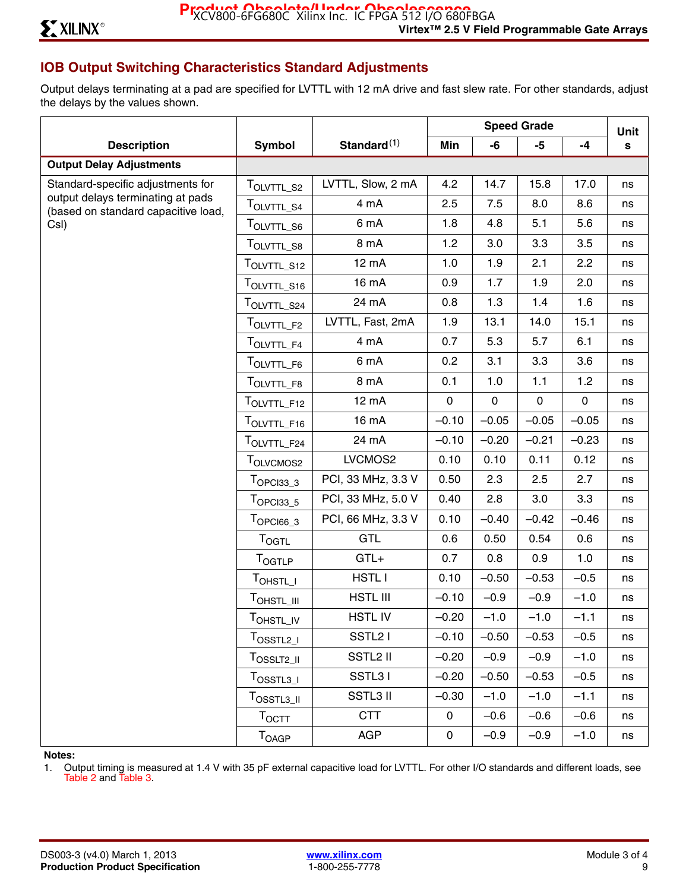## IOB Output Switching Characteristics Standard Adjustments

Output delays terminating at a pad are specified for LVTTL with 12 mA drive and fast slew rate. For other standards, adjust the delays by the values shown.

| Description | Symbol | Standard[(1)] | Speed Grade | | | | Units |
|---|---|---|---|---|---|---|---|
| | | | Min | -6 | -5 | -4 | |
| **Output Delay Adjustments** | | | | | | | |
| Standard-specific adjustments for output delays terminating at pads (based on standard capacitive load, Csl) | $T_{OLVTTL\_S2}$ | LVTTL, Slow, 2 mA | 4.2 | 14.7 | 15.8 | 17.0 | ns |
| | $T_{OLVTTL\_S4}$ | 4 mA | 2.5 | 7.5 | 8.0 | 8.6 | ns |
| | $T_{OLVTTL\_S6}$ | 6 mA | 1.8 | 4.8 | 5.1 | 5.6 | ns |
| | $T_{OLVTTL\_S8}$ | 8 mA | 1.2 | 3.0 | 3.3 | 3.5 | ns |
| | $T_{OLVTTL\_S12}$ | 12 mA | 1.0 | 1.9 | 2.1 | 2.2 | ns |
| | $T_{OLVTTL\_S16}$ | 16 mA | 0.9 | 1.7 | 1.9 | 2.0 | ns |
| | $T_{OLVTTL\_S24}$ | 24 mA | 0.8 | 1.3 | 1.4 | 1.6 | ns |
| | $T_{OLVTTL\_F2}$ | LVTTL, Fast, 2mA | 1.9 | 13.1 | 14.0 | 15.1 | ns |
| | $T_{OLVTTL\_F4}$ | 4 mA | 0.7 | 5.3 | 5.7 | 6.1 | ns |
| | $T_{OLVTTL\_F6}$ | 6 mA | 0.2 | 3.1 | 3.3 | 3.6 | ns |
| | $T_{OLVTTL\_F8}$ | 8 mA | 0.1 | 1.0 | 1.1 | 1.2 | ns |
| | $T_{OLVTTL\_F12}$ | 12 mA | 0 | 0 | 0 | 0 | ns |
| | $T_{OLVTTL\_F16}$ | 16 mA | –0.10 | –0.05 | –0.05 | –0.05 | ns |
| | $T_{OLVTTL\_F24}$ | 24 mA | –0.10 | –0.20 | –0.21 | –0.23 | ns |
| | $T_{OLVCMOS2}$ | LVCMOS2 | 0.10 | 0.10 | 0.11 | 0.12 | ns |
| | $T_{OPCI33\_3}$ | PCI, 33 MHz, 3.3 V | 0.50 | 2.3 | 2.5 | 2.7 | ns |
| | $T_{OPCI33\_5}$ | PCI, 33 MHz, 5.0 V | 0.40 | 2.8 | 3.0 | 3.3 | ns |
| | $T_{OPCI66\_3}$ | PCI, 66 MHz, 3.3 V | 0.10 | –0.40 | –0.42 | –0.46 | ns |
| | $T_{OGTL}$ | GTL | 0.6 | 0.50 | 0.54 | 0.6 | ns |
| | $T_{OGTLP}$ | GTL+ | 0.7 | 0.8 | 0.9 | 1.0 | ns |
| | $T_{OHSTL\_I}$ | HSTL I | 0.10 | –0.50 | –0.53 | –0.5 | ns |
| | $T_{OHSTL\_III}$ | HSTL III | –0.10 | –0.9 | –0.9 | –1.0 | ns |
| | $T_{OHSTL\_IV}$ | HSTL IV | –0.20 | –1.0 | –1.0 | –1.1 | ns |
| | $T_{OSSTL2\_I}$ | SSTL2 I | –0.10 | –0.50 | –0.53 | –0.5 | ns |
| | $T_{OSSLT2\_II}$ | SSTL2 II | –0.20 | –0.9 | –0.9 | –1.0 | ns |
| | $T_{OSSTL3\_I}$ | SSTL3 I | –0.20 | –0.50 | –0.53 | –0.5 | ns |
| | $T_{OSSTL3\_II}$ | SSTL3 II | –0.30 | –1.0 | –1.0 | –1.1 | ns |
| | $T_{OCTT}$ | CTT | 0 | –0.6 | –0.6 | –0.6 | ns |
| | $T_{OAGP}$ | AGP | 0 | –0.9 | –0.9 | –1.0 | ns |

**Notes:**

1. Output timing is measured at 1.4 V with 35 pF external capacitive load for LVTTL. For other I/O standards and different loads, see Table 2 and Table 3.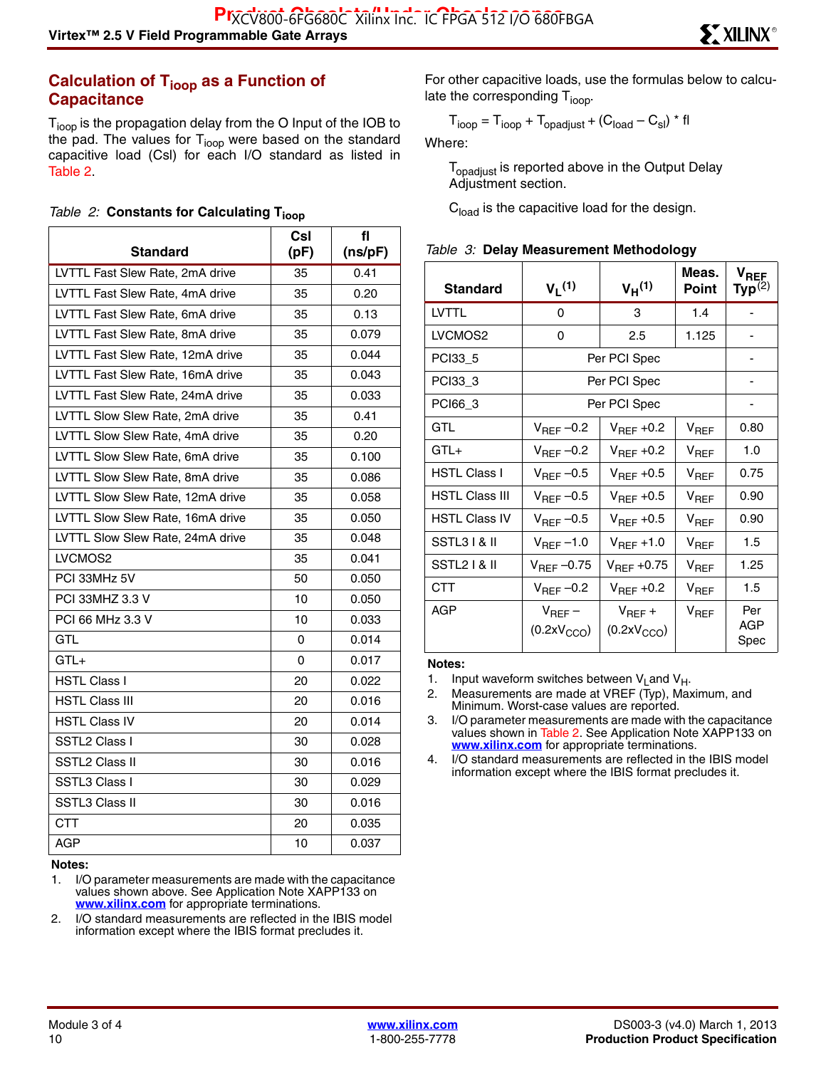## Calculation of $T_{ioop}$ as a Function of Capacitance

$T_{ioop}$ is the propagation delay from the O Input of the IOB to the pad. The values for $T_{ioop}$ were based on the standard capacitive load (Csl) for each I/O standard as listed in Table 2.

*Table 2:* **Constants for Calculating $T_{ioop}$**

| Standard | Csl (pF) | fl (ns/pF) |
|---|---|---|
| LVTTL Fast Slew Rate, 2mA drive | 35 | 0.41 |
| LVTTL Fast Slew Rate, 4mA drive | 35 | 0.20 |
| LVTTL Fast Slew Rate, 6mA drive | 35 | 0.13 |
| LVTTL Fast Slew Rate, 8mA drive | 35 | 0.079 |
| LVTTL Fast Slew Rate, 12mA drive | 35 | 0.044 |
| LVTTL Fast Slew Rate, 16mA drive | 35 | 0.043 |
| LVTTL Fast Slew Rate, 24mA drive | 35 | 0.033 |
| LVTTL Slow Slew Rate, 2mA drive | 35 | 0.41 |
| LVTTL Slow Slew Rate, 4mA drive | 35 | 0.20 |
| LVTTL Slow Slew Rate, 6mA drive | 35 | 0.100 |
| LVTTL Slow Slew Rate, 8mA drive | 35 | 0.086 |
| LVTTL Slow Slew Rate, 12mA drive | 35 | 0.058 |
| LVTTL Slow Slew Rate, 16mA drive | 35 | 0.050 |
| LVTTL Slow Slew Rate, 24mA drive | 35 | 0.048 |
| LVCMOS2 | 35 | 0.041 |
| PCI 33MHz 5V | 50 | 0.050 |
| PCI 33MHZ 3.3 V | 10 | 0.050 |
| PCI 66 MHz 3.3 V | 10 | 0.033 |
| GTL | 0 | 0.014 |
| GTL+ | 0 | 0.017 |
| HSTL Class I | 20 | 0.022 |
| HSTL Class III | 20 | 0.016 |
| HSTL Class IV | 20 | 0.014 |
| SSTL2 Class I | 30 | 0.028 |
| SSTL2 Class II | 30 | 0.016 |
| SSTL3 Class I | 30 | 0.029 |
| SSTL3 Class II | 30 | 0.016 |
| CTT | 20 | 0.035 |
| AGP | 10 | 0.037 |

**Notes:**

1. I/O parameter measurements are made with the capacitance values shown above. See Application Note XAPP133 on www.xilinx.com for appropriate terminations.
2. I/O standard measurements are reflected in the IBIS model information except where the IBIS format precludes it.

For other capacitive loads, use the formulas below to calculate the corresponding $T_{ioop}$.

$$T_{ioop} = T_{ioop} + T_{opadjust} + (C_{load} - C_{sl}) * fl$$

Where:

$T_{opadjust}$ is reported above in the Output Delay Adjustment section.

$C_{load}$ is the capacitive load for the design.

*Table 3:* **Delay Measurement Methodology**

| Standard | $V_L$ (1) | $V_H$ (1) | Meas. Point | $V_{REF}$ Typ (2) |
|---|---|---|---|---|
| LVTTL | 0 | 3 | 1.4 | - |
| LVCMOS2 | 0 | 2.5 | 1.125 | - |
| PCI33_5 | Per PCI Spec | | | - |
| PCI33_3 | Per PCI Spec | | | - |
| PCI66_3 | Per PCI Spec | | | - |
| GTL | $V_{REF}$ –0.2 | $V_{REF}$ +0.2 | $V_{REF}$ | 0.80 |
| GTL+ | $V_{REF}$ –0.2 | $V_{REF}$ +0.2 | $V_{REF}$ | 1.0 |
| HSTL Class I | $V_{REF}$ –0.5 | $V_{REF}$ +0.5 | $V_{REF}$ | 0.75 |
| HSTL Class III | $V_{REF}$ –0.5 | $V_{REF}$ +0.5 | $V_{REF}$ | 0.90 |
| HSTL Class IV | $V_{REF}$ –0.5 | $V_{REF}$ +0.5 | $V_{REF}$ | 0.90 |
| SSTL3 I & II | $V_{REF}$ –1.0 | $V_{REF}$ +1.0 | $V_{REF}$ | 1.5 |
| SSTL2 I & II | $V_{REF}$ –0.75 | $V_{REF}$ +0.75 | $V_{REF}$ | 1.25 |
| CTT | $V_{REF}$ –0.2 | $V_{REF}$ +0.2 | $V_{REF}$ | 1.5 |
| AGP | $V_{REF}$ – $(0.2xV_{CCO})$ | $V_{REF}$ + $(0.2xV_{CCO})$ | $V_{REF}$ | Per AGP Spec |

**Notes:**

1. Input waveform switches between $V_L$ and $V_H$.
2. Measurements are made at VREF (Typ), Maximum, and Minimum. Worst-case values are reported.
3. I/O parameter measurements are made with the capacitance values shown in Table 2. See Application Note XAPP133 on www.xilinx.com for appropriate terminations.
4. I/O standard measurements are reflected in the IBIS model information except where the IBIS format precludes it.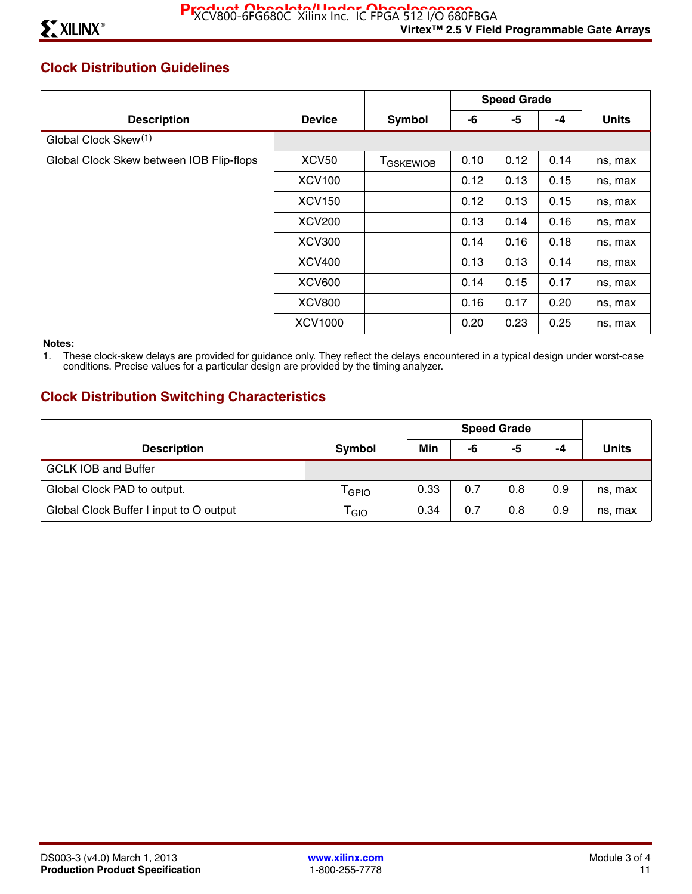## Clock Distribution Guidelines

| Description | Device | Symbol | Speed Grade | | | Units |
|---|---|---|---|---|---|---|
| | | | -6 | -5 | -4 | |
| Global Clock Skew(1) | | | | | | |
| Global Clock Skew between IOB Flip-flops | XCV50 | $T_{GSKEWIOB}$ | 0.10 | 0.12 | 0.14 | ns, max |
| | XCV100 | | 0.12 | 0.13 | 0.15 | ns, max |
| | XCV150 | | 0.12 | 0.13 | 0.15 | ns, max |
| | XCV200 | | 0.13 | 0.14 | 0.16 | ns, max |
| | XCV300 | | 0.14 | 0.16 | 0.18 | ns, max |
| | XCV400 | | 0.13 | 0.13 | 0.14 | ns, max |
| | XCV600 | | 0.14 | 0.15 | 0.17 | ns, max |
| | XCV800 | | 0.16 | 0.17 | 0.20 | ns, max |
| | XCV1000 | | 0.20 | 0.23 | 0.25 | ns, max |

**Notes:**

1. These clock-skew delays are provided for guidance only. They reflect the delays encountered in a typical design under worst-case conditions. Precise values for a particular design are provided by the timing analyzer.

## Clock Distribution Switching Characteristics

| Description | Symbol | Speed Grade | | | | Units |
|---|---|---|---|---|---|---|
| | | Min | -6 | -5 | -4 | |
| GCLK IOB and Buffer | | | | | | |
| Global Clock PAD to output. | $T_{GPIO}$ | 0.33 | 0.7 | 0.8 | 0.9 | ns, max |
| Global Clock Buffer I input to O output | $T_{GIO}$ | 0.34 | 0.7 | 0.8 | 0.9 | ns, max |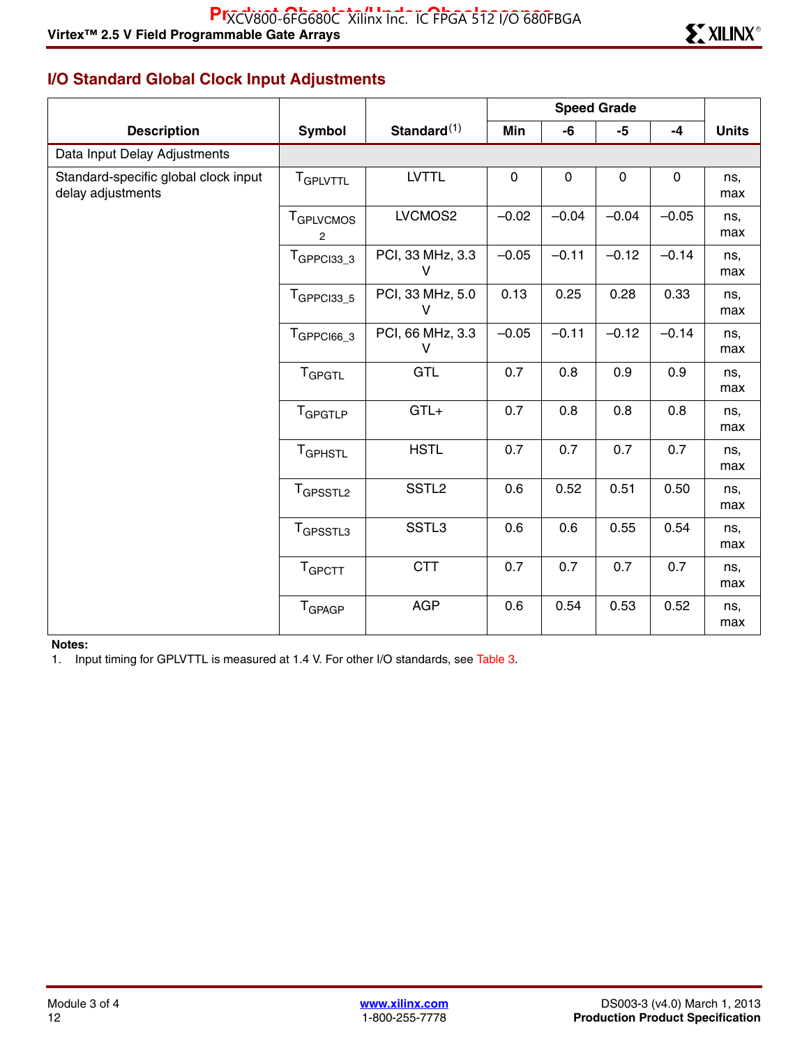## I/O Standard Global Clock Input Adjustments

| Description | Symbol | Standard[1] | Speed Grade | | | | Units |
|---|---|---|---|---|---|---|---|
| | | | Min | -6 | -5 | -4 | |
| Data Input Delay Adjustments | | | | | | | |
| Standard-specific global clock input delay adjustments | $T_{GPLVTTL}$ | LVTTL | 0 | 0 | 0 | 0 | ns, max |
| | $T_{GPLVCMOS2}$ | LVCMOS2 | –0.02 | –0.04 | –0.04 | –0.05 | ns, max |
| | $T_{GPPCI33\_3}$ | PCI, 33 MHz, 3.3 V | –0.05 | –0.11 | –0.12 | –0.14 | ns, max |
| | $T_{GPPCI33\_5}$ | PCI, 33 MHz, 5.0 V | 0.13 | 0.25 | 0.28 | 0.33 | ns, max |
| | $T_{GPPCI66\_3}$ | PCI, 66 MHz, 3.3 V | –0.05 | –0.11 | –0.12 | –0.14 | ns, max |
| | $T_{GPGTL}$ | GTL | 0.7 | 0.8 | 0.9 | 0.9 | ns, max |
| | $T_{GPGTLP}$ | GTL+ | 0.7 | 0.8 | 0.8 | 0.8 | ns, max |
| | $T_{GPHSTL}$ | HSTL | 0.7 | 0.7 | 0.7 | 0.7 | ns, max |
| | $T_{GPSSTL2}$ | SSTL2 | 0.6 | 0.52 | 0.51 | 0.50 | ns, max |
| | $T_{GPSSTL3}$ | SSTL3 | 0.6 | 0.6 | 0.55 | 0.54 | ns, max |
| | $T_{GPCTT}$ | CTT | 0.7 | 0.7 | 0.7 | 0.7 | ns, max |
| | $T_{GPAGP}$ | AGP | 0.6 | 0.54 | 0.53 | 0.52 | ns, max |

**Notes:**

1. Input timing for GPLVTTL is measured at 1.4 V. For other I/O standards, see Table 3.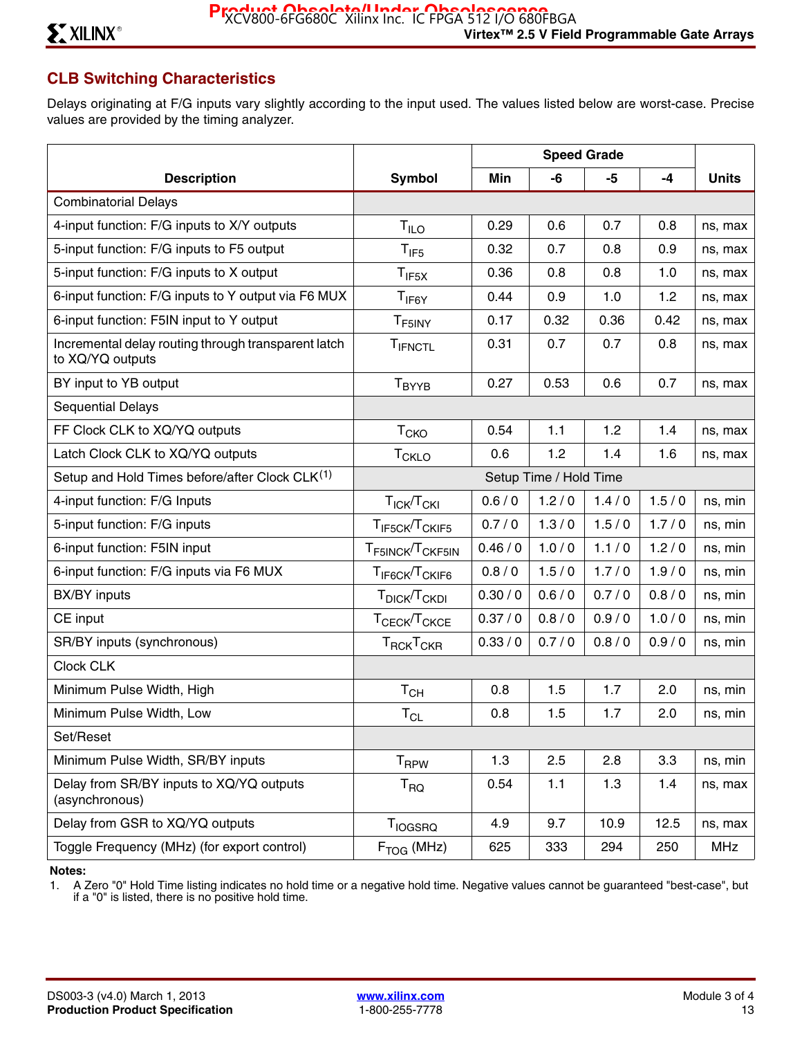## CLB Switching Characteristics

Delays originating at F/G inputs vary slightly according to the input used. The values listed below are worst-case. Precise values are provided by the timing analyzer.

| Description | Symbol | Speed Grade | | | | Units |
|---|---|---|---|---|---|---|
| | | Min | -6 | -5 | -4 | |
| Combinatorial Delays | | | | | | |
| 4-input function: F/G inputs to X/Y outputs | $T_{ILO}$ | 0.29 | 0.6 | 0.7 | 0.8 | ns, max |
| 5-input function: F/G inputs to F5 output | $T_{IF5}$ | 0.32 | 0.7 | 0.8 | 0.9 | ns, max |
| 5-input function: F/G inputs to X output | $T_{IF5X}$ | 0.36 | 0.8 | 0.8 | 1.0 | ns, max |
| 6-input function: F/G inputs to Y output via F6 MUX | $T_{IF6Y}$ | 0.44 | 0.9 | 1.0 | 1.2 | ns, max |
| 6-input function: F5IN input to Y output | $T_{F5INY}$ | 0.17 | 0.32 | 0.36 | 0.42 | ns, max |
| Incremental delay routing through transparent latch to XQ/YQ outputs | $T_{IFNCTL}$ | 0.31 | 0.7 | 0.7 | 0.8 | ns, max |
| BY input to YB output | $T_{BYYB}$ | 0.27 | 0.53 | 0.6 | 0.7 | ns, max |
| Sequential Delays | | | | | | |
| FF Clock CLK to XQ/YQ outputs | $T_{CKO}$ | 0.54 | 1.1 | 1.2 | 1.4 | ns, max |
| Latch Clock CLK to XQ/YQ outputs | $T_{CKLO}$ | 0.6 | 1.2 | 1.4 | 1.6 | ns, max |
| Setup and Hold Times before/after Clock CLK[(1)] | Setup Time / Hold Time | | | | | |
| 4-input function: F/G Inputs | $T_{ICK}/T_{CKI}$ | 0.6 / 0 | 1.2 / 0 | 1.4 / 0 | 1.5 / 0 | ns, min |
| 5-input function: F/G inputs | $T_{IF5CK}/T_{CKIF5}$ | 0.7 / 0 | 1.3 / 0 | 1.5 / 0 | 1.7 / 0 | ns, min |
| 6-input function: F5IN input | $T_{F5INCK}/T_{CKF5IN}$ | 0.46 / 0 | 1.0 / 0 | 1.1 / 0 | 1.2 / 0 | ns, min |
| 6-input function: F/G inputs via F6 MUX | $T_{IF6CK}/T_{CKIF6}$ | 0.8 / 0 | 1.5 / 0 | 1.7 / 0 | 1.9 / 0 | ns, min |
| BX/BY inputs | $T_{DICK}/T_{CKDI}$ | 0.30 / 0 | 0.6 / 0 | 0.7 / 0 | 0.8 / 0 | ns, min |
| CE input | $T_{CECK}/T_{CKCE}$ | 0.37 / 0 | 0.8 / 0 | 0.9 / 0 | 1.0 / 0 | ns, min |
| SR/BY inputs (synchronous) | $T_{RCK}T_{CKR}$ | 0.33 / 0 | 0.7 / 0 | 0.8 / 0 | 0.9 / 0 | ns, min |
| Clock CLK | | | | | | |
| Minimum Pulse Width, High | $T_{CH}$ | 0.8 | 1.5 | 1.7 | 2.0 | ns, min |
| Minimum Pulse Width, Low | $T_{CL}$ | 0.8 | 1.5 | 1.7 | 2.0 | ns, min |
| Set/Reset | | | | | | |
| Minimum Pulse Width, SR/BY inputs | $T_{RPW}$ | 1.3 | 2.5 | 2.8 | 3.3 | ns, min |
| Delay from SR/BY inputs to XQ/YQ outputs (asynchronous) | $T_{RQ}$ | 0.54 | 1.1 | 1.3 | 1.4 | ns, max |
| Delay from GSR to XQ/YQ outputs | $T_{IOGSRQ}$ | 4.9 | 9.7 | 10.9 | 12.5 | ns, max |
| Toggle Frequency (MHz) (for export control) | $F_{TOG}$ (MHz) | 625 | 333 | 294 | 250 | MHz |

**Notes:**

1. A Zero "0" Hold Time listing indicates no hold time or a negative hold time. Negative values cannot be guaranteed "best-case", but if a "0" is listed, there is no positive hold time.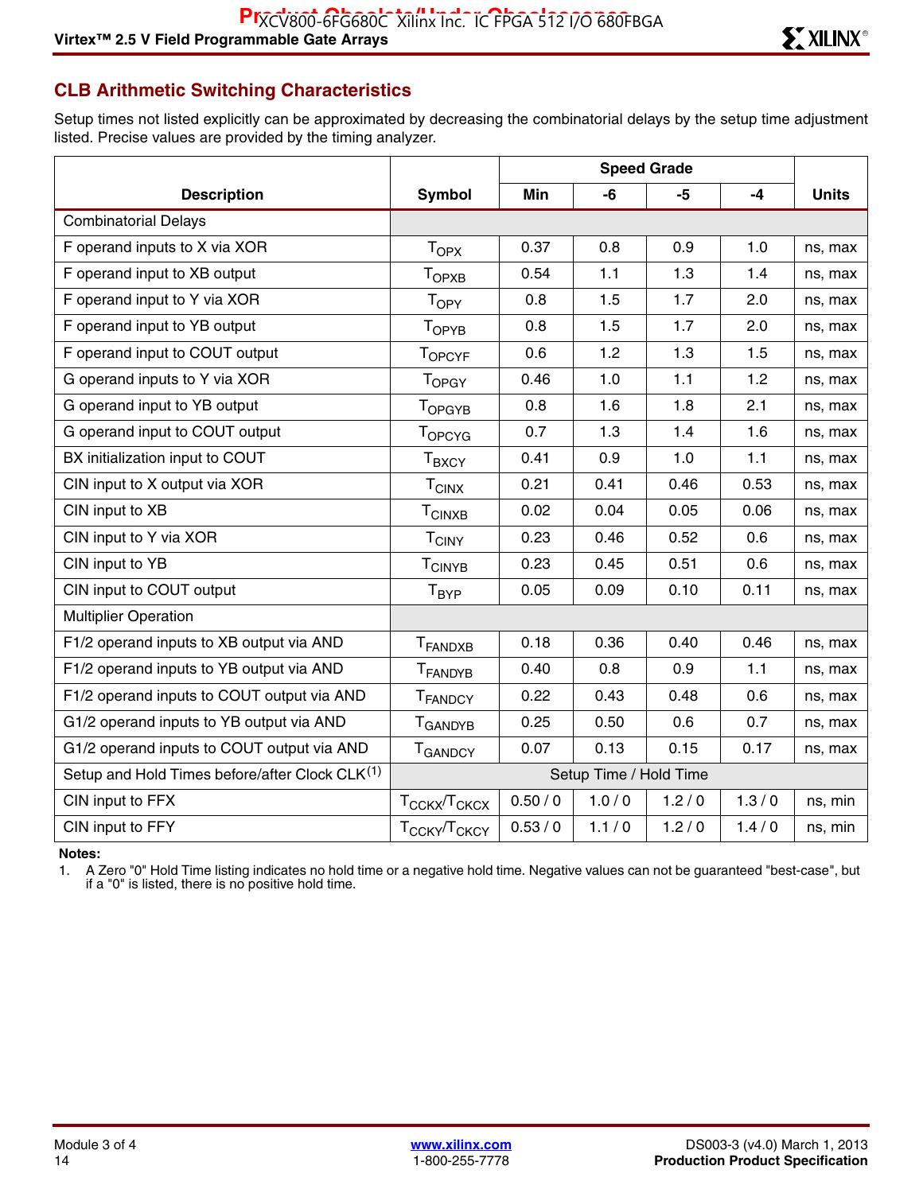## CLB Arithmetic Switching Characteristics

Setup times not listed explicitly can be approximated by decreasing the combinatorial delays by the setup time adjustment listed. Precise values are provided by the timing analyzer.

| Description | Symbol | Speed Grade | | | | Units |
|---|---|---|---|---|---|---|
| | | Min | -6 | -5 | -4 | |
| Combinatorial Delays | | | | | | |
| F operand inputs to X via XOR | $T_{OPX}$ | 0.37 | 0.8 | 0.9 | 1.0 | ns, max |
| F operand input to XB output | $T_{OPXB}$ | 0.54 | 1.1 | 1.3 | 1.4 | ns, max |
| F operand input to Y via XOR | $T_{OPY}$ | 0.8 | 1.5 | 1.7 | 2.0 | ns, max |
| F operand input to YB output | $T_{OPYB}$ | 0.8 | 1.5 | 1.7 | 2.0 | ns, max |
| F operand input to COUT output | $T_{OPCYF}$ | 0.6 | 1.2 | 1.3 | 1.5 | ns, max |
| G operand inputs to Y via XOR | $T_{OPGY}$ | 0.46 | 1.0 | 1.1 | 1.2 | ns, max |
| G operand input to YB output | $T_{OPGYB}$ | 0.8 | 1.6 | 1.8 | 2.1 | ns, max |
| G operand input to COUT output | $T_{OPCYG}$ | 0.7 | 1.3 | 1.4 | 1.6 | ns, max |
| BX initialization input to COUT | $T_{BXCY}$ | 0.41 | 0.9 | 1.0 | 1.1 | ns, max |
| CIN input to X output via XOR | $T_{CINX}$ | 0.21 | 0.41 | 0.46 | 0.53 | ns, max |
| CIN input to XB | $T_{CINXB}$ | 0.02 | 0.04 | 0.05 | 0.06 | ns, max |
| CIN input to Y via XOR | $T_{CINY}$ | 0.23 | 0.46 | 0.52 | 0.6 | ns, max |
| CIN input to YB | $T_{CINYB}$ | 0.23 | 0.45 | 0.51 | 0.6 | ns, max |
| CIN input to COUT output | $T_{BYP}$ | 0.05 | 0.09 | 0.10 | 0.11 | ns, max |
| Multiplier Operation | | | | | | |
| F1/2 operand inputs to XB output via AND | $T_{FANDXB}$ | 0.18 | 0.36 | 0.40 | 0.46 | ns, max |
| F1/2 operand inputs to YB output via AND | $T_{FANDYB}$ | 0.40 | 0.8 | 0.9 | 1.1 | ns, max |
| F1/2 operand inputs to COUT output via AND | $T_{FANDCY}$ | 0.22 | 0.43 | 0.48 | 0.6 | ns, max |
| G1/2 operand inputs to YB output via AND | $T_{GANDYB}$ | 0.25 | 0.50 | 0.6 | 0.7 | ns, max |
| G1/2 operand inputs to COUT output via AND | $T_{GANDCY}$ | 0.07 | 0.13 | 0.15 | 0.17 | ns, max |
| Setup and Hold Times before/after Clock CLK[1] | Setup Time / Hold Time | | | | | |
| CIN input to FFX | $T_{CCKX}/T_{CKCX}$ | 0.50 / 0 | 1.0 / 0 | 1.2 / 0 | 1.3 / 0 | ns, min |
| CIN input to FFY | $T_{CCKY}/T_{CKCY}$ | 0.53 / 0 | 1.1 / 0 | 1.2 / 0 | 1.4 / 0 | ns, min |

**Notes:**

1. A Zero "0" Hold Time listing indicates no hold time or a negative hold time. Negative values can not be guaranteed "best-case", but if a "0" is listed, there is no positive hold time.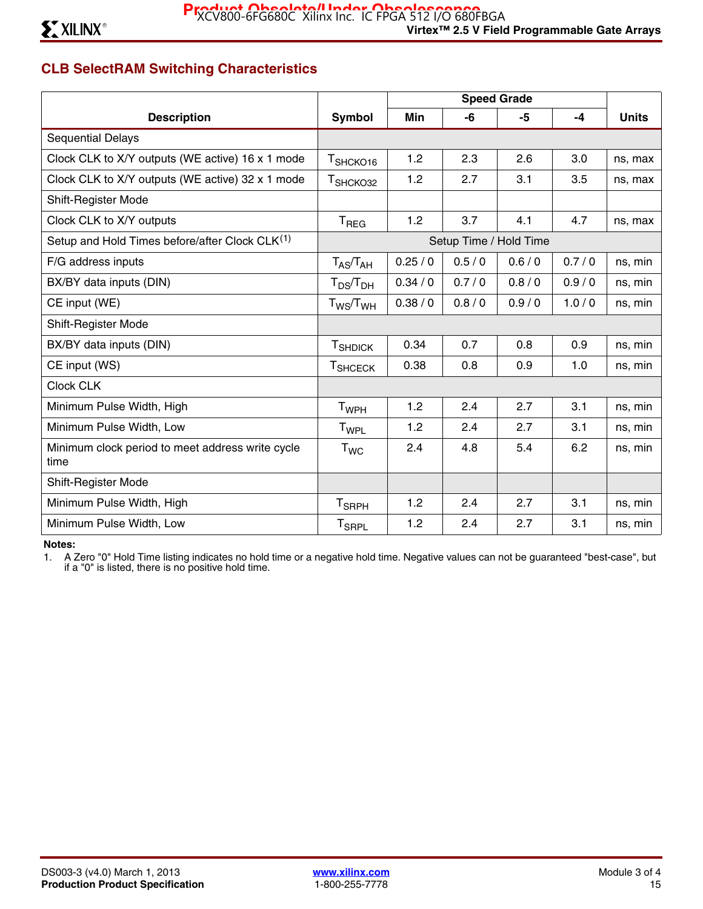## CLB SelectRAM Switching Characteristics

| Description | Symbol | Speed Grade | | | | Units |
|---|---|---|---|---|---|---|
| | | Min | -6 | -5 | -4 | |
| Sequential Delays | | | | | | |
| Clock CLK to X/Y outputs (WE active) 16 x 1 mode | $T_{SHCKO16}$ | 1.2 | 2.3 | 2.6 | 3.0 | ns, max |
| Clock CLK to X/Y outputs (WE active) 32 x 1 mode | $T_{SHCKO32}$ | 1.2 | 2.7 | 3.1 | 3.5 | ns, max |
| Shift-Register Mode | | | | | | |
| Clock CLK to X/Y outputs | $T_{REG}$ | 1.2 | 3.7 | 4.1 | 4.7 | ns, max |
| Setup and Hold Times before/after Clock CLK[1] | | Setup Time / Hold Time | | | | |
| F/G address inputs | $T_{AS}/T_{AH}$ | 0.25 / 0 | 0.5 / 0 | 0.6 / 0 | 0.7 / 0 | ns, min |
| BX/BY data inputs (DIN) | $T_{DS}/T_{DH}$ | 0.34 / 0 | 0.7 / 0 | 0.8 / 0 | 0.9 / 0 | ns, min |
| CE input (WE) | $T_{WS}/T_{WH}$ | 0.38 / 0 | 0.8 / 0 | 0.9 / 0 | 1.0 / 0 | ns, min |
| Shift-Register Mode | | | | | | |
| BX/BY data inputs (DIN) | $T_{SHDICK}$ | 0.34 | 0.7 | 0.8 | 0.9 | ns, min |
| CE input (WS) | $T_{SHCECK}$ | 0.38 | 0.8 | 0.9 | 1.0 | ns, min |
| Clock CLK | | | | | | |
| Minimum Pulse Width, High | $T_{WPH}$ | 1.2 | 2.4 | 2.7 | 3.1 | ns, min |
| Minimum Pulse Width, Low | $T_{WPL}$ | 1.2 | 2.4 | 2.7 | 3.1 | ns, min |
| Minimum clock period to meet address write cycle time | $T_{WC}$ | 2.4 | 4.8 | 5.4 | 6.2 | ns, min |
| Shift-Register Mode | | | | | | |
| Minimum Pulse Width, High | $T_{SRPH}$ | 1.2 | 2.4 | 2.7 | 3.1 | ns, min |
| Minimum Pulse Width, Low | $T_{SRPL}$ | 1.2 | 2.4 | 2.7 | 3.1 | ns, min |

**Notes:**

1. A Zero "0" Hold Time listing indicates no hold time or a negative hold time. Negative values can not be guaranteed "best-case", but if a "0" is listed, there is no positive hold time.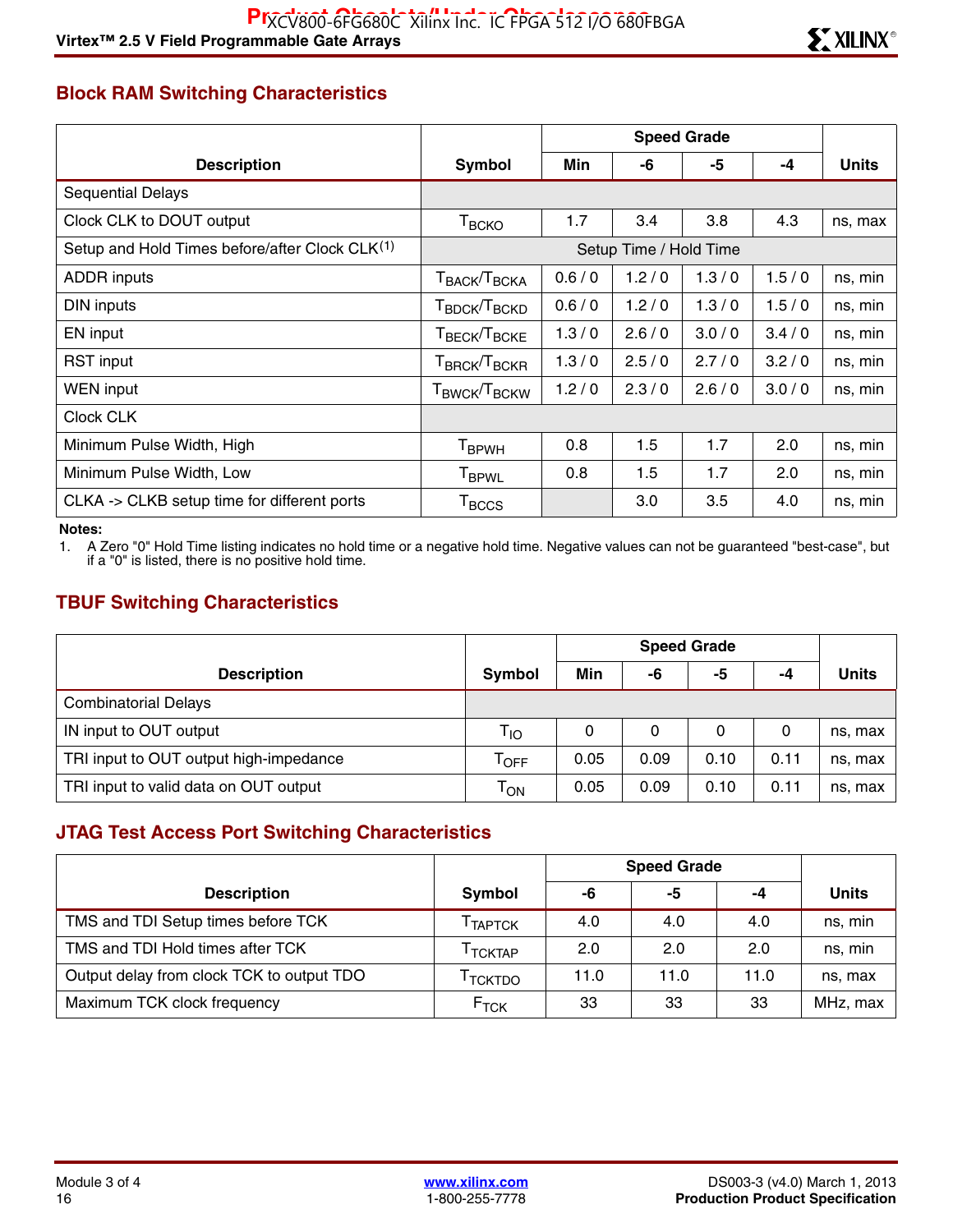## Block RAM Switching Characteristics

| Description | Symbol | Speed Grade | | | | Units |
|---|---|---|---|---|---|---|
| | | Min | -6 | -5 | -4 | |
| Sequential Delays | | | | | | |
| Clock CLK to DOUT output | $T_{BCKO}$ | 1.7 | 3.4 | 3.8 | 4.3 | ns, max |
| Setup and Hold Times before/after Clock CLK[(1)] | Setup Time / Hold Time | | | | | |
| ADDR inputs | $T_{BACK}/T_{BCKA}$ | 0.6 / 0 | 1.2 / 0 | 1.3 / 0 | 1.5 / 0 | ns, min |
| DIN inputs | $T_{BDCK}/T_{BCKD}$ | 0.6 / 0 | 1.2 / 0 | 1.3 / 0 | 1.5 / 0 | ns, min |
| EN input | $T_{BECK}/T_{BCKE}$ | 1.3 / 0 | 2.6 / 0 | 3.0 / 0 | 3.4 / 0 | ns, min |
| RST input | $T_{BRCK}/T_{BCKR}$ | 1.3 / 0 | 2.5 / 0 | 2.7 / 0 | 3.2 / 0 | ns, min |
| WEN input | $T_{BWCK}/T_{BCKW}$ | 1.2 / 0 | 2.3 / 0 | 2.6 / 0 | 3.0 / 0 | ns, min |
| Clock CLK | | | | | | |
| Minimum Pulse Width, High | $T_{BPWH}$ | 0.8 | 1.5 | 1.7 | 2.0 | ns, min |
| Minimum Pulse Width, Low | $T_{BPWL}$ | 0.8 | 1.5 | 1.7 | 2.0 | ns, min |
| CLKA -> CLKB setup time for different ports | $T_{BCCS}$ | | 3.0 | 3.5 | 4.0 | ns, min |

**Notes:**

1. A Zero "0" Hold Time listing indicates no hold time or a negative hold time. Negative values can not be guaranteed "best-case", but if a "0" is listed, there is no positive hold time.

## TBUF Switching Characteristics

| Description | Symbol | Speed Grade | | | | Units |
|---|---|---|---|---|---|---|
| | | Min | -6 | -5 | -4 | |
| Combinatorial Delays | | | | | | |
| IN input to OUT output | $T_{IO}$ | 0 | 0 | 0 | 0 | ns, max |
| TRI input to OUT output high-impedance | $T_{OFF}$ | 0.05 | 0.09 | 0.10 | 0.11 | ns, max |
| TRI input to valid data on OUT output | $T_{ON}$ | 0.05 | 0.09 | 0.10 | 0.11 | ns, max |

## JTAG Test Access Port Switching Characteristics

| Description | Symbol | Speed Grade | | | Units |
|---|---|---|---|---|---|
| | | -6 | -5 | -4 | |
| TMS and TDI Setup times before TCK | $T_{TAPTCK}$ | 4.0 | 4.0 | 4.0 | ns, min |
| TMS and TDI Hold times after TCK | $T_{TCKTAP}$ | 2.0 | 2.0 | 2.0 | ns, min |
| Output delay from clock TCK to output TDO | $T_{TCKTDO}$ | 11.0 | 11.0 | 11.0 | ns, max |
| Maximum TCK clock frequency | $F_{TCK}$ | 33 | 33 | 33 | MHz, max |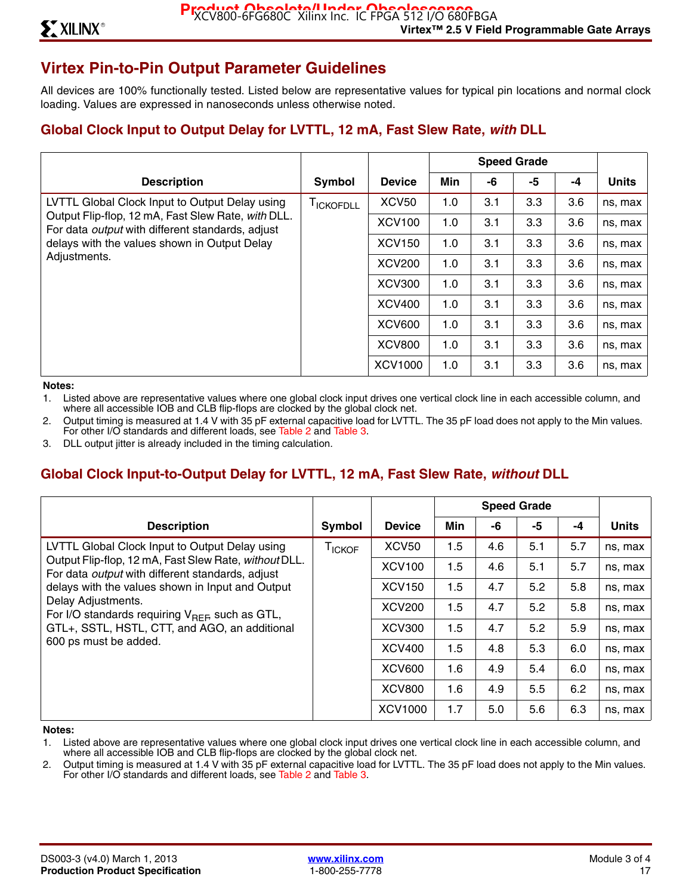## Virtex Pin-to-Pin Output Parameter Guidelines

All devices are 100% functionally tested. Listed below are representative values for typical pin locations and normal clock loading. Values are expressed in nanoseconds unless otherwise noted.

### Global Clock Input to Output Delay for LVTTL, 12 mA, Fast Slew Rate, *with* DLL

| Description | Symbol | Device | Speed Grade | | | | Units |
|---|---|---|---|---|---|---|---|
| | | | Min | -6 | -5 | -4 | |
| LVTTL Global Clock Input to Output Delay using Output Flip-flop, 12 mA, Fast Slew Rate, *with* DLL. For data *output* with different standards, adjust delays with the values shown in Output Delay Adjustments. | $T_{ICKOFDLL}$ | XCV50 | 1.0 | 3.1 | 3.3 | 3.6 | ns, max |
| | | XCV100 | 1.0 | 3.1 | 3.3 | 3.6 | ns, max |
| | | XCV150 | 1.0 | 3.1 | 3.3 | 3.6 | ns, max |
| | | XCV200 | 1.0 | 3.1 | 3.3 | 3.6 | ns, max |
| | | XCV300 | 1.0 | 3.1 | 3.3 | 3.6 | ns, max |
| | | XCV400 | 1.0 | 3.1 | 3.3 | 3.6 | ns, max |
| | | XCV600 | 1.0 | 3.1 | 3.3 | 3.6 | ns, max |
| | | XCV800 | 1.0 | 3.1 | 3.3 | 3.6 | ns, max |
| | | XCV1000 | 1.0 | 3.1 | 3.3 | 3.6 | ns, max |

**Notes:**

1. Listed above are representative values where one global clock input drives one vertical clock line in each accessible column, and where all accessible IOB and CLB flip-flops are clocked by the global clock net.
2. Output timing is measured at 1.4 V with 35 pF external capacitive load for LVTTL. The 35 pF load does not apply to the Min values. For other I/O standards and different loads, see Table 2 and Table 3.
3. DLL output jitter is already included in the timing calculation.

### Global Clock Input-to-Output Delay for LVTTL, 12 mA, Fast Slew Rate, *without* DLL

| Description | Symbol | Device | Speed Grade | | | | Units |
|---|---|---|---|---|---|---|---|
| | | | Min | -6 | -5 | -4 | |
| LVTTL Global Clock Input to Output Delay using Output Flip-flop, 12 mA, Fast Slew Rate, *without* DLL. For data *output* with different standards, adjust delays with the values shown in Input and Output Delay Adjustments. For I/O standards requiring $V_{REF}$ such as GTL, GTL+, SSTL, HSTL, CTT, and AGO, an additional 600 ps must be added. | $T_{ICKOF}$ | XCV50 | 1.5 | 4.6 | 5.1 | 5.7 | ns, max |
| | | XCV100 | 1.5 | 4.6 | 5.1 | 5.7 | ns, max |
| | | XCV150 | 1.5 | 4.7 | 5.2 | 5.8 | ns, max |
| | | XCV200 | 1.5 | 4.7 | 5.2 | 5.8 | ns, max |
| | | XCV300 | 1.5 | 4.7 | 5.2 | 5.9 | ns, max |
| | | XCV400 | 1.5 | 4.8 | 5.3 | 6.0 | ns, max |
| | | XCV600 | 1.6 | 4.9 | 5.4 | 6.0 | ns, max |
| | | XCV800 | 1.6 | 4.9 | 5.5 | 6.2 | ns, max |
| | | XCV1000 | 1.7 | 5.0 | 5.6 | 6.3 | ns, max |

**Notes:**

1. Listed above are representative values where one global clock input drives one vertical clock line in each accessible column, and where all accessible IOB and CLB flip-flops are clocked by the global clock net.
2. Output timing is measured at 1.4 V with 35 pF external capacitive load for LVTTL. The 35 pF load does not apply to the Min values. For other I/O standards and different loads, see Table 2 and Table 3.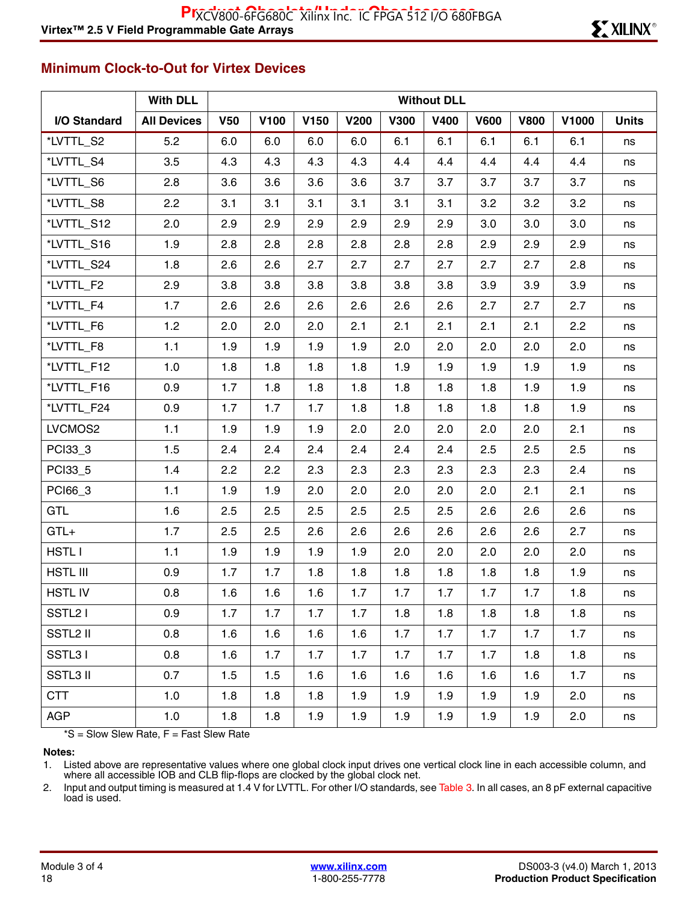## Minimum Clock-to-Out for Virtex Devices

| | With DLL | Without DLL | | | | | | | | | |
|---|---|---|---|---|---|---|---|---|---|---|---|
| I/O Standard | All Devices | V50 | V100 | V150 | V200 | V300 | V400 | V600 | V800 | V1000 | Units |
| *LVTTL_S2 | 5.2 | 6.0 | 6.0 | 6.0 | 6.0 | 6.1 | 6.1 | 6.1 | 6.1 | 6.1 | ns |
| *LVTTL_S4 | 3.5 | 4.3 | 4.3 | 4.3 | 4.3 | 4.4 | 4.4 | 4.4 | 4.4 | 4.4 | ns |
| *LVTTL_S6 | 2.8 | 3.6 | 3.6 | 3.6 | 3.6 | 3.7 | 3.7 | 3.7 | 3.7 | 3.7 | ns |
| *LVTTL_S8 | 2.2 | 3.1 | 3.1 | 3.1 | 3.1 | 3.1 | 3.1 | 3.2 | 3.2 | 3.2 | ns |
| *LVTTL_S12 | 2.0 | 2.9 | 2.9 | 2.9 | 2.9 | 2.9 | 2.9 | 3.0 | 3.0 | 3.0 | ns |
| *LVTTL_S16 | 1.9 | 2.8 | 2.8 | 2.8 | 2.8 | 2.8 | 2.8 | 2.9 | 2.9 | 2.9 | ns |
| *LVTTL_S24 | 1.8 | 2.6 | 2.6 | 2.7 | 2.7 | 2.7 | 2.7 | 2.7 | 2.7 | 2.8 | ns |
| *LVTTL_F2 | 2.9 | 3.8 | 3.8 | 3.8 | 3.8 | 3.8 | 3.8 | 3.9 | 3.9 | 3.9 | ns |
| *LVTTL_F4 | 1.7 | 2.6 | 2.6 | 2.6 | 2.6 | 2.6 | 2.6 | 2.7 | 2.7 | 2.7 | ns |
| *LVTTL_F6 | 1.2 | 2.0 | 2.0 | 2.0 | 2.1 | 2.1 | 2.1 | 2.1 | 2.1 | 2.2 | ns |
| *LVTTL_F8 | 1.1 | 1.9 | 1.9 | 1.9 | 1.9 | 2.0 | 2.0 | 2.0 | 2.0 | 2.0 | ns |
| *LVTTL_F12 | 1.0 | 1.8 | 1.8 | 1.8 | 1.8 | 1.9 | 1.9 | 1.9 | 1.9 | 1.9 | ns |
| *LVTTL_F16 | 0.9 | 1.7 | 1.8 | 1.8 | 1.8 | 1.8 | 1.8 | 1.8 | 1.9 | 1.9 | ns |
| *LVTTL_F24 | 0.9 | 1.7 | 1.7 | 1.7 | 1.8 | 1.8 | 1.8 | 1.8 | 1.8 | 1.9 | ns |
| LVCMOS2 | 1.1 | 1.9 | 1.9 | 1.9 | 2.0 | 2.0 | 2.0 | 2.0 | 2.0 | 2.1 | ns |
| PCI33_3 | 1.5 | 2.4 | 2.4 | 2.4 | 2.4 | 2.4 | 2.4 | 2.5 | 2.5 | 2.5 | ns |
| PCI33_5 | 1.4 | 2.2 | 2.2 | 2.3 | 2.3 | 2.3 | 2.3 | 2.3 | 2.3 | 2.4 | ns |
| PCI66_3 | 1.1 | 1.9 | 1.9 | 2.0 | 2.0 | 2.0 | 2.0 | 2.0 | 2.1 | 2.1 | ns |
| GTL | 1.6 | 2.5 | 2.5 | 2.5 | 2.5 | 2.5 | 2.5 | 2.6 | 2.6 | 2.6 | ns |
| GTL+ | 1.7 | 2.5 | 2.5 | 2.6 | 2.6 | 2.6 | 2.6 | 2.6 | 2.6 | 2.7 | ns |
| HSTL I | 1.1 | 1.9 | 1.9 | 1.9 | 1.9 | 2.0 | 2.0 | 2.0 | 2.0 | 2.0 | ns |
| HSTL III | 0.9 | 1.7 | 1.7 | 1.8 | 1.8 | 1.8 | 1.8 | 1.8 | 1.8 | 1.9 | ns |
| HSTL IV | 0.8 | 1.6 | 1.6 | 1.6 | 1.7 | 1.7 | 1.7 | 1.7 | 1.7 | 1.8 | ns |
| SSTL2 I | 0.9 | 1.7 | 1.7 | 1.7 | 1.7 | 1.8 | 1.8 | 1.8 | 1.8 | 1.8 | ns |
| SSTL2 II | 0.8 | 1.6 | 1.6 | 1.6 | 1.6 | 1.7 | 1.7 | 1.7 | 1.7 | 1.7 | ns |
| SSTL3 I | 0.8 | 1.6 | 1.7 | 1.7 | 1.7 | 1.7 | 1.7 | 1.7 | 1.8 | 1.8 | ns |
| SSTL3 II | 0.7 | 1.5 | 1.5 | 1.6 | 1.6 | 1.6 | 1.6 | 1.6 | 1.6 | 1.7 | ns |
| CTT | 1.0 | 1.8 | 1.8 | 1.8 | 1.9 | 1.9 | 1.9 | 1.9 | 1.9 | 2.0 | ns |
| AGP | 1.0 | 1.8 | 1.8 | 1.9 | 1.9 | 1.9 | 1.9 | 1.9 | 1.9 | 2.0 | ns |

*S = Slow Slew Rate, F = Fast Slew Rate

**Notes:**

1. Listed above are representative values where one global clock input drives one vertical clock line in each accessible column, and where all accessible IOB and CLB flip-flops are clocked by the global clock net.
2. Input and output timing is measured at 1.4 V for LVTTL. For other I/O standards, see Table 3. In all cases, an 8 pF external capacitive load is used.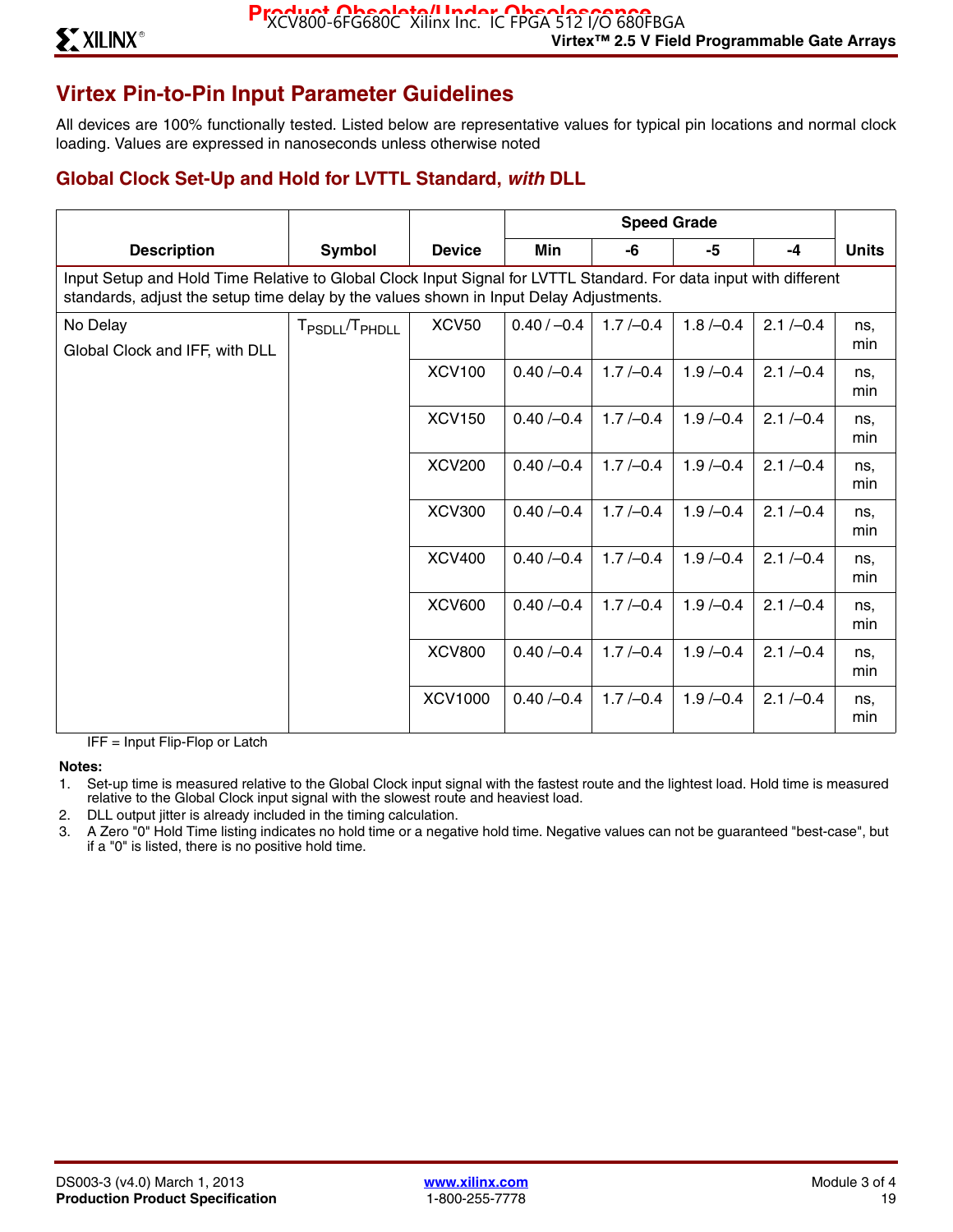## Virtex Pin-to-Pin Input Parameter Guidelines

All devices are 100% functionally tested. Listed below are representative values for typical pin locations and normal clock loading. Values are expressed in nanoseconds unless otherwise noted

### Global Clock Set-Up and Hold for LVTTL Standard, *with* DLL

| Description | Symbol | Device | Speed Grade | | | | Units |
|---|---|---|---|---|---|---|---|
| | | | Min | -6 | -5 | -4 | |
| Input Setup and Hold Time Relative to Global Clock Input Signal for LVTTL Standard. For data input with different standards, adjust the setup time delay by the values shown in Input Delay Adjustments. | | | | | | | |
| No Delay<br>Global Clock and IFF, with DLL | $T_{PSDLL}/T_{PHDLL}$ | XCV50 | 0.40 / –0.4 | 1.7 /–0.4 | 1.8 /–0.4 | 2.1 /–0.4 | ns, min |
| | | XCV100 | 0.40 /–0.4 | 1.7 /–0.4 | 1.9 /–0.4 | 2.1 /–0.4 | ns, min |
| | | XCV150 | 0.40 /–0.4 | 1.7 /–0.4 | 1.9 /–0.4 | 2.1 /–0.4 | ns, min |
| | | XCV200 | 0.40 /–0.4 | 1.7 /–0.4 | 1.9 /–0.4 | 2.1 /–0.4 | ns, min |
| | | XCV300 | 0.40 /–0.4 | 1.7 /–0.4 | 1.9 /–0.4 | 2.1 /–0.4 | ns, min |
| | | XCV400 | 0.40 /–0.4 | 1.7 /–0.4 | 1.9 /–0.4 | 2.1 /–0.4 | ns, min |
| | | XCV600 | 0.40 /–0.4 | 1.7 /–0.4 | 1.9 /–0.4 | 2.1 /–0.4 | ns, min |
| | | XCV800 | 0.40 /–0.4 | 1.7 /–0.4 | 1.9 /–0.4 | 2.1 /–0.4 | ns, min |
| | | XCV1000 | 0.40 /–0.4 | 1.7 /–0.4 | 1.9 /–0.4 | 2.1 /–0.4 | ns, min |

IFF = Input Flip-Flop or Latch

**Notes:**

1. Set-up time is measured relative to the Global Clock input signal with the fastest route and the lightest load. Hold time is measured relative to the Global Clock input signal with the slowest route and heaviest load.
2. DLL output jitter is already included in the timing calculation.
3. A Zero "0" Hold Time listing indicates no hold time or a negative hold time. Negative values can not be guaranteed "best-case", but if a "0" is listed, there is no positive hold time.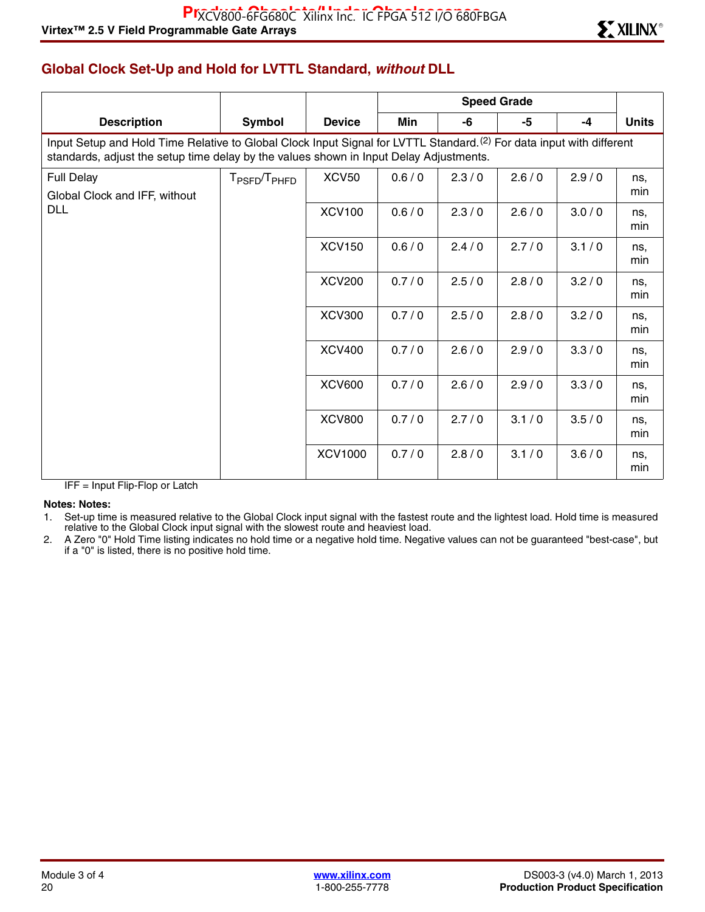## Global Clock Set-Up and Hold for LVTTL Standard, *without* DLL

| Description | Symbol | Device | Speed Grade | | | | Units |
|---|---|---|---|---|---|---|---|
| | | | Min | -6 | -5 | -4 | |
| Input Setup and Hold Time Relative to Global Clock Input Signal for LVTTL Standard.(2) For data input with different standards, adjust the setup time delay by the values shown in Input Delay Adjustments. | | | | | | | |
| Full Delay<br>Global Clock and IFF, without DLL | $T_{PSFD}/T_{PHFD}$ | XCV50 | 0.6 / 0 | 2.3 / 0 | 2.6 / 0 | 2.9 / 0 | ns, min |
| | | XCV100 | 0.6 / 0 | 2.3 / 0 | 2.6 / 0 | 3.0 / 0 | ns, min |
| | | XCV150 | 0.6 / 0 | 2.4 / 0 | 2.7 / 0 | 3.1 / 0 | ns, min |
| | | XCV200 | 0.7 / 0 | 2.5 / 0 | 2.8 / 0 | 3.2 / 0 | ns, min |
| | | XCV300 | 0.7 / 0 | 2.5 / 0 | 2.8 / 0 | 3.2 / 0 | ns, min |
| | | XCV400 | 0.7 / 0 | 2.6 / 0 | 2.9 / 0 | 3.3 / 0 | ns, min |
| | | XCV600 | 0.7 / 0 | 2.6 / 0 | 2.9 / 0 | 3.3 / 0 | ns, min |
| | | XCV800 | 0.7 / 0 | 2.7 / 0 | 3.1 / 0 | 3.5 / 0 | ns, min |
| | | XCV1000 | 0.7 / 0 | 2.8 / 0 | 3.1 / 0 | 3.6 / 0 | ns, min |

IFF = Input Flip-Flop or Latch

**Notes: Notes:**

1. Set-up time is measured relative to the Global Clock input signal with the fastest route and the lightest load. Hold time is measured relative to the Global Clock input signal with the slowest route and heaviest load.
2. A Zero "0" Hold Time listing indicates no hold time or a negative hold time. Negative values can not be guaranteed "best-case", but if a "0" is listed, there is no positive hold time.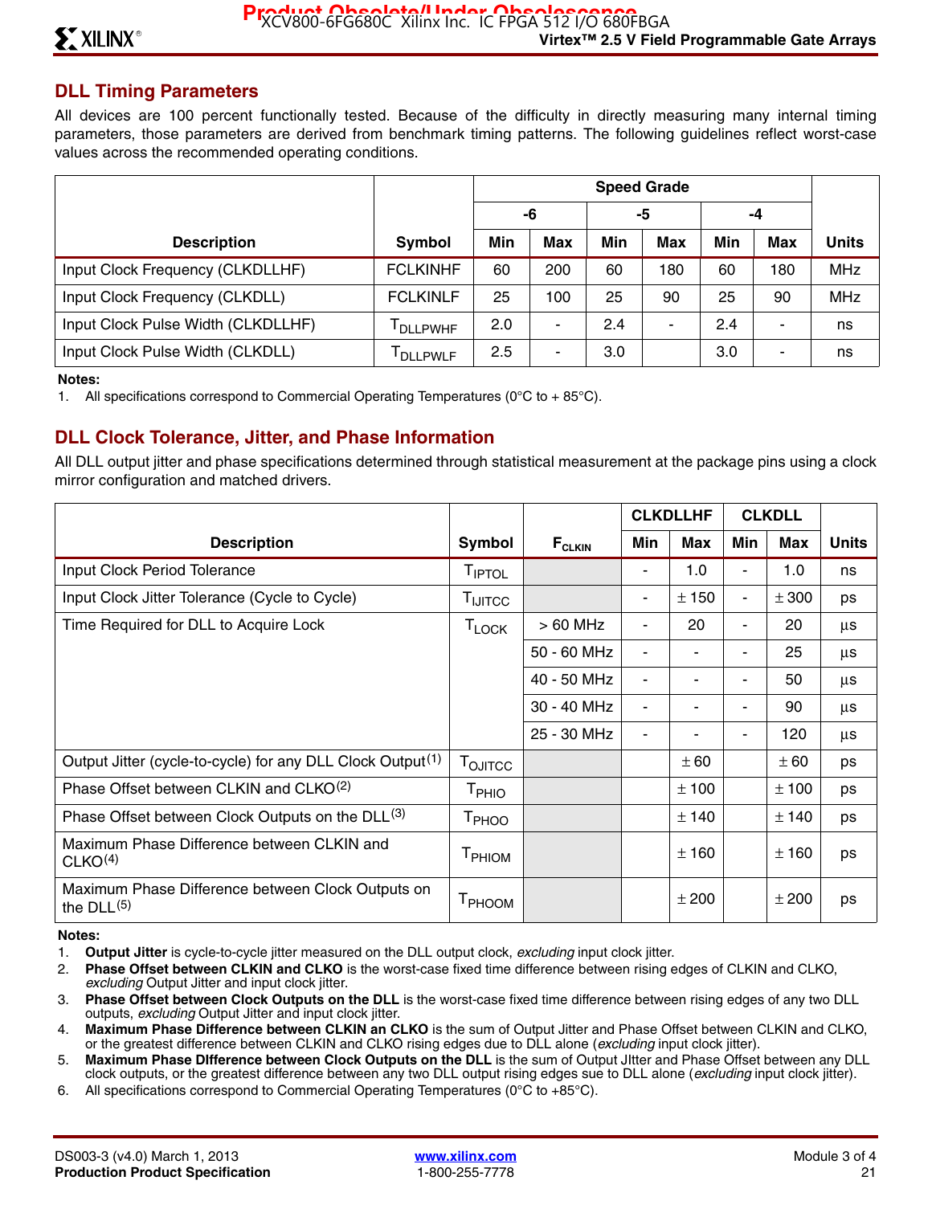## DLL Timing Parameters

All devices are 100 percent functionally tested. Because of the difficulty in directly measuring many internal timing parameters, those parameters are derived from benchmark timing patterns. The following guidelines reflect worst-case values across the recommended operating conditions.

| Description | Symbol | Speed Grade | | | | | | Units |
|---|---|---|---|---|---|---|---|---|
| | | -6 | | -5 | | -4 | | |
| | | Min | Max | Min | Max | Min | Max | |
| Input Clock Frequency (CLKDLLHF) | FCLKINHF | 60 | 200 | 60 | 180 | 60 | 180 | MHz |
| Input Clock Frequency (CLKDLL) | FCLKINLF | 25 | 100 | 25 | 90 | 25 | 90 | MHz |
| Input Clock Pulse Width (CLKDLLHF) | $T_{DLLPWHF}$ | 2.0 | - | 2.4 | - | 2.4 | - | ns |
| Input Clock Pulse Width (CLKDLL) | $T_{DLLPWLF}$ | 2.5 | - | 3.0 | | 3.0 | - | ns |

**Notes:**

1. All specifications correspond to Commercial Operating Temperatures (0°C to + 85°C).

## DLL Clock Tolerance, Jitter, and Phase Information

All DLL output jitter and phase specifications determined through statistical measurement at the package pins using a clock mirror configuration and matched drivers.

| Description | Symbol | $F_{CLKIN}$ | CLKDLLHF | | CLKDLL | | Units |
|---|---|---|---|---|---|---|---|
| | | | Min | Max | Min | Max | |
| Input Clock Period Tolerance | $T_{IPTOL}$ | | - | 1.0 | - | 1.0 | ns |
| Input Clock Jitter Tolerance (Cycle to Cycle) | $T_{IJITCC}$ | | - | ± 150 | - | ± 300 | ps |
| Time Required for DLL to Acquire Lock | $T_{LOCK}$ | > 60 MHz | - | 20 | - | 20 | µs |
| | | 50 - 60 MHz | - | - | - | 25 | µs |
| | | 40 - 50 MHz | - | - | - | 50 | µs |
| | | 30 - 40 MHz | - | - | - | 90 | µs |
| | | 25 - 30 MHz | - | - | - | 120 | µs |
| Output Jitter (cycle-to-cycle) for any DLL Clock Output(1) | $T_{OJITCC}$ | | | ± 60 | | ± 60 | ps |
| Phase Offset between CLKIN and CLKO(2) | $T_{PHIO}$ | | | ± 100 | | ± 100 | ps |
| Phase Offset between Clock Outputs on the DLL(3) | $T_{PHOO}$ | | | ± 140 | | ± 140 | ps |
| Maximum Phase Difference between CLKIN and CLKO(4) | $T_{PHIOM}$ | | | ± 160 | | ± 160 | ps |
| Maximum Phase Difference between Clock Outputs on the DLL(5) | $T_{PHOOM}$ | | | ± 200 | | ± 200 | ps |

**Notes:**

1. **Output Jitter** is cycle-to-cycle jitter measured on the DLL output clock, *excluding* input clock jitter.
2. **Phase Offset between CLKIN and CLKO** is the worst-case fixed time difference between rising edges of CLKIN and CLKO, *excluding* Output Jitter and input clock jitter.
3. **Phase Offset between Clock Outputs on the DLL** is the worst-case fixed time difference between rising edges of any two DLL outputs, *excluding* Output Jitter and input clock jitter.
4. **Maximum Phase Difference between CLKIN an CLKO** is the sum of Output Jitter and Phase Offset between CLKIN and CLKO, or the greatest difference between CLKIN and CLKO rising edges due to DLL alone (*excluding* input clock jitter).
5. **Maximum Phase DIfference between Clock Outputs on the DLL** is the sum of Output JItter and Phase Offset between any DLL clock outputs, or the greatest difference between any two DLL output rising edges sue to DLL alone (*excluding* input clock jitter).
6. All specifications correspond to Commercial Operating Temperatures (0°C to +85°C).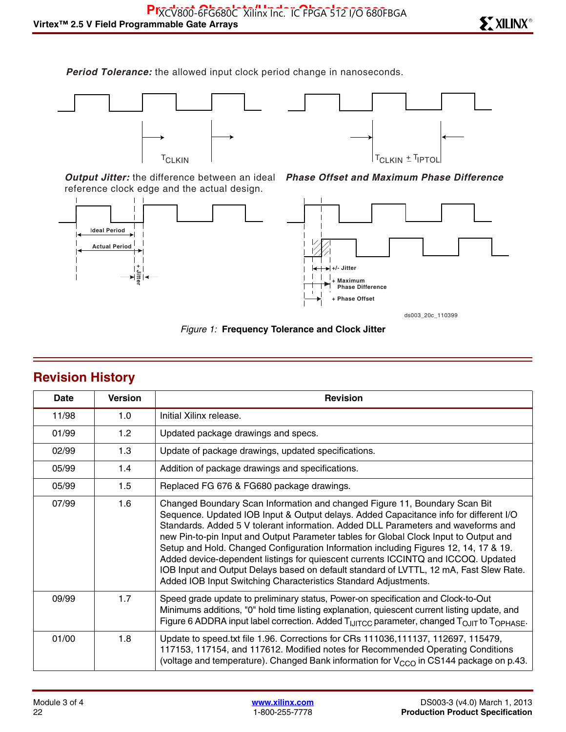***Period Tolerance:*** the allowed input clock period change in nanoseconds.

$T_{CLKIN}$ $T_{CLKIN} \pm T_{IPTOL}$

***Output Jitter:*** the difference between an ideal reference clock edge and the actual design.

***Phase Offset and Maximum Phase Difference***

Ideal Period

Actual Period

+ Jitter

+/- Jitter

+ Maximum Phase Difference

+ Phase Offset

ds003_20c_110399

*Figure 1:* **Frequency Tolerance and Clock Jitter**

## Revision History

| Date | Version | Revision |
|---|---|---|
| 11/98 | 1.0 | Initial Xilinx release. |
| 01/99 | 1.2 | Updated package drawings and specs. |
| 02/99 | 1.3 | Update of package drawings, updated specifications. |
| 05/99 | 1.4 | Addition of package drawings and specifications. |
| 05/99 | 1.5 | Replaced FG 676 & FG680 package drawings. |
| 07/99 | 1.6 | Changed Boundary Scan Information and changed Figure 11, Boundary Scan Bit Sequence. Updated IOB Input & Output delays. Added Capacitance info for different I/O Standards. Added 5 V tolerant information. Added DLL Parameters and waveforms and new Pin-to-pin Input and Output Parameter tables for Global Clock Input to Output and Setup and Hold. Changed Configuration Information including Figures 12, 14, 17 & 19. Added device-dependent listings for quiescent currents ICCINTQ and ICCOQ. Updated IOB Input and Output Delays based on default standard of LVTTL, 12 mA, Fast Slew Rate. Added IOB Input Switching Characteristics Standard Adjustments. |
| 09/99 | 1.7 | Speed grade update to preliminary status, Power-on specification and Clock-to-Out Minimums additions, "0" hold time listing explanation, quiescent current listing update, and Figure 6 ADDRA input label correction. Added $T_{IJITCC}$ parameter, changed $T_{OJIT}$ to $T_{OPHASE}$. |
| 01/00 | 1.8 | Update to speed.txt file 1.96. Corrections for CRs 111036,111137, 112697, 115479, 117153, 117154, and 117612. Modified notes for Recommended Operating Conditions (voltage and temperature). Changed Bank information for $V_{CCO}$ in CS144 package on p.43. |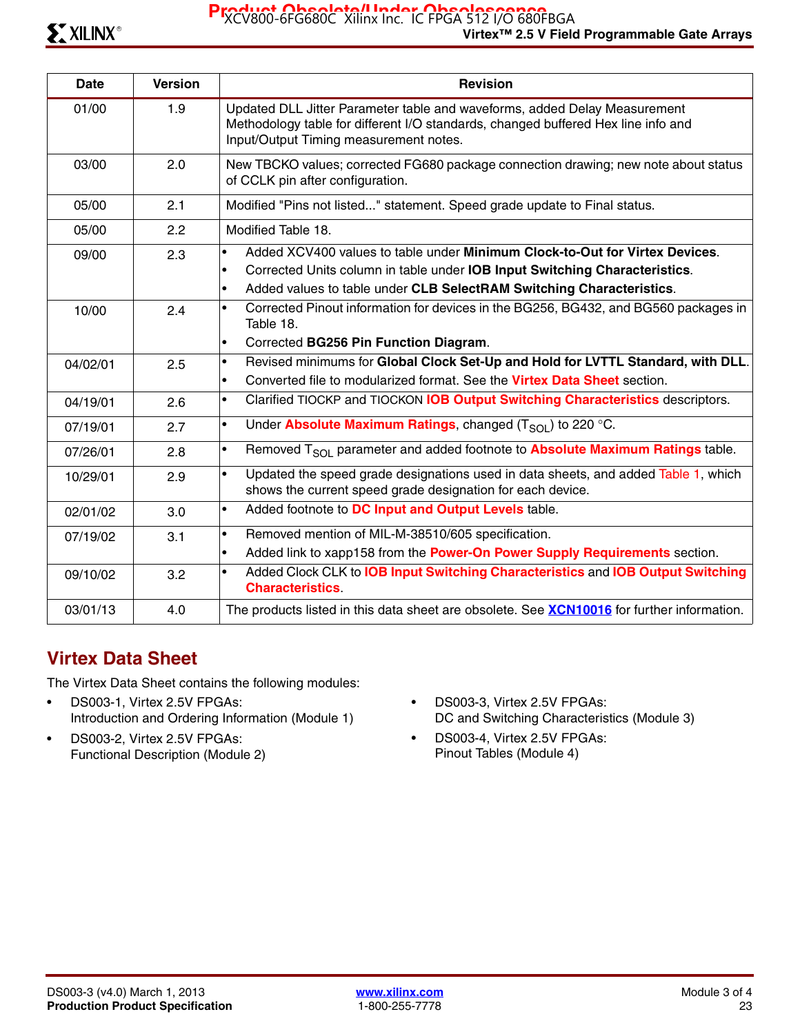| Date | Version | Revision |
| --- | --- | --- |
| 01/00 | 1.9 | Updated DLL Jitter Parameter table and waveforms, added Delay Measurement Methodology table for different I/O standards, changed buffered Hex line info and Input/Output Timing measurement notes. |
| 03/00 | 2.0 | New TBCKO values; corrected FG680 package connection drawing; new note about status of CCLK pin after configuration. |
| 05/00 | 2.1 | Modified "Pins not listed..." statement. Speed grade update to Final status. |
| 05/00 | 2.2 | Modified Table 18. |
| 09/00 | 2.3 | • Added XCV400 values to table under **Minimum Clock-to-Out for Virtex Devices**.<br>• Corrected Units column in table under **IOB Input Switching Characteristics**.<br>• Added values to table under **CLB SelectRAM Switching Characteristics**. |
| 10/00 | 2.4 | • Corrected Pinout information for devices in the BG256, BG432, and BG560 packages in Table 18.<br>• Corrected **BG256 Pin Function Diagram**. |
| 04/02/01 | 2.5 | • Revised minimums for **Global Clock Set-Up and Hold for LVTTL Standard, with DLL**.<br>• Converted file to modularized format. See the **Virtex Data Sheet** section. |
| 04/19/01 | 2.6 | • Clarified TIOCKP and TIOCKON **IOB Output Switching Characteristics** descriptors. |
| 07/19/01 | 2.7 | • Under **Absolute Maximum Ratings**, changed ($T_{SOL}$) to 220 °C. |
| 07/26/01 | 2.8 | • Removed $T_{SOL}$ parameter and added footnote to **Absolute Maximum Ratings** table. |
| 10/29/01 | 2.9 | • Updated the speed grade designations used in data sheets, and added Table 1, which shows the current speed grade designation for each device. |
| 02/01/02 | 3.0 | • Added footnote to **DC Input and Output Levels** table. |
| 07/19/02 | 3.1 | • Removed mention of MIL-M-38510/605 specification.<br>• Added link to xapp158 from the **Power-On Power Supply Requirements** section. |
| 09/10/02 | 3.2 | • Added Clock CLK to **IOB Input Switching Characteristics** and **IOB Output Switching Characteristics**. |
| 03/01/13 | 4.0 | The products listed in this data sheet are obsolete. See **XCN10016** for further information. |

## Virtex Data Sheet

The Virtex Data Sheet contains the following modules:

- DS003-1, Virtex 2.5V FPGAs:
  Introduction and Ordering Information (Module 1)
- DS003-2, Virtex 2.5V FPGAs:
  Functional Description (Module 2)
- DS003-3, Virtex 2.5V FPGAs:
  DC and Switching Characteristics (Module 3)
- DS003-4, Virtex 2.5V FPGAs:
  Pinout Tables (Module 4)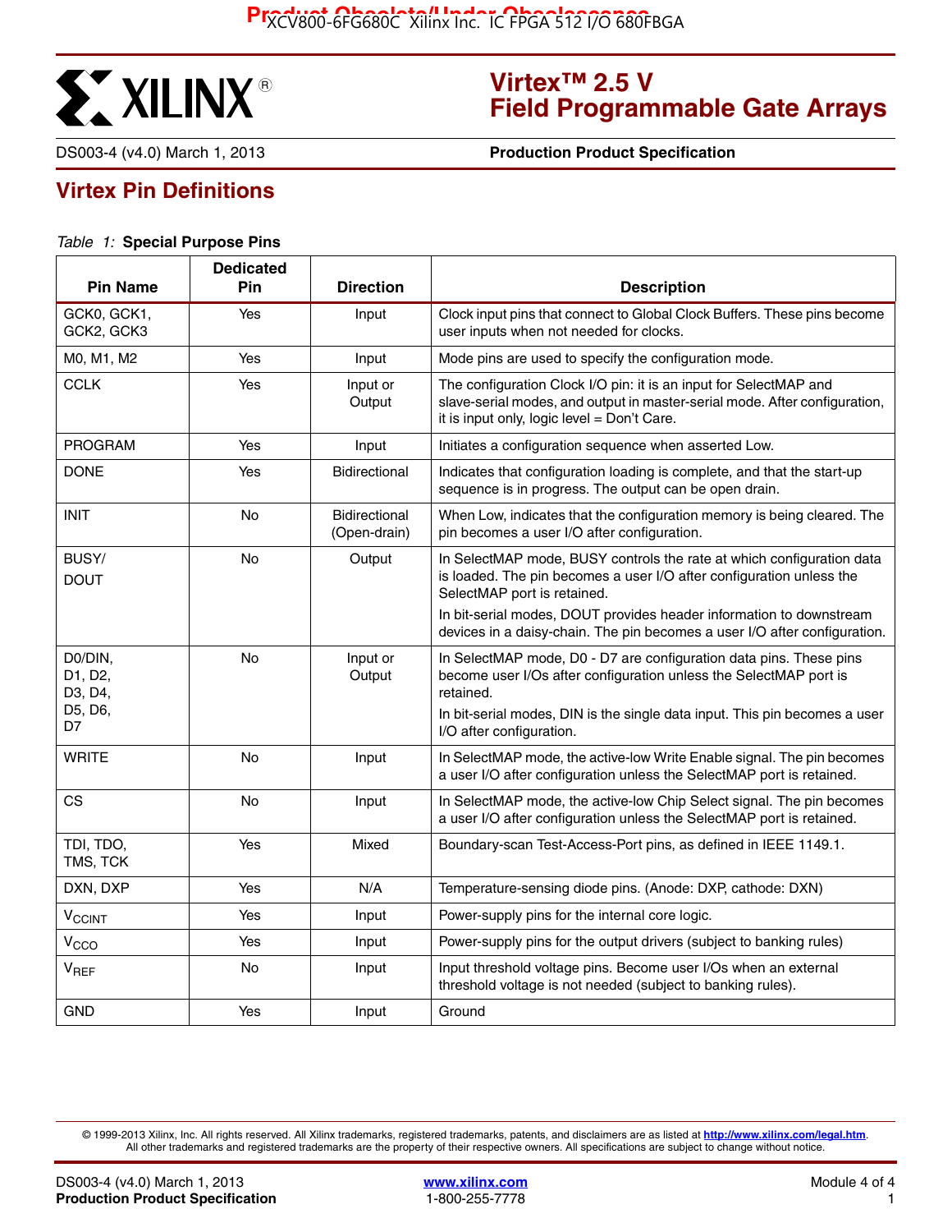# Virtex™ 2.5 V Field Programmable Gate Arrays

DS003-4 (v4.0) March 1, 2013 **Production Product Specification**

## Virtex Pin Definitions

*Table 1:* **Special Purpose Pins**

| Pin Name | Dedicated Pin | Direction | Description |
|---|---|---|---|
| GCK0, GCK1, GCK2, GCK3 | Yes | Input | Clock input pins that connect to Global Clock Buffers. These pins become user inputs when not needed for clocks. |
| M0, M1, M2 | Yes | Input | Mode pins are used to specify the configuration mode. |
| CCLK | Yes | Input or Output | The configuration Clock I/O pin: it is an input for SelectMAP and slave-serial modes, and output in master-serial mode. After configuration, it is input only, logic level = Don't Care. |
| PROGRAM | Yes | Input | Initiates a configuration sequence when asserted Low. |
| DONE | Yes | Bidirectional | Indicates that configuration loading is complete, and that the start-up sequence is in progress. The output can be open drain. |
| INIT | No | Bidirectional (Open-drain) | When Low, indicates that the configuration memory is being cleared. The pin becomes a user I/O after configuration. |
| BUSY/ DOUT | No | Output | In SelectMAP mode, BUSY controls the rate at which configuration data is loaded. The pin becomes a user I/O after configuration unless the SelectMAP port is retained. In bit-serial modes, DOUT provides header information to downstream devices in a daisy-chain. The pin becomes a user I/O after configuration. |
| D0/DIN, D1, D2, D3, D4, D5, D6, D7 | No | Input or Output | In SelectMAP mode, D0 - D7 are configuration data pins. These pins become user I/Os after configuration unless the SelectMAP port is retained. In bit-serial modes, DIN is the single data input. This pin becomes a user I/O after configuration. |
| WRITE | No | Input | In SelectMAP mode, the active-low Write Enable signal. The pin becomes a user I/O after configuration unless the SelectMAP port is retained. |
| CS | No | Input | In SelectMAP mode, the active-low Chip Select signal. The pin becomes a user I/O after configuration unless the SelectMAP port is retained. |
| TDI, TDO, TMS, TCK | Yes | Mixed | Boundary-scan Test-Access-Port pins, as defined in IEEE 1149.1. |
| DXN, DXP | Yes | N/A | Temperature-sensing diode pins. (Anode: DXP, cathode: DXN) |
| $V_{CCINT}$ | Yes | Input | Power-supply pins for the internal core logic. |
| $V_{CCO}$ | Yes | Input | Power-supply pins for the output drivers (subject to banking rules) |
| $V_{REF}$ | No | Input | Input threshold voltage pins. Become user I/Os when an external threshold voltage is not needed (subject to banking rules). |
| GND | Yes | Input | Ground |

© 1999-2013 Xilinx, Inc. All rights reserved. All Xilinx trademarks, registered trademarks, patents, and disclaimers are as listed at http://www.xilinx.com/legal.htm. All other trademarks and registered trademarks are the property of their respective owners. All specifications are subject to change without notice.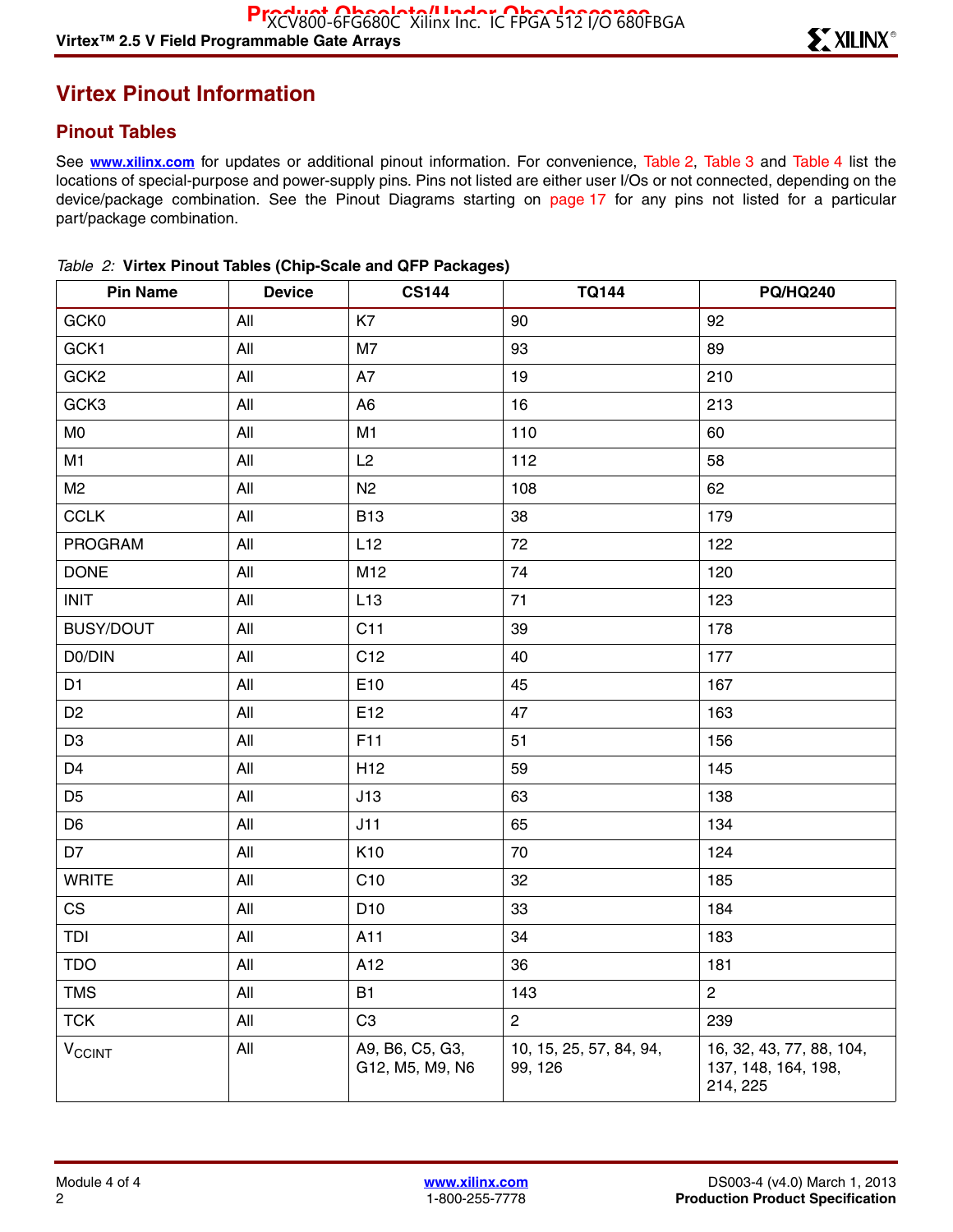# Virtex Pinout Information

## Pinout Tables

See **www.xilinx.com** for updates or additional pinout information. For convenience, Table 2, Table 3 and Table 4 list the locations of special-purpose and power-supply pins. Pins not listed are either user I/Os or not connected, depending on the device/package combination. See the Pinout Diagrams starting on page 17 for any pins not listed for a particular part/package combination.

*Table 2:* **Virtex Pinout Tables (Chip-Scale and QFP Packages)**

| Pin Name | Device | CS144 | TQ144 | PQ/HQ240 |
|---|---|---|---|---|
| GCK0 | All | K7 | 90 | 92 |
| GCK1 | All | M7 | 93 | 89 |
| GCK2 | All | A7 | 19 | 210 |
| GCK3 | All | A6 | 16 | 213 |
| M0 | All | M1 | 110 | 60 |
| M1 | All | L2 | 112 | 58 |
| M2 | All | N2 | 108 | 62 |
| CCLK | All | B13 | 38 | 179 |
| PROGRAM | All | L12 | 72 | 122 |
| DONE | All | M12 | 74 | 120 |
| INIT | All | L13 | 71 | 123 |
| BUSY/DOUT | All | C11 | 39 | 178 |
| D0/DIN | All | C12 | 40 | 177 |
| D1 | All | E10 | 45 | 167 |
| D2 | All | E12 | 47 | 163 |
| D3 | All | F11 | 51 | 156 |
| D4 | All | H12 | 59 | 145 |
| D5 | All | J13 | 63 | 138 |
| D6 | All | J11 | 65 | 134 |
| D7 | All | K10 | 70 | 124 |
| WRITE | All | C10 | 32 | 185 |
| CS | All | D10 | 33 | 184 |
| TDI | All | A11 | 34 | 183 |
| TDO | All | A12 | 36 | 181 |
| TMS | All | B1 | 143 | 2 |
| TCK | All | C3 | 2 | 239 |
| $V_{CCINT}$ | All | A9, B6, C5, G3, G12, M5, M9, N6 | 10, 15, 25, 57, 84, 94, 99, 126 | 16, 32, 43, 77, 88, 104, 137, 148, 164, 198, 214, 225 |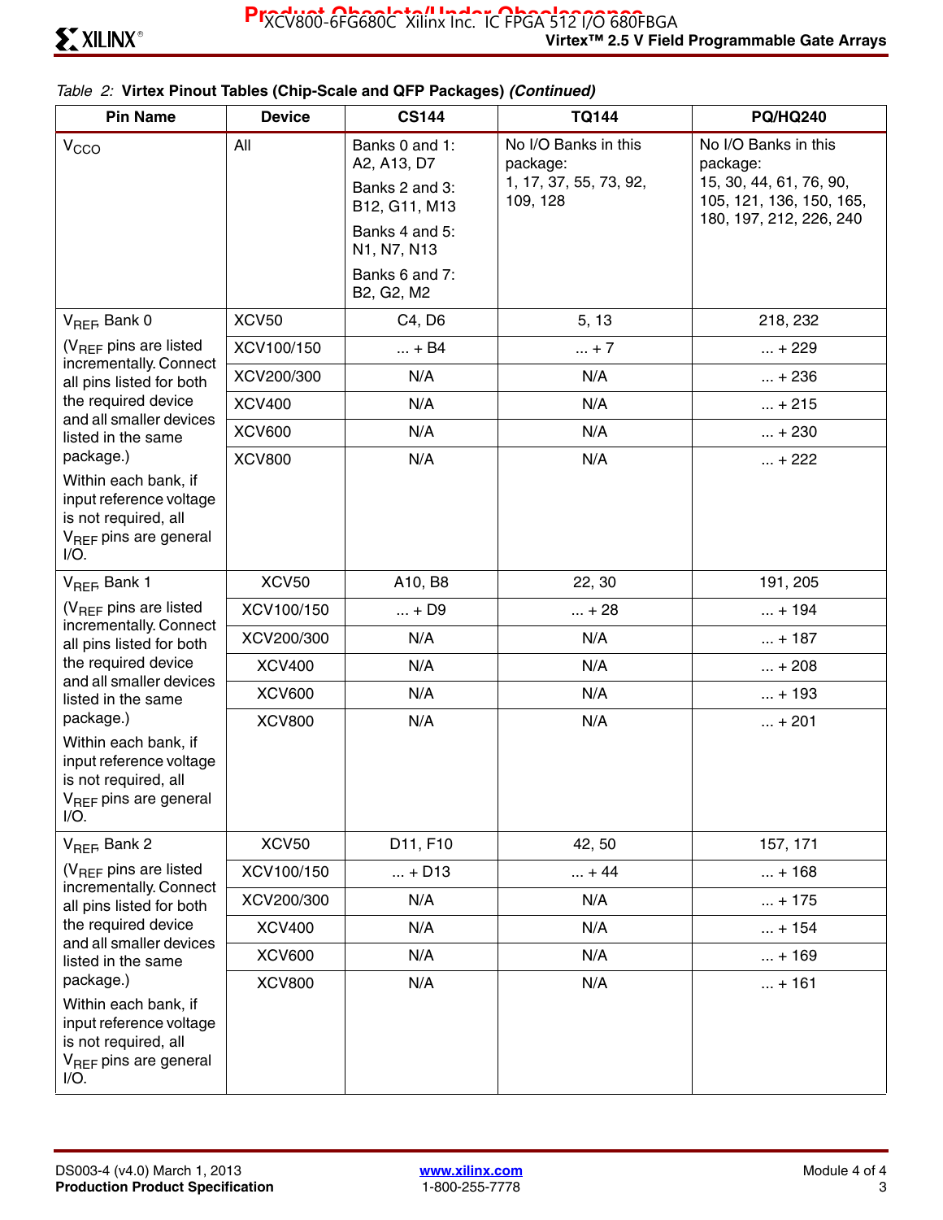Table 2: **Virtex Pinout Tables (Chip-Scale and QFP Packages)** ***(Continued)***

| Pin Name | Device | CS144 | TQ144 | PQ/HQ240 |
|---|---|---|---|---|
| $V_{CCO}$ | All | Banks 0 and 1: A2, A13, D7<br>Banks 2 and 3: B12, G11, M13<br>Banks 4 and 5: N1, N7, N13<br>Banks 6 and 7: B2, G2, M2 | No I/O Banks in this package:<br>1, 17, 37, 55, 73, 92, 109, 128 | No I/O Banks in this package:<br>15, 30, 44, 61, 76, 90, 105, 121, 136, 150, 165, 180, 197, 212, 226, 240 |
| $V_{REF}$, Bank 0<br>($V_{REF}$ pins are listed incrementally. Connect all pins listed for both the required device and all smaller devices listed in the same package.)<br>Within each bank, if input reference voltage is not required, all $V_{REF}$ pins are general I/O. | XCV50 | C4, D6 | 5, 13 | 218, 232 |
| | XCV100/150 | ... + B4 | ... + 7 | ... + 229 |
| | XCV200/300 | N/A | N/A | ... + 236 |
| | XCV400 | N/A | N/A | ... + 215 |
| | XCV600 | N/A | N/A | ... + 230 |
| | XCV800 | N/A | N/A | ... + 222 |
| $V_{REF}$, Bank 1<br>($V_{REF}$ pins are listed incrementally. Connect all pins listed for both the required device and all smaller devices listed in the same package.)<br>Within each bank, if input reference voltage is not required, all $V_{REF}$ pins are general I/O. | XCV50 | A10, B8 | 22, 30 | 191, 205 |
| | XCV100/150 | ... + D9 | ... + 28 | ... + 194 |
| | XCV200/300 | N/A | N/A | ... + 187 |
| | XCV400 | N/A | N/A | ... + 208 |
| | XCV600 | N/A | N/A | ... + 193 |
| | XCV800 | N/A | N/A | ... + 201 |
| $V_{REF}$, Bank 2<br>($V_{REF}$ pins are listed incrementally. Connect all pins listed for both the required device and all smaller devices listed in the same package.)<br>Within each bank, if input reference voltage is not required, all $V_{REF}$ pins are general I/O. | XCV50 | D11, F10 | 42, 50 | 157, 171 |
| | XCV100/150 | ... + D13 | ... + 44 | ... + 168 |
| | XCV200/300 | N/A | N/A | ... + 175 |
| | XCV400 | N/A | N/A | ... + 154 |
| | XCV600 | N/A | N/A | ... + 169 |
| | XCV800 | N/A | N/A | ... + 161 |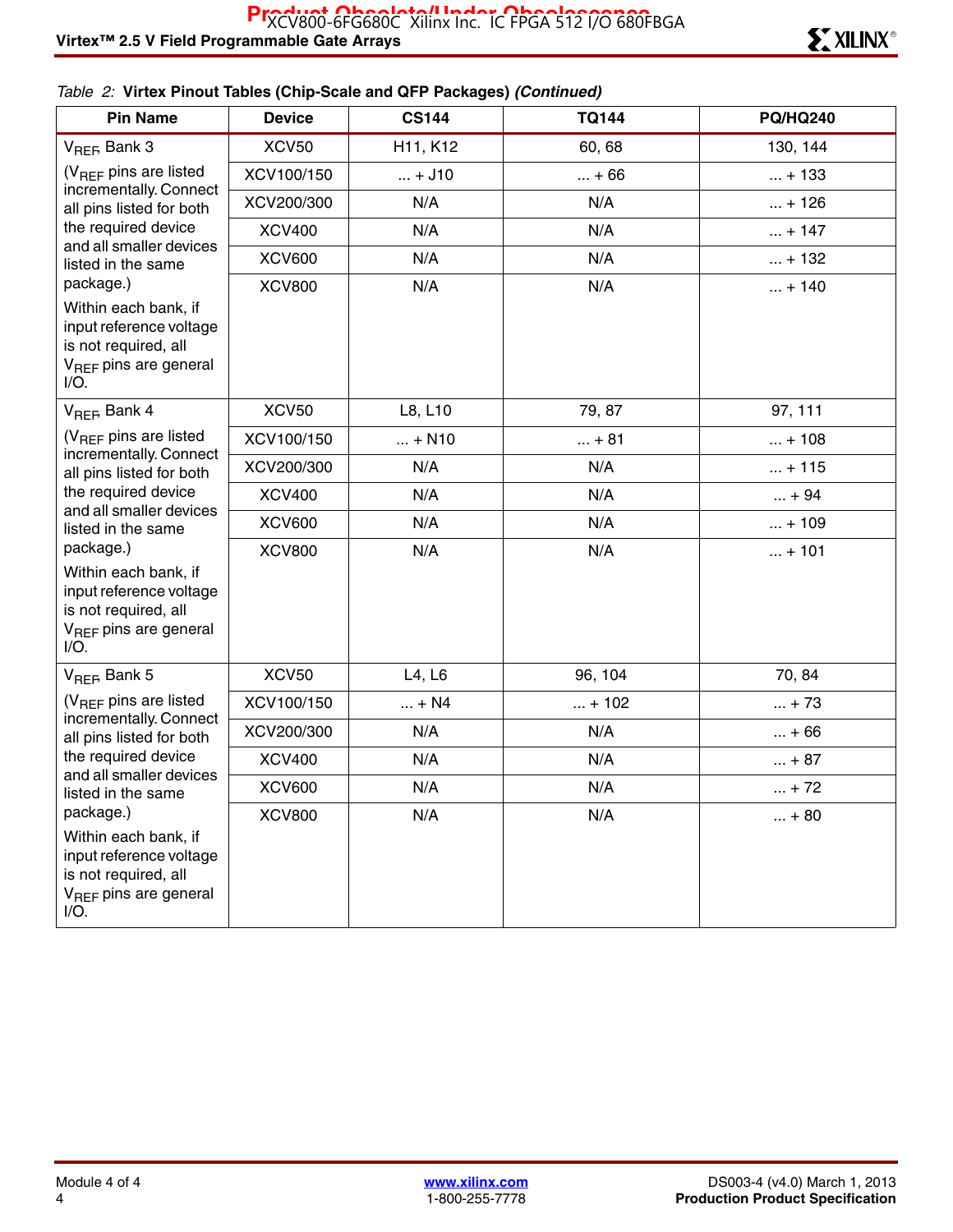Table 2: **Virtex Pinout Tables (Chip-Scale and QFP Packages)** ***(Continued)***

| Pin Name | Device | CS144 | TQ144 | PQ/HQ240 |
|---|---|---|---|---|
| $V_{REF}$ Bank 3 | XCV50 | H11, K12 | 60, 68 | 130, 144 |
| ($V_{REF}$ pins are listed incrementally. Connect all pins listed for both the required device and all smaller devices listed in the same package.) | XCV100/150 | ... + J10 | ... + 66 | ... + 133 |
| Within each bank, if input reference voltage is not required, all $V_{REF}$ pins are general I/O. | XCV200/300 | N/A | N/A | ... + 126 |
| | XCV400 | N/A | N/A | ... + 147 |
| | XCV600 | N/A | N/A | ... + 132 |
| | XCV800 | N/A | N/A | ... + 140 |
| $V_{REF}$ Bank 4 | XCV50 | L8, L10 | 79, 87 | 97, 111 |
| ($V_{REF}$ pins are listed incrementally. Connect all pins listed for both the required device and all smaller devices listed in the same package.) | XCV100/150 | ... + N10 | ... + 81 | ... + 108 |
| Within each bank, if input reference voltage is not required, all $V_{REF}$ pins are general I/O. | XCV200/300 | N/A | N/A | ... + 115 |
| | XCV400 | N/A | N/A | ... + 94 |
| | XCV600 | N/A | N/A | ... + 109 |
| | XCV800 | N/A | N/A | ... + 101 |
| $V_{REF}$ Bank 5 | XCV50 | L4, L6 | 96, 104 | 70, 84 |
| ($V_{REF}$ pins are listed incrementally. Connect all pins listed for both the required device and all smaller devices listed in the same package.) | XCV100/150 | ... + N4 | ... + 102 | ... + 73 |
| Within each bank, if input reference voltage is not required, all $V_{REF}$ pins are general I/O. | XCV200/300 | N/A | N/A | ... + 66 |
| | XCV400 | N/A | N/A | ... + 87 |
| | XCV600 | N/A | N/A | ... + 72 |
| | XCV800 | N/A | N/A | ... + 80 |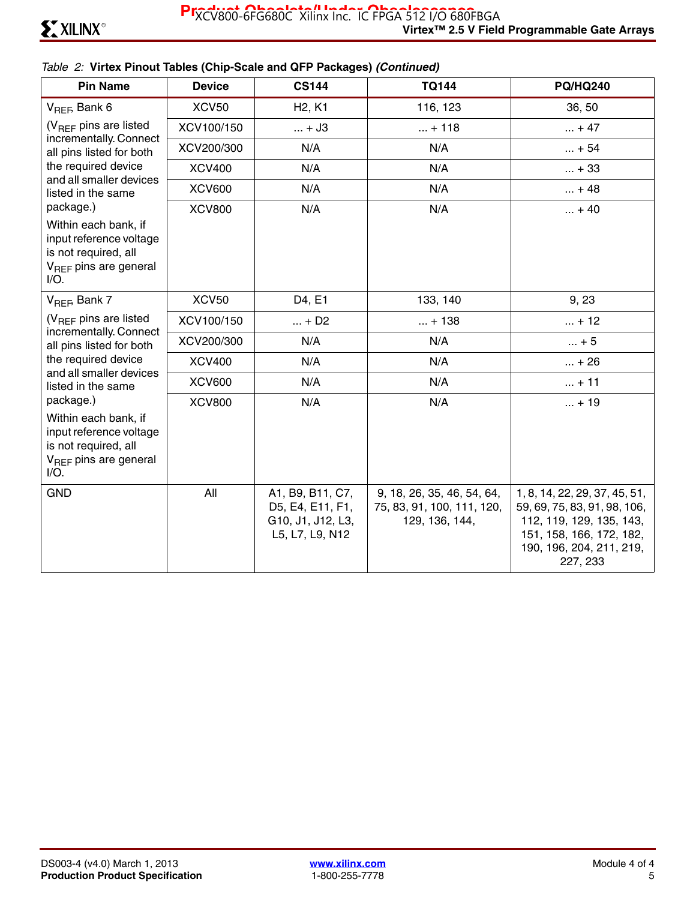Table 2: **Virtex Pinout Tables (Chip-Scale and QFP Packages)** ***(Continued)***

| Pin Name | Device | CS144 | TQ144 | PQ/HQ240 |
|---|---|---|---|---|
| $V_{REF}$ Bank 6 | XCV50 | H2, K1 | 116, 123 | 36, 50 |
| ($V_{REF}$ pins are listed incrementally. Connect all pins listed for both the required device and all smaller devices listed in the same package.) | XCV100/150 | ... + J3 | ... + 118 | ... + 47 |
| | XCV200/300 | N/A | N/A | ... + 54 |
| | XCV400 | N/A | N/A | ... + 33 |
| | XCV600 | N/A | N/A | ... + 48 |
| Within each bank, if input reference voltage is not required, all $V_{REF}$ pins are general I/O. | XCV800 | N/A | N/A | ... + 40 |
| $V_{REF}$ Bank 7 | XCV50 | D4, E1 | 133, 140 | 9, 23 |
| ($V_{REF}$ pins are listed incrementally. Connect all pins listed for both the required device and all smaller devices listed in the same package.) | XCV100/150 | ... + D2 | ... + 138 | ... + 12 |
| | XCV200/300 | N/A | N/A | ... + 5 |
| | XCV400 | N/A | N/A | ... + 26 |
| | XCV600 | N/A | N/A | ... + 11 |
| Within each bank, if input reference voltage is not required, all $V_{REF}$ pins are general I/O. | XCV800 | N/A | N/A | ... + 19 |
| GND | All | A1, B9, B11, C7, D5, E4, E11, F1, G10, J1, J12, L3, L5, L7, L9, N12 | 9, 18, 26, 35, 46, 54, 64, 75, 83, 91, 100, 111, 120, 129, 136, 144, | 1, 8, 14, 22, 29, 37, 45, 51, 59, 69, 75, 83, 91, 98, 106, 112, 119, 129, 135, 143, 151, 158, 166, 172, 182, 190, 196, 204, 211, 219, 227, 233 |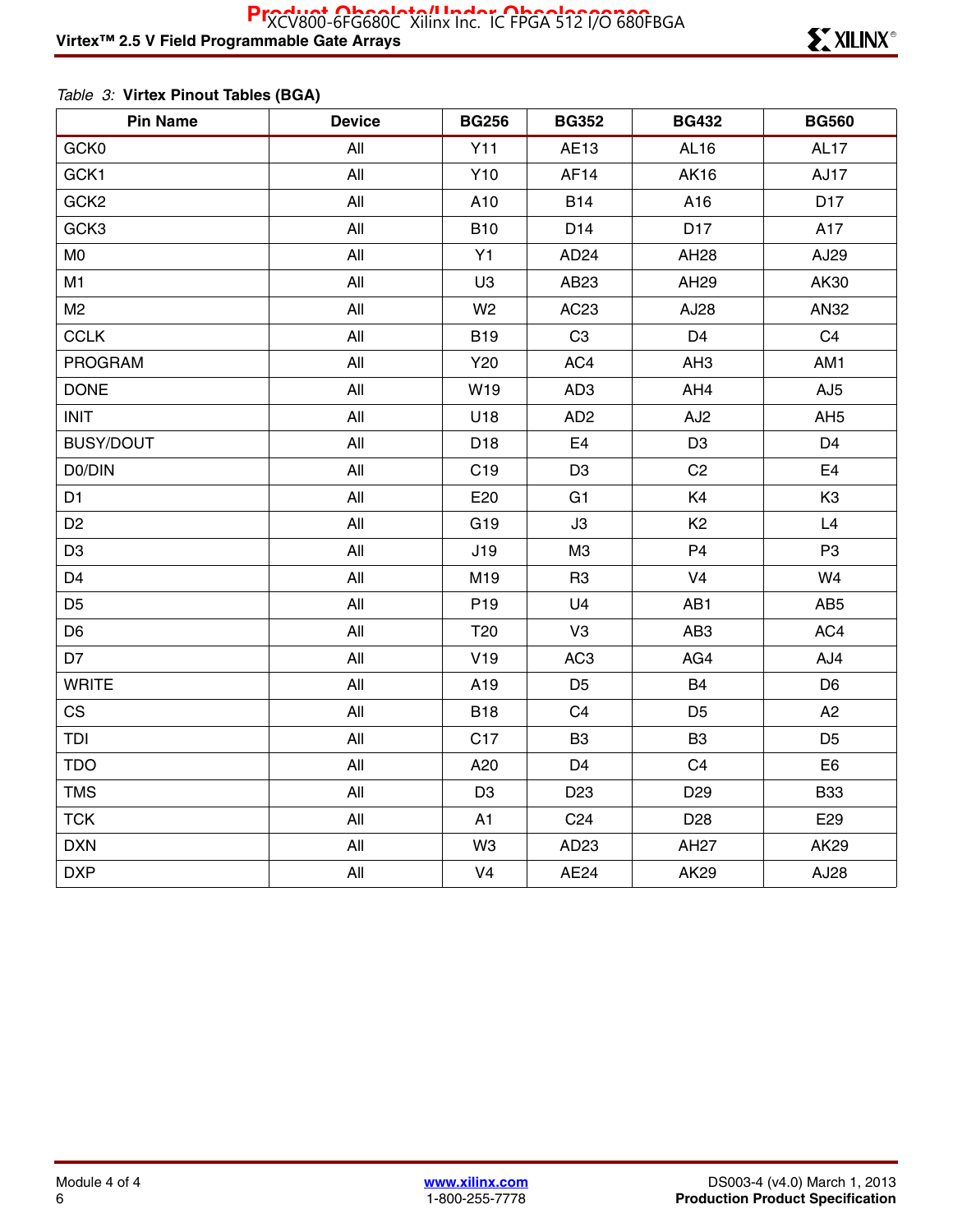*Table 3:* **Virtex Pinout Tables (BGA)**

| Pin Name | Device | BG256 | BG352 | BG432 | BG560 |
|---|---|---|---|---|---|
| GCK0 | All | Y11 | AE13 | AL16 | AL17 |
| GCK1 | All | Y10 | AF14 | AK16 | AJ17 |
| GCK2 | All | A10 | B14 | A16 | D17 |
| GCK3 | All | B10 | D14 | D17 | A17 |
| M0 | All | Y1 | AD24 | AH28 | AJ29 |
| M1 | All | U3 | AB23 | AH29 | AK30 |
| M2 | All | W2 | AC23 | AJ28 | AN32 |
| CCLK | All | B19 | C3 | D4 | C4 |
| PROGRAM | All | Y20 | AC4 | AH3 | AM1 |
| DONE | All | W19 | AD3 | AH4 | AJ5 |
| INIT | All | U18 | AD2 | AJ2 | AH5 |
| BUSY/DOUT | All | D18 | E4 | D3 | D4 |
| D0/DIN | All | C19 | D3 | C2 | E4 |
| D1 | All | E20 | G1 | K4 | K3 |
| D2 | All | G19 | J3 | K2 | L4 |
| D3 | All | J19 | M3 | P4 | P3 |
| D4 | All | M19 | R3 | V4 | W4 |
| D5 | All | P19 | U4 | AB1 | AB5 |
| D6 | All | T20 | V3 | AB3 | AC4 |
| D7 | All | V19 | AC3 | AG4 | AJ4 |
| WRITE | All | A19 | D5 | B4 | D6 |
| CS | All | B18 | C4 | D5 | A2 |
| TDI | All | C17 | B3 | B3 | D5 |
| TDO | All | A20 | D4 | C4 | E6 |
| TMS | All | D3 | D23 | D29 | B33 |
| TCK | All | A1 | C24 | D28 | E29 |
| DXN | All | W3 | AD23 | AH27 | AK29 |
| DXP | All | V4 | AE24 | AK29 | AJ28 |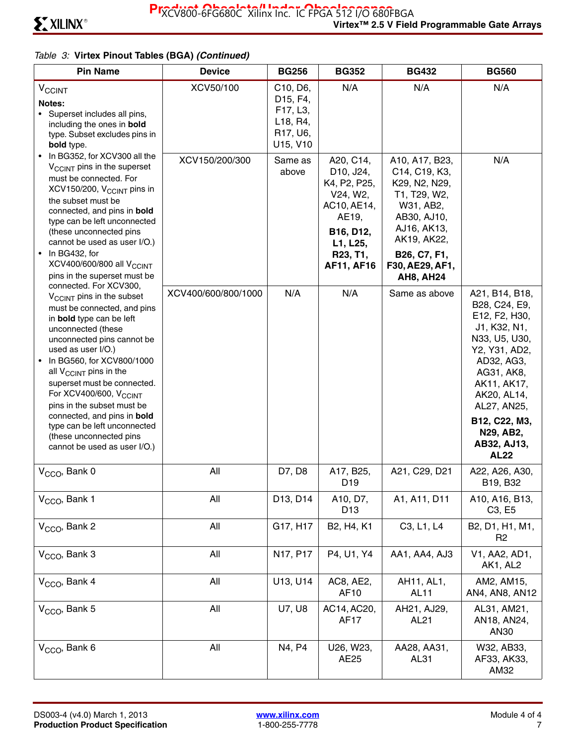*Table 3:* **Virtex Pinout Tables (BGA)** ***(Continued)***

| Pin Name | Device | BG256 | BG352 | BG432 | BG560 |
|---|---|---|---|---|---|
| $V_{CCINT}$<br>**Notes:**<br>• Superset includes all pins, including the ones in **bold** type. Subset excludes pins in **bold** type.<br>• In BG352, for XCV300 all the $V_{CCINT}$ pins in the superset must be connected. For XCV150/200, $V_{CCINT}$ pins in the subset must be connected, and pins in **bold** type can be left unconnected (these unconnected pins cannot be used as user I/O.)<br>• In BG432, for XCV400/600/800 all $V_{CCINT}$ pins in the superset must be connected. For XCV300, $V_{CCINT}$ pins in the subset must be connected, and pins in **bold** type can be left unconnected (these unconnected pins cannot be used as user I/O.)<br>• In BG560, for XCV800/1000 all $V_{CCINT}$ pins in the superset must be connected. For XCV400/600, $V_{CCINT}$ pins in the subset must be connected, and pins in **bold** type can be left unconnected (these unconnected pins cannot be used as user I/O.) | XCV50/100 | C10, D6, D15, F4, F17, L3, L18, R4, R17, U6, U15, V10 | N/A | N/A | N/A |
| | XCV150/200/300 | Same as above | A20, C14, D10, J24, K4, P2, P25, V24, W2, AC10, AE14, AE19, **B16, D12, L1, L25, R23, T1, AF11, AF16** | A10, A17, B23, C14, C19, K3, K29, N2, N29, T1, T29, W2, W31, AB2, AB30, AJ10, AJ16, AK13, AK19, AK22, **B26, C7, F1, F30, AE29, AF1, AH8, AH24** | N/A |
| | XCV400/600/800/1000 | N/A | N/A | Same as above | A21, B14, B18, B28, C24, E9, E12, F2, H30, J1, K32, N1, N33, U5, U30, Y2, Y31, AD2, AD32, AG3, AG31, AK8, AK11, AK17, AK20, AL14, AL27, AN25, **B12, C22, M3, N29, AB2, AB32, AJ13, AL22** |
| $V_{CCO}$, Bank 0 | All | D7, D8 | A17, B25, D19 | A21, C29, D21 | A22, A26, A30, B19, B32 |
| $V_{CCO}$, Bank 1 | All | D13, D14 | A10, D7, D13 | A1, A11, D11 | A10, A16, B13, C3, E5 |
| $V_{CCO}$, Bank 2 | All | G17, H17 | B2, H4, K1 | C3, L1, L4 | B2, D1, H1, M1, R2 |
| $V_{CCO}$, Bank 3 | All | N17, P17 | P4, U1, Y4 | AA1, AA4, AJ3 | V1, AA2, AD1, AK1, AL2 |
| $V_{CCO}$, Bank 4 | All | U13, U14 | AC8, AE2, AF10 | AH11, AL1, AL11 | AM2, AM15, AN4, AN8, AN12 |
| $V_{CCO}$, Bank 5 | All | U7, U8 | AC14, AC20, AF17 | AH21, AJ29, AL21 | AL31, AM21, AN18, AN24, AN30 |
| $V_{CCO}$, Bank 6 | All | N4, P4 | U26, W23, AE25 | AA28, AA31, AL31 | W32, AB33, AF33, AK33, AM32 |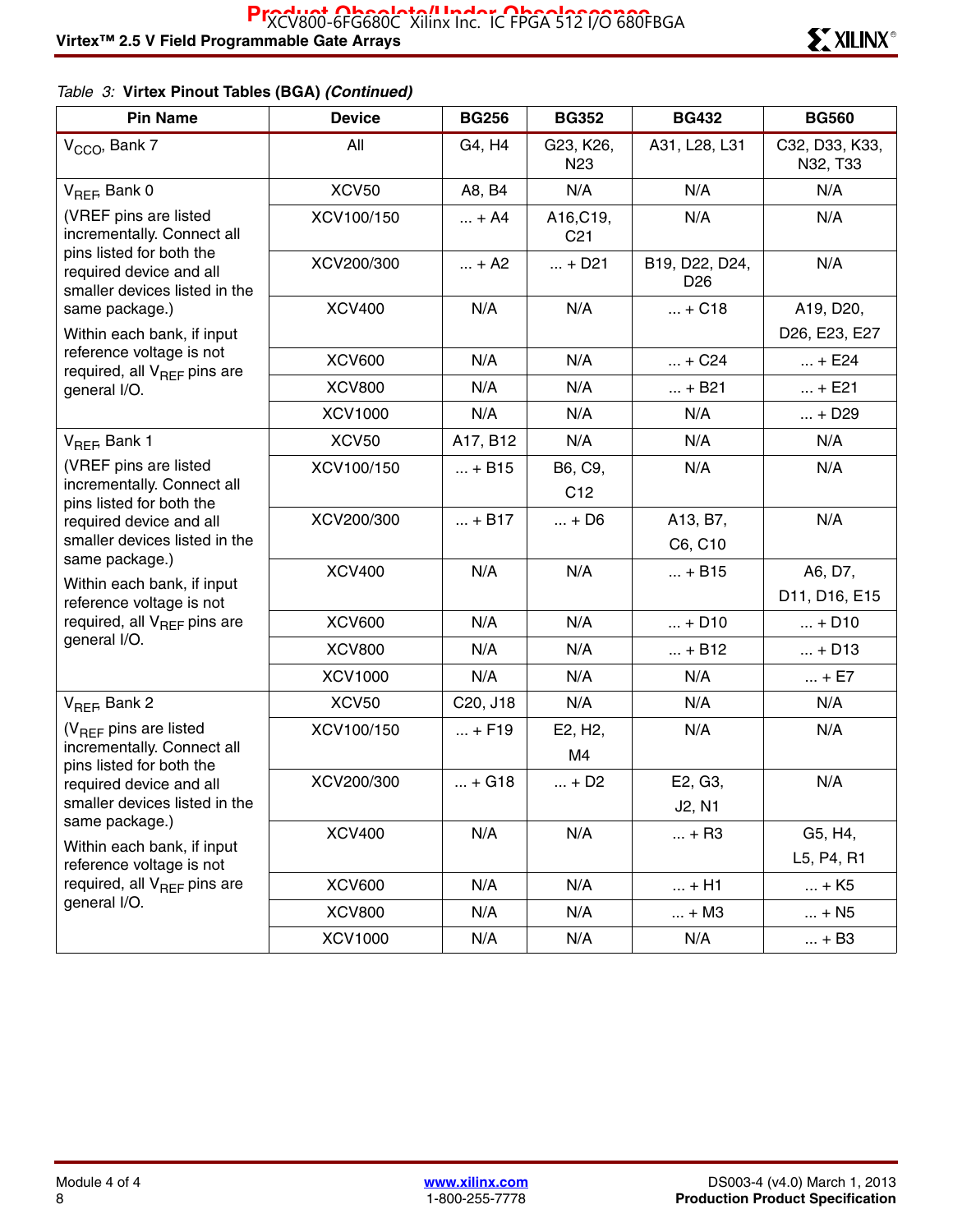*Table 3:* **Virtex Pinout Tables (BGA)** ***(Continued)***

| Pin Name | Device | BG256 | BG352 | BG432 | BG560 |
|---|---|---|---|---|---|
| $V_{CCO}$, Bank 7 | All | G4, H4 | G23, K26, N23 | A31, L28, L31 | C32, D33, K33, N32, T33 |
| $V_{REF}$, Bank 0 (VREF pins are listed incrementally. Connect all pins listed for both the required device and all smaller devices listed in the same package.) Within each bank, if input reference voltage is not required, all $V_{REF}$ pins are general I/O. | XCV50 | A8, B4 | N/A | N/A | N/A |
| | XCV100/150 | ... + A4 | A16,C19, C21 | N/A | N/A |
| | XCV200/300 | ... + A2 | ... + D21 | B19, D22, D24, D26 | N/A |
| | XCV400 | N/A | N/A | ... + C18 | A19, D20, D26, E23, E27 |
| | XCV600 | N/A | N/A | ... + C24 | ... + E24 |
| | XCV800 | N/A | N/A | ... + B21 | ... + E21 |
| | XCV1000 | N/A | N/A | N/A | ... + D29 |
| $V_{REF}$, Bank 1 (VREF pins are listed incrementally. Connect all pins listed for both the required device and all smaller devices listed in the same package.) Within each bank, if input reference voltage is not required, all $V_{REF}$ pins are general I/O. | XCV50 | A17, B12 | N/A | N/A | N/A |
| | XCV100/150 | ... + B15 | B6, C9, C12 | N/A | N/A |
| | XCV200/300 | ... + B17 | ... + D6 | A13, B7, C6, C10 | N/A |
| | XCV400 | N/A | N/A | ... + B15 | A6, D7, D11, D16, E15 |
| | XCV600 | N/A | N/A | ... + D10 | ... + D10 |
| | XCV800 | N/A | N/A | ... + B12 | ... + D13 |
| | XCV1000 | N/A | N/A | N/A | ... + E7 |
| $V_{REF}$, Bank 2 ($V_{REF}$ pins are listed incrementally. Connect all pins listed for both the required device and all smaller devices listed in the same package.) Within each bank, if input reference voltage is not required, all $V_{REF}$ pins are general I/O. | XCV50 | C20, J18 | N/A | N/A | N/A |
| | XCV100/150 | ... + F19 | E2, H2, M4 | N/A | N/A |
| | XCV200/300 | ... + G18 | ... + D2 | E2, G3, J2, N1 | N/A |
| | XCV400 | N/A | N/A | ... + R3 | G5, H4, L5, P4, R1 |
| | XCV600 | N/A | N/A | ... + H1 | ... + K5 |
| | XCV800 | N/A | N/A | ... + M3 | ... + N5 |
| | XCV1000 | N/A | N/A | N/A | ... + B3 |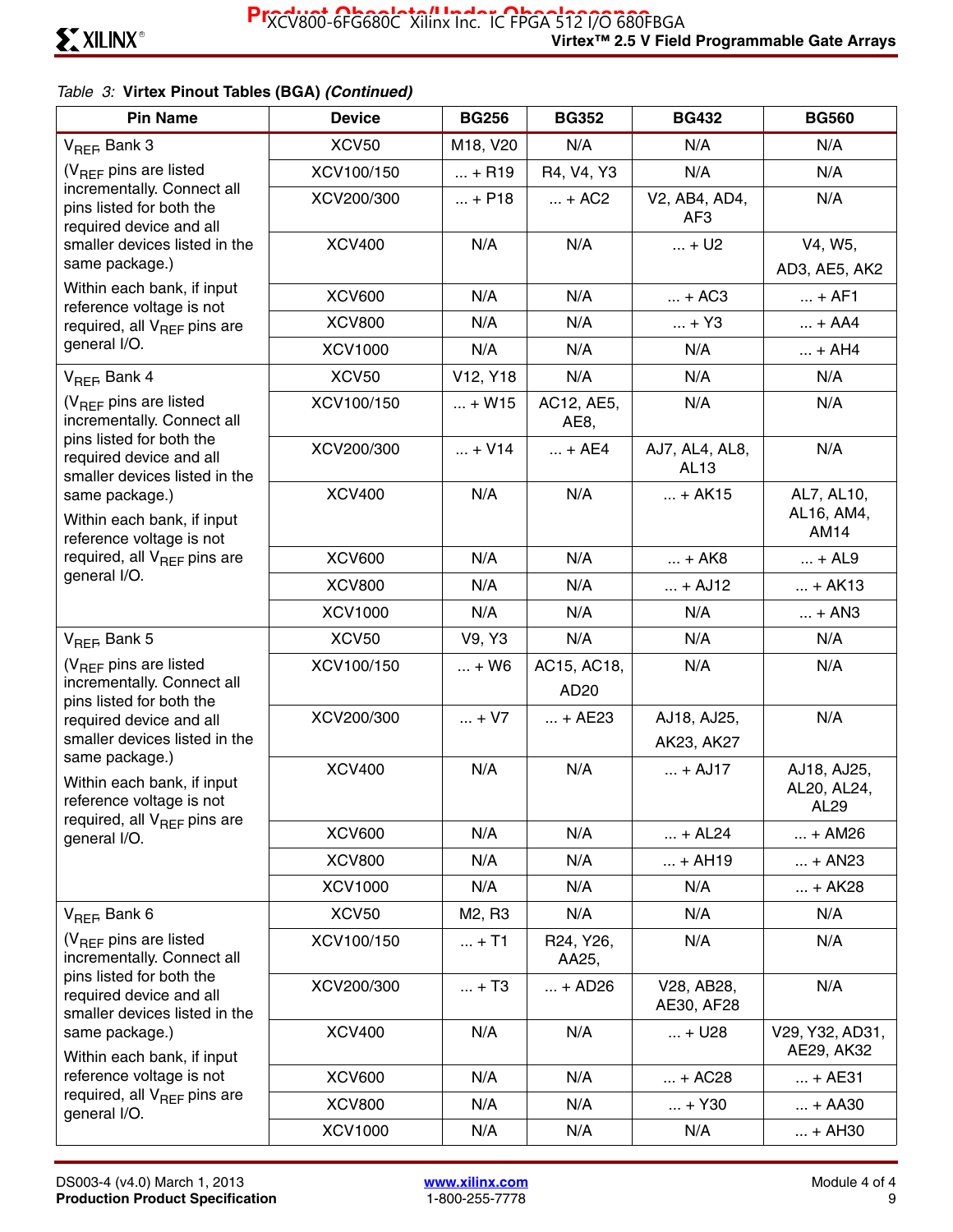Table 3: **Virtex Pinout Tables (BGA)** ***(Continued)***

| Pin Name | Device | BG256 | BG352 | BG432 | BG560 |
|---|---|---|---|---|---|
| $V_{REF}$, Bank 3 | XCV50 | M18, V20 | N/A | N/A | N/A |
| ($V_{REF}$ pins are listed incrementally. Connect all pins listed for both the required device and all smaller devices listed in the same package.) | XCV100/150 | ... + R19 | R4, V4, Y3 | N/A | N/A |
| | XCV200/300 | ... + P18 | ... + AC2 | V2, AB4, AD4, AF3 | N/A |
| | XCV400 | N/A | N/A | ... + U2 | V4, W5, AD3, AE5, AK2 |
| Within each bank, if input reference voltage is not required, all $V_{REF}$ pins are general I/O. | XCV600 | N/A | N/A | ... + AC3 | ... + AF1 |
| | XCV800 | N/A | N/A | ... + Y3 | ... + AA4 |
| | XCV1000 | N/A | N/A | N/A | ... + AH4 |
| $V_{REF}$, Bank 4 | XCV50 | V12, Y18 | N/A | N/A | N/A |
| ($V_{REF}$ pins are listed incrementally. Connect all pins listed for both the required device and all smaller devices listed in the same package.) | XCV100/150 | ... + W15 | AC12, AE5, AE8, | N/A | N/A |
| | XCV200/300 | ... + V14 | ... + AE4 | AJ7, AL4, AL8, AL13 | N/A |
| | XCV400 | N/A | N/A | ... + AK15 | AL7, AL10, AL16, AM4, AM14 |
| Within each bank, if input reference voltage is not required, all $V_{REF}$ pins are general I/O. | XCV600 | N/A | N/A | ... + AK8 | ... + AL9 |
| | XCV800 | N/A | N/A | ... + AJ12 | ... + AK13 |
| | XCV1000 | N/A | N/A | N/A | ... + AN3 |
| $V_{REF}$, Bank 5 | XCV50 | V9, Y3 | N/A | N/A | N/A |
| ($V_{REF}$ pins are listed incrementally. Connect all pins listed for both the required device and all smaller devices listed in the same package.) | XCV100/150 | ... + W6 | AC15, AC18, AD20 | N/A | N/A |
| | XCV200/300 | ... + V7 | ... + AE23 | AJ18, AJ25, AK23, AK27 | N/A |
| | XCV400 | N/A | N/A | ... + AJ17 | AJ18, AJ25, AL20, AL24, AL29 |
| Within each bank, if input reference voltage is not required, all $V_{REF}$ pins are general I/O. | XCV600 | N/A | N/A | ... + AL24 | ... + AM26 |
| | XCV800 | N/A | N/A | ... + AH19 | ... + AN23 |
| | XCV1000 | N/A | N/A | N/A | ... + AK28 |
| $V_{REF}$, Bank 6 | XCV50 | M2, R3 | N/A | N/A | N/A |
| ($V_{REF}$ pins are listed incrementally. Connect all pins listed for both the required device and all smaller devices listed in the same package.) | XCV100/150 | ... + T1 | R24, Y26, AA25, | N/A | N/A |
| | XCV200/300 | ... + T3 | ... + AD26 | V28, AB28, AE30, AF28 | N/A |
| | XCV400 | N/A | N/A | ... + U28 | V29, Y32, AD31, AE29, AK32 |
| Within each bank, if input reference voltage is not required, all $V_{REF}$ pins are general I/O. | XCV600 | N/A | N/A | ... + AC28 | ... + AE31 |
| | XCV800 | N/A | N/A | ... + Y30 | ... + AA30 |
| | XCV1000 | N/A | N/A | N/A | ... + AH30 |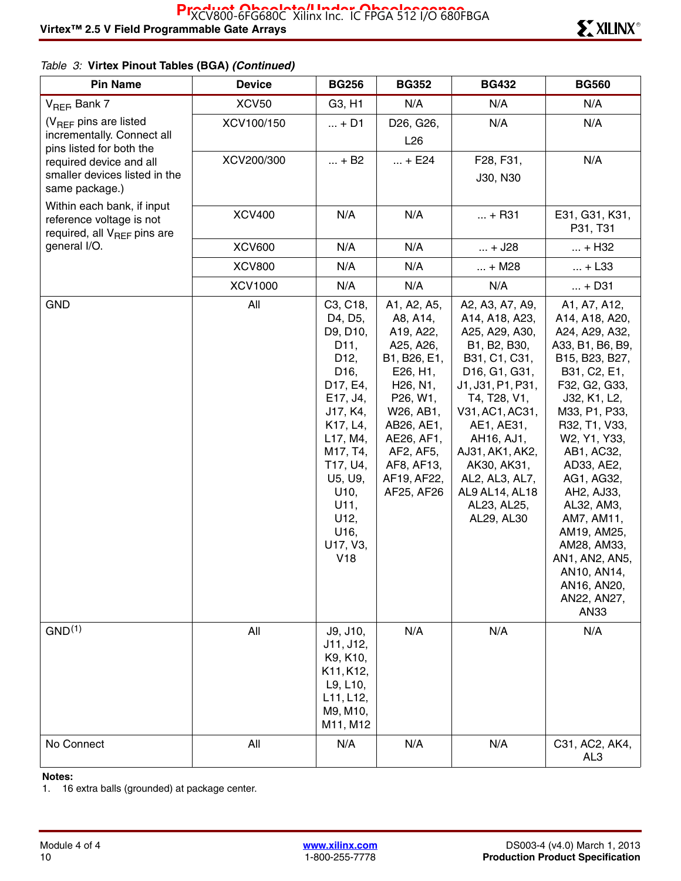Table 3: **Virtex Pinout Tables (BGA)** ***(Continued)***

| Pin Name | Device | BG256 | BG352 | BG432 | BG560 |
|---|---|---|---|---|---|
| $V_{REF}$, Bank 7 ($V_{REF}$ pins are listed incrementally. Connect all pins listed for both the required device and all smaller devices listed in the same package.) Within each bank, if input reference voltage is not required, all $V_{REF}$ pins are general I/O. | XCV50 | G3, H1 | N/A | N/A | N/A |
| | XCV100/150 | ... + D1 | D26, G26, L26 | N/A | N/A |
| | XCV200/300 | ... + B2 | ... + E24 | F28, F31, J30, N30 | N/A |
| | XCV400 | N/A | N/A | ... + R31 | E31, G31, K31, P31, T31 |
| | XCV600 | N/A | N/A | ... + J28 | ... + H32 |
| | XCV800 | N/A | N/A | ... + M28 | ... + L33 |
| | XCV1000 | N/A | N/A | N/A | ... + D31 |
| GND | All | C3, C18, D4, D5, D9, D10, D11, D12, D16, D17, E4, E17, J4, J17, K4, K17, L4, L17, M4, M17, T4, T17, U4, U5, U9, U10, U11, U12, U16, U17, V3, V18 | A1, A2, A5, A8, A14, A19, A22, A25, A26, B1, B26, E1, E26, H1, H26, N1, P26, W1, W26, AB1, AB26, AE1, AE26, AF1, AF2, AF5, AF8, AF13, AF19, AF22, AF25, AF26 | A2, A3, A7, A9, A14, A18, A23, A25, A29, A30, B1, B2, B30, B31, C1, C31, D16, G1, G31, J1, J31, P1, P31, T4, T28, V1, V31, AC1, AC31, AE1, AE31, AH16, AJ1, AJ31, AK1, AK2, AK30, AK31, AL2, AL3, AL7, AL9 AL14, AL18 AL23, AL25, AL29, AL30 | A1, A7, A12, A14, A18, A20, A24, A29, A32, A33, B1, B6, B9, B15, B23, B27, B31, C2, E1, F32, G2, G33, J32, K1, L2, M33, P1, P33, R32, T1, V33, W2, Y1, Y33, AB1, AC32, AD33, AE2, AG1, AG32, AH2, AJ33, AL32, AM3, AM7, AM11, AM19, AM25, AM28, AM33, AN1, AN2, AN5, AN10, AN14, AN16, AN20, AN22, AN27, AN33 |
| GND[1] | All | J9, J10, J11, J12, K9, K10, K11, K12, L9, L10, L11, L12, M9, M10, M11, M12 | N/A | N/A | N/A |
| No Connect | All | N/A | N/A | N/A | C31, AC2, AK4, AL3 |

**Notes:**
1. 16 extra balls (grounded) at package center.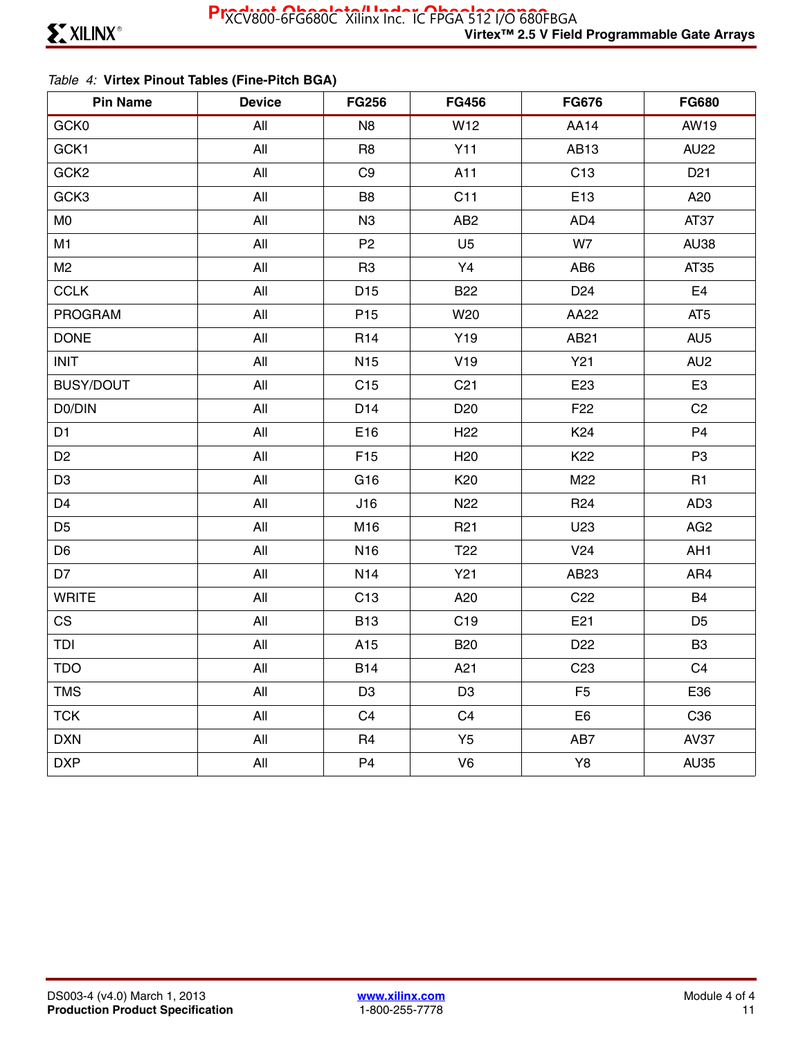*Table 4:* **Virtex Pinout Tables (Fine-Pitch BGA)**

| Pin Name | Device | FG256 | FG456 | FG676 | FG680 |
|---|---|---|---|---|---|
| GCK0 | All | N8 | W12 | AA14 | AW19 |
| GCK1 | All | R8 | Y11 | AB13 | AU22 |
| GCK2 | All | C9 | A11 | C13 | D21 |
| GCK3 | All | B8 | C11 | E13 | A20 |
| M0 | All | N3 | AB2 | AD4 | AT37 |
| M1 | All | P2 | U5 | W7 | AU38 |
| M2 | All | R3 | Y4 | AB6 | AT35 |
| CCLK | All | D15 | B22 | D24 | E4 |
| PROGRAM | All | P15 | W20 | AA22 | AT5 |
| DONE | All | R14 | Y19 | AB21 | AU5 |
| INIT | All | N15 | V19 | Y21 | AU2 |
| BUSY/DOUT | All | C15 | C21 | E23 | E3 |
| D0/DIN | All | D14 | D20 | F22 | C2 |
| D1 | All | E16 | H22 | K24 | P4 |
| D2 | All | F15 | H20 | K22 | P3 |
| D3 | All | G16 | K20 | M22 | R1 |
| D4 | All | J16 | N22 | R24 | AD3 |
| D5 | All | M16 | R21 | U23 | AG2 |
| D6 | All | N16 | T22 | V24 | AH1 |
| D7 | All | N14 | Y21 | AB23 | AR4 |
| WRITE | All | C13 | A20 | C22 | B4 |
| CS | All | B13 | C19 | E21 | D5 |
| TDI | All | A15 | B20 | D22 | B3 |
| TDO | All | B14 | A21 | C23 | C4 |
| TMS | All | D3 | D3 | F5 | E36 |
| TCK | All | C4 | C4 | E6 | C36 |
| DXN | All | R4 | Y5 | AB7 | AV37 |
| DXP | All | P4 | V6 | Y8 | AU35 |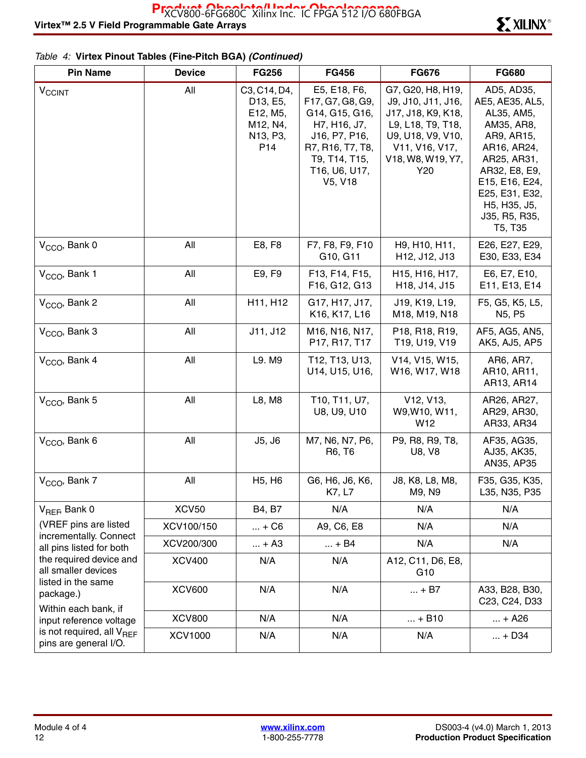Table 4: **Virtex Pinout Tables (Fine-Pitch BGA)** ***(Continued)***

| Pin Name | Device | FG256 | FG456 | FG676 | FG680 |
|---|---|---|---|---|---|
| $V_{CCINT}$ | All | C3, C14, D4, D13, E5, E12, M5, M12, N4, N13, P3, P14 | E5, E18, F6, F17, G7, G8, G9, G14, G15, G16, H7, H16, J7, J16, P7, P16, R7, R16, T7, T8, T9, T14, T15, T16, U6, U17, V5, V18 | G7, G20, H8, H19, J9, J10, J11, J16, J17, J18, K9, K18, L9, L18, T9, T18, U9, U18, V9, V10, V11, V16, V17, V18, W8, W19, Y7, Y20 | AD5, AD35, AE5, AE35, AL5, AL35, AM5, AM35, AR8, AR9, AR15, AR16, AR24, AR25, AR31, AR32, E8, E9, E15, E16, E24, E25, E31, E32, H5, H35, J5, J35, R5, R35, T5, T35 |
| $V_{CCO}$, Bank 0 | All | E8, F8 | F7, F8, F9, F10 G10, G11 | H9, H10, H11, H12, J12, J13 | E26, E27, E29, E30, E33, E34 |
| $V_{CCO}$, Bank 1 | All | E9, F9 | F13, F14, F15, F16, G12, G13 | H15, H16, H17, H18, J14, J15 | E6, E7, E10, E11, E13, E14 |
| $V_{CCO}$, Bank 2 | All | H11, H12 | G17, H17, J17, K16, K17, L16 | J19, K19, L19, M18, M19, N18 | F5, G5, K5, L5, N5, P5 |
| $V_{CCO}$, Bank 3 | All | J11, J12 | M16, N16, N17, P17, R17, T17 | P18, R18, R19, T19, U19, V19 | AF5, AG5, AN5, AK5, AJ5, AP5 |
| $V_{CCO}$, Bank 4 | All | L9. M9 | T12, T13, U13, U14, U15, U16, | V14, V15, W15, W16, W17, W18 | AR6, AR7, AR10, AR11, AR13, AR14 |
| $V_{CCO}$, Bank 5 | All | L8, M8 | T10, T11, U7, U8, U9, U10 | V12, V13, W9,W10, W11, W12 | AR26, AR27, AR29, AR30, AR33, AR34 |
| $V_{CCO}$, Bank 6 | All | J5, J6 | M7, N6, N7, P6, R6, T6 | P9, R8, R9, T8, U8, V8 | AF35, AG35, AJ35, AK35, AN35, AP35 |
| $V_{CCO}$, Bank 7 | All | H5, H6 | G6, H6, J6, K6, K7, L7 | J8, K8, L8, M8, M9, N9 | F35, G35, K35, L35, N35, P35 |
| $V_{REF}$, Bank 0 (VREF pins are listed incrementally. Connect all pins listed for both the required device and all smaller devices listed in the same package.) Within each bank, if input reference voltage is not required, all $V_{REF}$ pins are general I/O. | XCV50 | B4, B7 | N/A | N/A | N/A |
| | XCV100/150 | ... + C6 | A9, C6, E8 | N/A | N/A |
| | XCV200/300 | ... + A3 | ... + B4 | N/A | N/A |
| | XCV400 | N/A | N/A | A12, C11, D6, E8, G10 | |
| | XCV600 | N/A | N/A | ... + B7 | A33, B28, B30, C23, C24, D33 |
| | XCV800 | N/A | N/A | ... + B10 | ... + A26 |
| | XCV1000 | N/A | N/A | N/A | ... + D34 |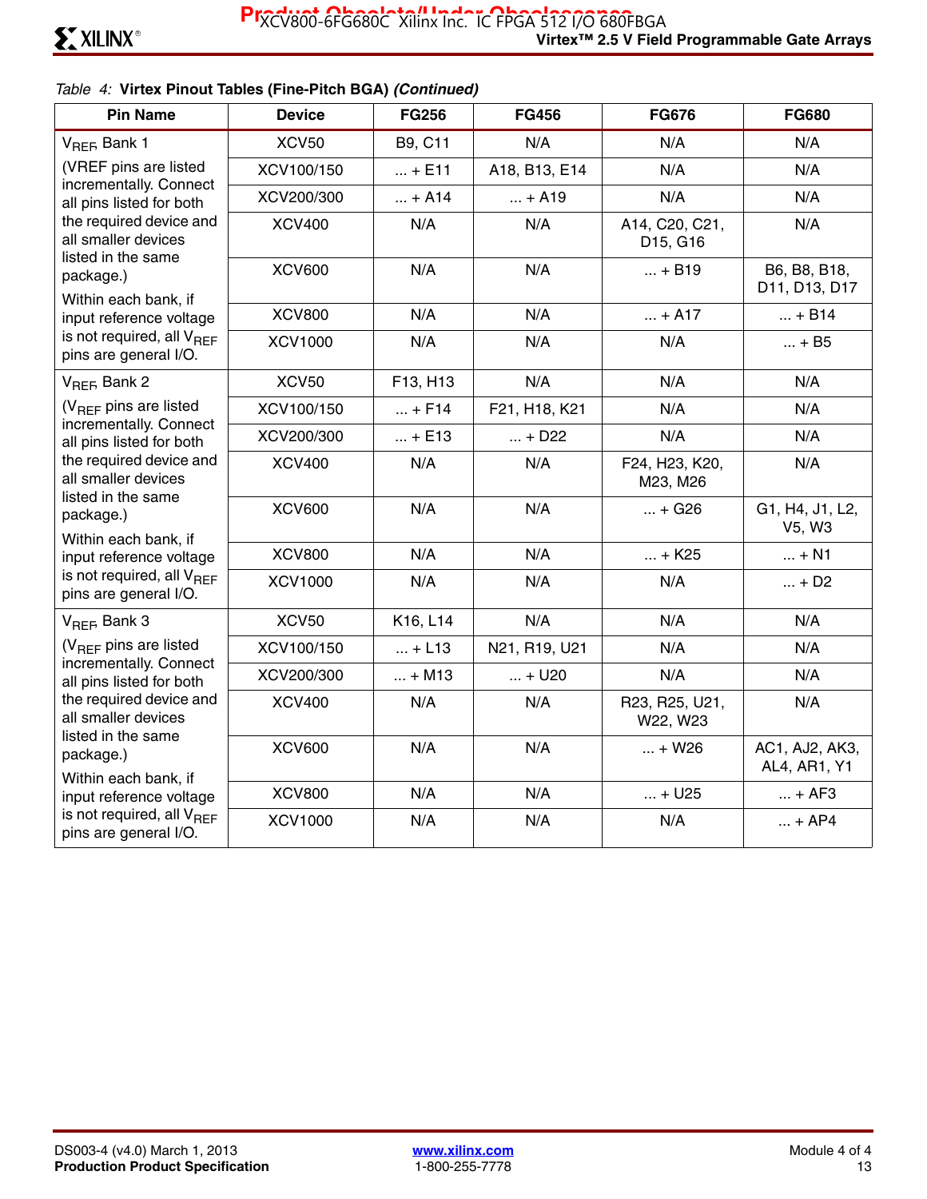*Table 4:* **Virtex Pinout Tables (Fine-Pitch BGA)** ***(Continued)***

| Pin Name | Device | FG256 | FG456 | FG676 | FG680 |
|---|---|---|---|---|---|
| $V_{REF}$ Bank 1 (VREF pins are listed incrementally. Connect all pins listed for both the required device and all smaller devices listed in the same package.) Within each bank, if input reference voltage is not required, all $V_{REF}$ pins are general I/O. | XCV50 | B9, C11 | N/A | N/A | N/A |
| | XCV100/150 | ... + E11 | A18, B13, E14 | N/A | N/A |
| | XCV200/300 | ... + A14 | ... + A19 | N/A | N/A |
| | XCV400 | N/A | N/A | A14, C20, C21, D15, G16 | N/A |
| | XCV600 | N/A | N/A | ... + B19 | B6, B8, B18, D11, D13, D17 |
| | XCV800 | N/A | N/A | ... + A17 | ... + B14 |
| | XCV1000 | N/A | N/A | N/A | ... + B5 |
| $V_{REF}$ Bank 2 ($V_{REF}$ pins are listed incrementally. Connect all pins listed for both the required device and all smaller devices listed in the same package.) Within each bank, if input reference voltage is not required, all $V_{REF}$ pins are general I/O. | XCV50 | F13, H13 | N/A | N/A | N/A |
| | XCV100/150 | ... + F14 | F21, H18, K21 | N/A | N/A |
| | XCV200/300 | ... + E13 | ... + D22 | N/A | N/A |
| | XCV400 | N/A | N/A | F24, H23, K20, M23, M26 | N/A |
| | XCV600 | N/A | N/A | ... + G26 | G1, H4, J1, L2, V5, W3 |
| | XCV800 | N/A | N/A | ... + K25 | ... + N1 |
| | XCV1000 | N/A | N/A | N/A | ... + D2 |
| $V_{REF}$ Bank 3 ($V_{REF}$ pins are listed incrementally. Connect all pins listed for both the required device and all smaller devices listed in the same package.) Within each bank, if input reference voltage is not required, all $V_{REF}$ pins are general I/O. | XCV50 | K16, L14 | N/A | N/A | N/A |
| | XCV100/150 | ... + L13 | N21, R19, U21 | N/A | N/A |
| | XCV200/300 | ... + M13 | ... + U20 | N/A | N/A |
| | XCV400 | N/A | N/A | R23, R25, U21, W22, W23 | N/A |
| | XCV600 | N/A | N/A | ... + W26 | AC1, AJ2, AK3, AL4, AR1, Y1 |
| | XCV800 | N/A | N/A | ... + U25 | ... + AF3 |
| | XCV1000 | N/A | N/A | N/A | ... + AP4 |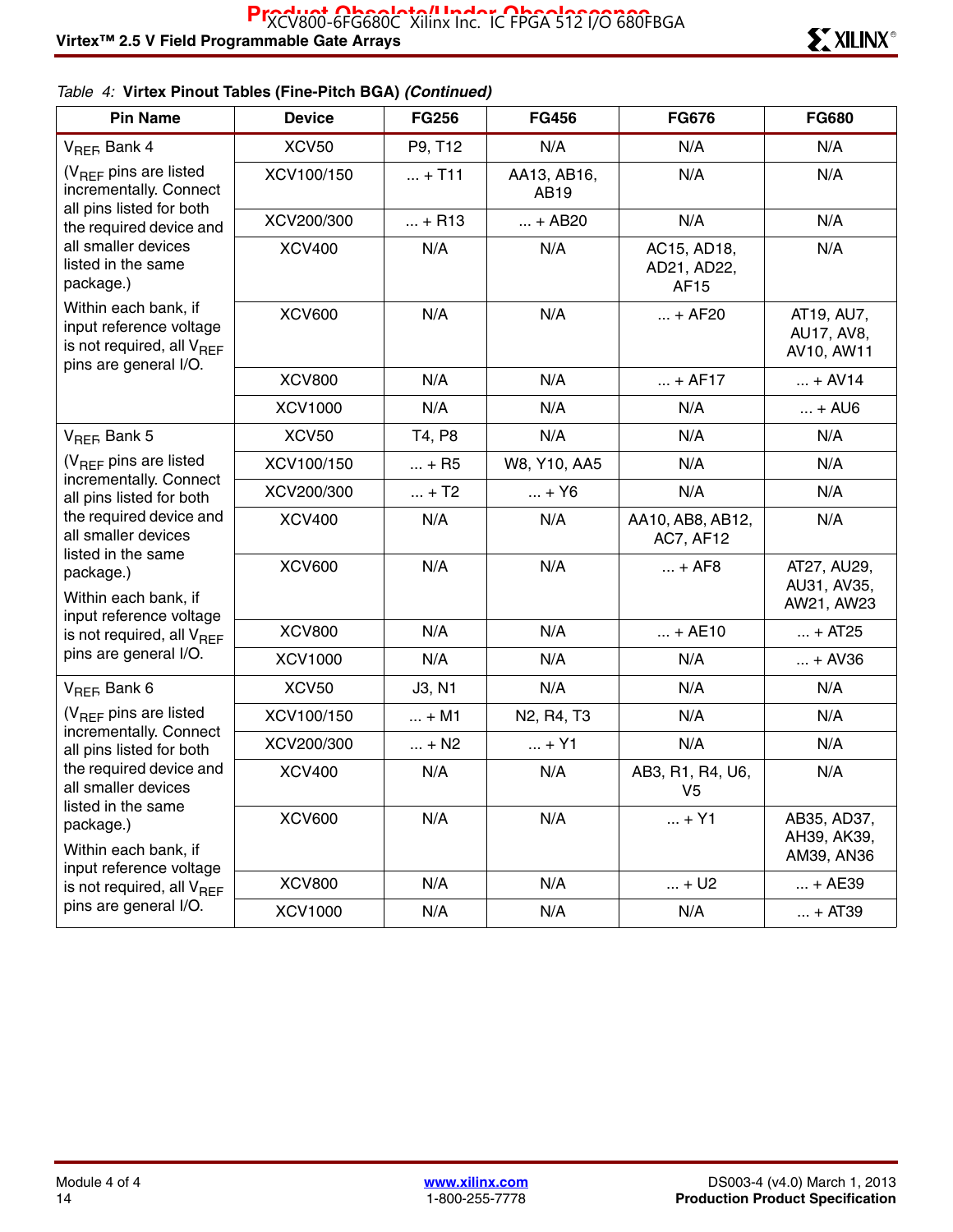Table 4: **Virtex Pinout Tables (Fine-Pitch BGA)** ***(Continued)***

| Pin Name | Device | FG256 | FG456 | FG676 | FG680 |
|---|---|---|---|---|---|
| $V_{REF}$ Bank 4 | XCV50 | P9, T12 | N/A | N/A | N/A |
| ($V_{REF}$ pins are listed incrementally. Connect all pins listed for both the required device and all smaller devices listed in the same package.) | XCV100/150 | ... + T11 | AA13, AB16, AB19 | N/A | N/A |
| | XCV200/300 | ... + R13 | ... + AB20 | N/A | N/A |
| | XCV400 | N/A | N/A | AC15, AD18, AD21, AD22, AF15 | N/A |
| Within each bank, if input reference voltage is not required, all $V_{REF}$ pins are general I/O. | XCV600 | N/A | N/A | ... + AF20 | AT19, AU7, AU17, AV8, AV10, AW11 |
| | XCV800 | N/A | N/A | ... + AF17 | ... + AV14 |
| | XCV1000 | N/A | N/A | N/A | ... + AU6 |
| $V_{REF}$ Bank 5 | XCV50 | T4, P8 | N/A | N/A | N/A |
| ($V_{REF}$ pins are listed incrementally. Connect all pins listed for both the required device and all smaller devices listed in the same package.) | XCV100/150 | ... + R5 | W8, Y10, AA5 | N/A | N/A |
| | XCV200/300 | ... + T2 | ... + Y6 | N/A | N/A |
| | XCV400 | N/A | N/A | AA10, AB8, AB12, AC7, AF12 | N/A |
| Within each bank, if input reference voltage is not required, all $V_{REF}$ pins are general I/O. | XCV600 | N/A | N/A | ... + AF8 | AT27, AU29, AU31, AV35, AW21, AW23 |
| | XCV800 | N/A | N/A | ... + AE10 | ... + AT25 |
| | XCV1000 | N/A | N/A | N/A | ... + AV36 |
| $V_{REF}$ Bank 6 | XCV50 | J3, N1 | N/A | N/A | N/A |
| ($V_{REF}$ pins are listed incrementally. Connect all pins listed for both the required device and all smaller devices listed in the same package.) | XCV100/150 | ... + M1 | N2, R4, T3 | N/A | N/A |
| | XCV200/300 | ... + N2 | ... + Y1 | N/A | N/A |
| | XCV400 | N/A | N/A | AB3, R1, R4, U6, V5 | N/A |
| Within each bank, if input reference voltage is not required, all $V_{REF}$ pins are general I/O. | XCV600 | N/A | N/A | ... + Y1 | AB35, AD37, AH39, AK39, AM39, AN36 |
| | XCV800 | N/A | N/A | ... + U2 | ... + AE39 |
| | XCV1000 | N/A | N/A | N/A | ... + AT39 |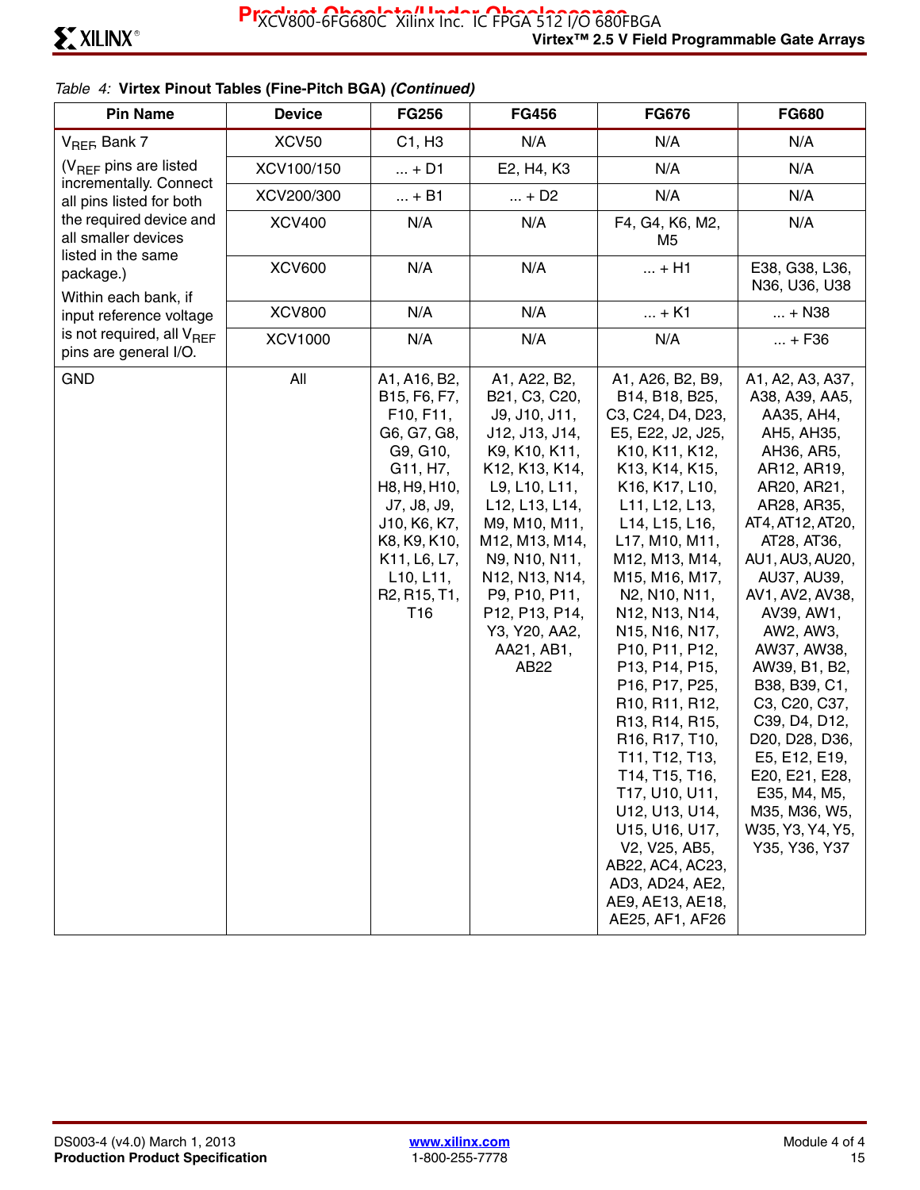*Table 4:* **Virtex Pinout Tables (Fine-Pitch BGA)** ***(Continued)***

| Pin Name | Device | FG256 | FG456 | FG676 | FG680 |
|---|---|---|---|---|---|
| $V_{REF}$ Bank 7 ($V_{REF}$ pins are listed incrementally. Connect all pins listed for both the required device and all smaller devices listed in the same package.) Within each bank, if input reference voltage is not required, all $V_{REF}$ pins are general I/O. | XCV50 | C1, H3 | N/A | N/A | N/A |
| | XCV100/150 | ... + D1 | E2, H4, K3 | N/A | N/A |
| | XCV200/300 | ... + B1 | ... + D2 | N/A | N/A |
| | XCV400 | N/A | N/A | F4, G4, K6, M2, M5 | N/A |
| | XCV600 | N/A | N/A | ... + H1 | E38, G38, L36, N36, U36, U38 |
| | XCV800 | N/A | N/A | ... + K1 | ... + N38 |
| | XCV1000 | N/A | N/A | N/A | ... + F36 |
| GND | All | A1, A16, B2, B15, F6, F7, F10, F11, G6, G7, G8, G9, G10, G11, H7, H8, H9, H10, J7, J8, J9, J10, K6, K7, K8, K9, K10, K11, L6, L7, L10, L11, R2, R15, T1, T16 | A1, A22, B2, B21, C3, C20, J9, J10, J11, J12, J13, J14, K9, K10, K11, K12, K13, K14, L9, L10, L11, L12, L13, L14, M9, M10, M11, M12, M13, M14, N9, N10, N11, N12, N13, N14, P9, P10, P11, P12, P13, P14, Y3, Y20, AA2, AA21, AB1, AB22 | A1, A26, B2, B9, B14, B18, B25, C3, C24, D4, D23, E5, E22, J2, J25, K10, K11, K12, K13, K14, K15, K16, K17, L10, L11, L12, L13, L14, L15, L16, L17, M10, M11, M12, M13, M14, M15, M16, M17, N2, N10, N11, N12, N13, N14, N15, N16, N17, P10, P11, P12, P13, P14, P15, P16, P17, P25, R10, R11, R12, R13, R14, R15, R16, R17, T10, T11, T12, T13, T14, T15, T16, T17, U10, U11, U12, U13, U14, U15, U16, U17, V2, V25, AB5, AB22, AC4, AC23, AD3, AD24, AE2, AE9, AE13, AE18, AE25, AF1, AF26 | A1, A2, A3, A37, A38, A39, AA5, AA35, AH4, AH5, AH35, AH36, AR5, AR12, AR19, AR20, AR21, AR28, AR35, AT4, AT12, AT20, AT28, AT36, AU1, AU3, AU20, AU37, AU39, AV1, AV2, AV38, AV39, AW1, AW2, AW3, AW37, AW38, AW39, B1, B2, B38, B39, C1, C3, C20, C37, C39, D4, D12, D20, D28, D36, E5, E12, E19, E20, E21, E28, E35, M4, M5, M35, M36, W5, W35, Y3, Y4, Y5, Y35, Y36, Y37 |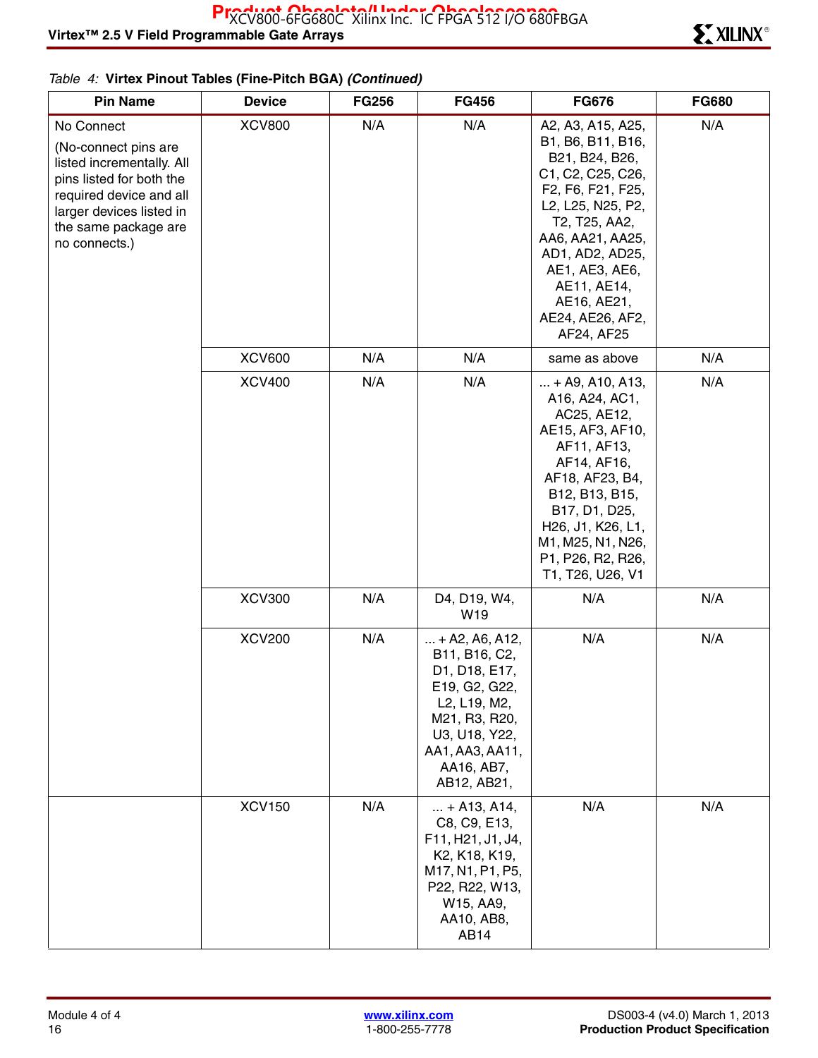*Table 4:* **Virtex Pinout Tables (Fine-Pitch BGA)** ***(Continued)***

| Pin Name | Device | FG256 | FG456 | FG676 | FG680 |
|---|---|---|---|---|---|
| No Connect (No-connect pins are listed incrementally. All pins listed for both the required device and all larger devices listed in the same package are no connects.) | XCV800 | N/A | N/A | A2, A3, A15, A25, B1, B6, B11, B16, B21, B24, B26, C1, C2, C25, C26, F2, F6, F21, F25, L2, L25, N25, P2, T2, T25, AA2, AA6, AA21, AA25, AD1, AD2, AD25, AE1, AE3, AE6, AE11, AE14, AE16, AE21, AE24, AE26, AF2, AF24, AF25 | N/A |
| | XCV600 | N/A | N/A | same as above | N/A |
| | XCV400 | N/A | N/A | ... + A9, A10, A13, A16, A24, AC1, AC25, AE12, AE15, AF3, AF10, AF11, AF13, AF14, AF16, AF18, AF23, B4, B12, B13, B15, B17, D1, D25, H26, J1, K26, L1, M1, M25, N1, N26, P1, P26, R2, R26, T1, T26, U26, V1 | N/A |
| | XCV300 | N/A | D4, D19, W4, W19 | N/A | N/A |
| | XCV200 | N/A | ... + A2, A6, A12, B11, B16, C2, D1, D18, E17, E19, G2, G22, L2, L19, M2, M21, R3, R20, U3, U18, Y22, AA1, AA3, AA11, AA16, AB7, AB12, AB21, | N/A | N/A |
| | XCV150 | N/A | ... + A13, A14, C8, C9, E13, F11, H21, J1, J4, K2, K18, K19, M17, N1, P1, P5, P22, R22, W13, W15, AA9, AA10, AB8, AB14 | N/A | N/A |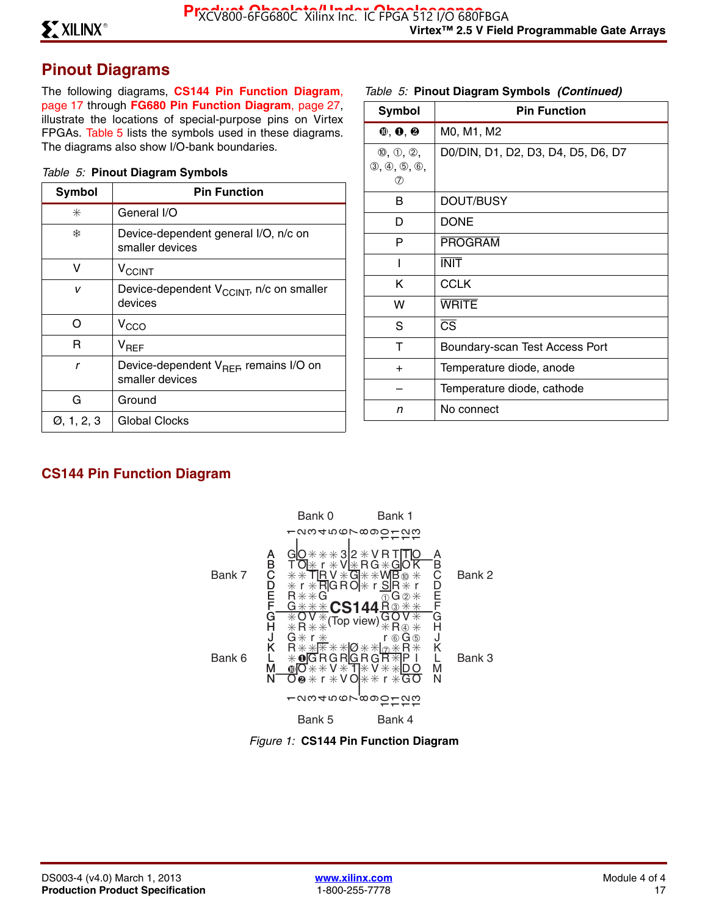## Pinout Diagrams

The following diagrams, **CS144 Pin Function Diagram**, page 17 through **FG680 Pin Function Diagram**, page 27, illustrate the locations of special-purpose pins on Virtex FPGAs. Table 5 lists the symbols used in these diagrams. The diagrams also show I/O-bank boundaries.

*Table 5:* **Pinout Diagram Symbols**

| Symbol | Pin Function |
|---|---|
| ✳ | General I/O |
| ❄ | Device-dependent general I/O, n/c on smaller devices |
| V | $V_{CCINT}$ |
| *v* | Device-dependent $V_{CCINT}$, n/c on smaller devices |
| O | $V_{CCO}$ |
| R | $V_{REF}$ |
| *r* | Device-dependent $V_{REF}$, remains I/O on smaller devices |
| G | Ground |
| Ø, 1, 2, 3 | Global Clocks |
| ⓿, ❶, ❷ | M0, M1, M2 |
| ⓪, ①, ②, ③, ④, ⑤, ⑥, ⑦ | D0/DIN, D1, D2, D3, D4, D5, D6, D7 |
| B | DOUT/BUSY |
| D | DONE |
| P | $\overline{PROGRAM}$ |
| I | $\overline{INIT}$ |
| K | CCLK |
| W | $\overline{WRITE}$ |
| S | $\overline{CS}$ |
| T | Boundary-scan Test Access Port |
| + | Temperature diode, anode |
| – | Temperature diode, cathode |
| *n* | No connect |

## CS144 Pin Function Diagram

```
            Bank 0          Bank 1
          1 2 3 4 5 6 7 8 9 10 11 12 13
Bank 7  A G O ✳ ✳ ✳ 3 2 ✳ V R T T O    A  Bank 2
        B T O ✳ r ✳ V ✳ R G ✳ G O K    B
        C ✳ ✳ T R V ✳ G ✳ ✳ W B ⓪ ✳    C
        D ✳ r ✳ R G R O ✳ r S R ✳ r    D
        E R ✳ ✳ G             ① G ② ✳  E
        F G ✳ ✳ ✳   CS144     R ③ ✳ ✳  F
        G ✳ O V ✳ (Top view)  G O V ✳  G
        H ✳ R ✳ ✳             ✳ R ④ ✳  H
        J G ✳ r ✳             r ⑥ G ⑤  J
Bank 6  K R ✳ ✳ ✳ ✳ ✳ Ø ✳ ✳ ⑦ ✳ R ✳    K  Bank 3
        L ✳ ❶ G R G R G R G R ✳ P I    L
        M ⓿ O ✳ ✳ V ✳ 1 ✳ V ✳ ✳ D O    M
        N O ❷ ✳ r ✳ V O ✳ ✳ r ✳ G O    N
          1 2 3 4 5 6 7 8 9 10 11 12 13
            Bank 5          Bank 4
```

*Figure 1:* **CS144 Pin Function Diagram**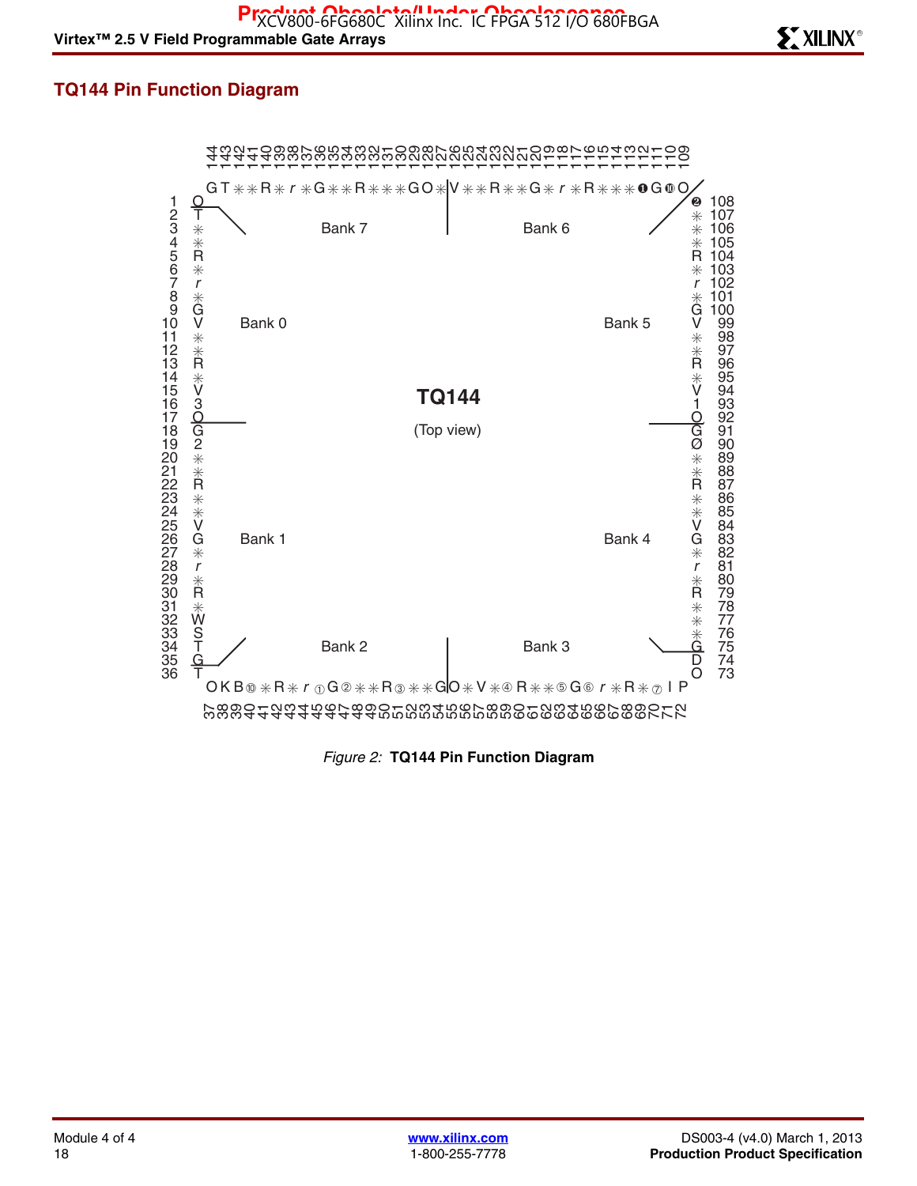## TQ144 Pin Function Diagram

TQ144

(Top view)

Bank 0, Bank 1, Bank 2, Bank 3, Bank 4, Bank 5, Bank 6, Bank 7

*Figure 2:* **TQ144 Pin Function Diagram**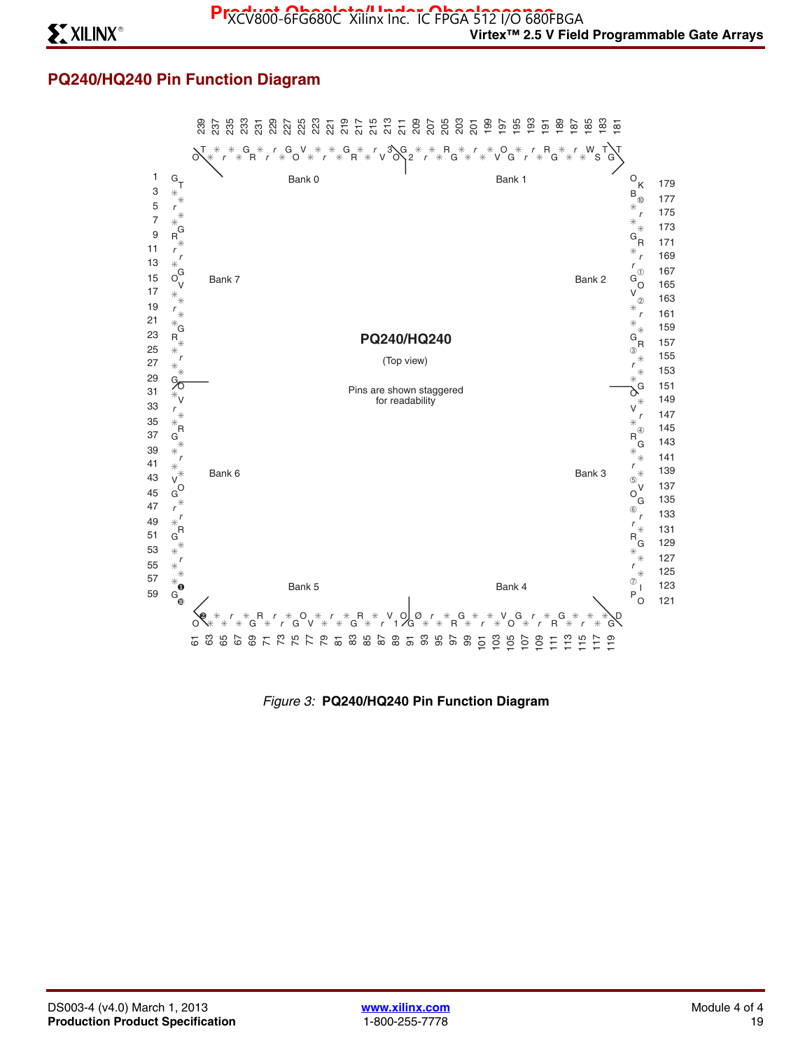## PQ240/HQ240 Pin Function Diagram

Bank 0 | Bank 1 | Bank 2 | Bank 3 | Bank 4 | Bank 5 | Bank 6 | Bank 7

**PQ240/HQ240**

(Top view)

Pins are shown staggered for readability

*Figure 3:* **PQ240/HQ240 Pin Function Diagram**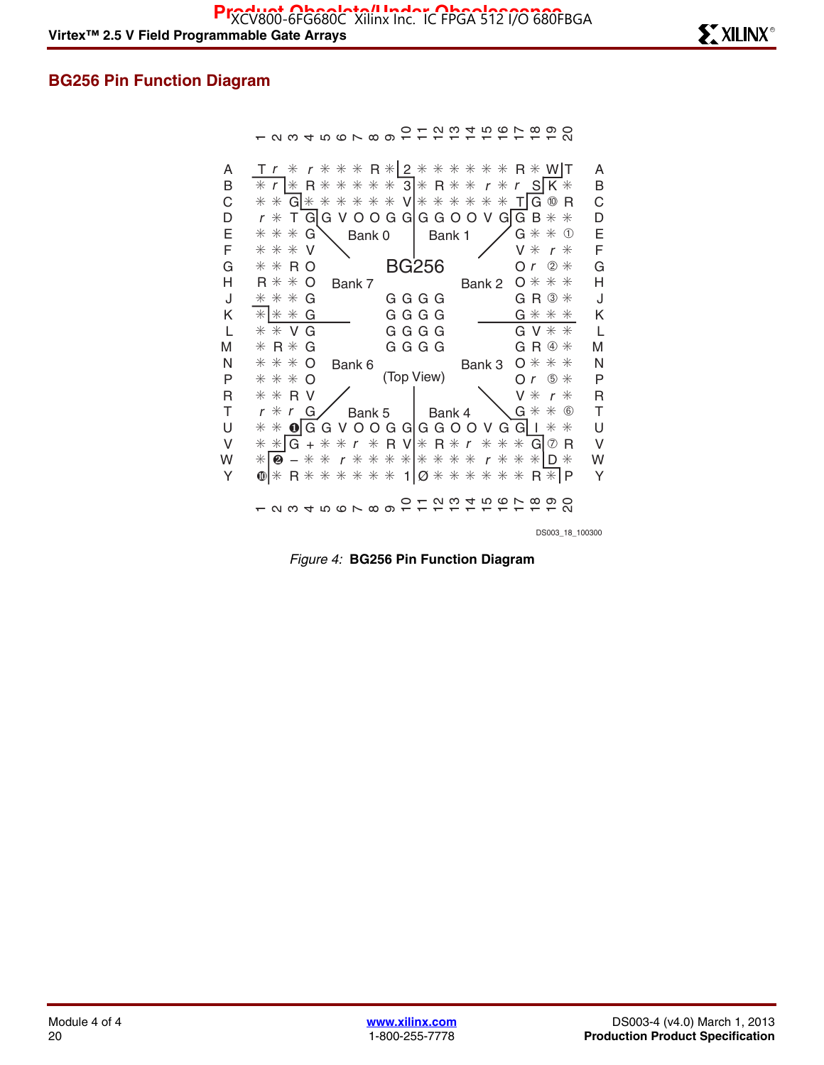## BG256 Pin Function Diagram

```
      1 2 3 4 5 6 7 8 9 10 11 12 13 14 15 16 17 18 19 20

A     T r ✳ r ✳ ✳ ✳ R ✳ 2 ✳ ✳ ✳ ✳ ✳ ✳ R ✳ W T     A
B     ✳ r ✳ R ✳ ✳ ✳ ✳ ✳ 3 ✳ R ✳ ✳ r ✳ r S K ✳     B
C     ✳ ✳ G ✳ ✳ ✳ ✳ ✳ ✳ V ✳ ✳ ✳ ✳ ✳ ✳ T G ⑩ R     C
D     r ✳ T G G V O O G G G G O O V G G B ✳ ✳     D
E     ✳ ✳ ✳ G     Bank 0      Bank 1      G ✳ ✳ ①     E
F     ✳ ✳ ✳ V                             V ✳ r ✳     F
G     ✳ ✳ R O          BG256              O r ② ✳     G
H     R ✳ ✳ O   Bank 7              Bank 2  O ✳ ✳ ✳     H
J     ✳ ✳ ✳ G          G G G G            G R ③ ✳     J
K     ✳ ✳ ✳ G          G G G G            G ✳ ✳ ✳     K
L     ✳ ✳ V G          G G G G            G V ✳ ✳     L
M     ✳ R ✳ G          G G G G            G R ④ ✳     M
N     ✳ ✳ ✳ O   Bank 6              Bank 3  O ✳ ✳ ✳     N
P     ✳ ✳ ✳ O        (Top View)           O r ⑤ ✳     P
R     ✳ ✳ R V                             V ✳ r ✳     R
T     r ✳ r G     Bank 5      Bank 4      G ✳ ✳ ⑥     T
U     ✳ ✳ ❶ G G V O O G G G G O O V G G I ✳ ✳     U
V     ✳ ✳ G + ✳ ✳ r ✳ R V ✳ R ✳ r ✳ ✳ ✳ G ⑦ R     V
W     ✳ ❷ – ✳ ✳ r ✳ ✳ ✳ ✳ ✳ ✳ ✳ ✳ r ✳ ✳ ✳ D ✳     W
Y     ❿ ✳ R ✳ ✳ ✳ ✳ ✳ ✳ 1 Ø ✳ ✳ ✳ ✳ ✳ ✳ R ✳ P     Y

      1 2 3 4 5 6 7 8 9 10 11 12 13 14 15 16 17 18 19 20
```

DS003_18_100300

*Figure 4:* **BG256 Pin Function Diagram**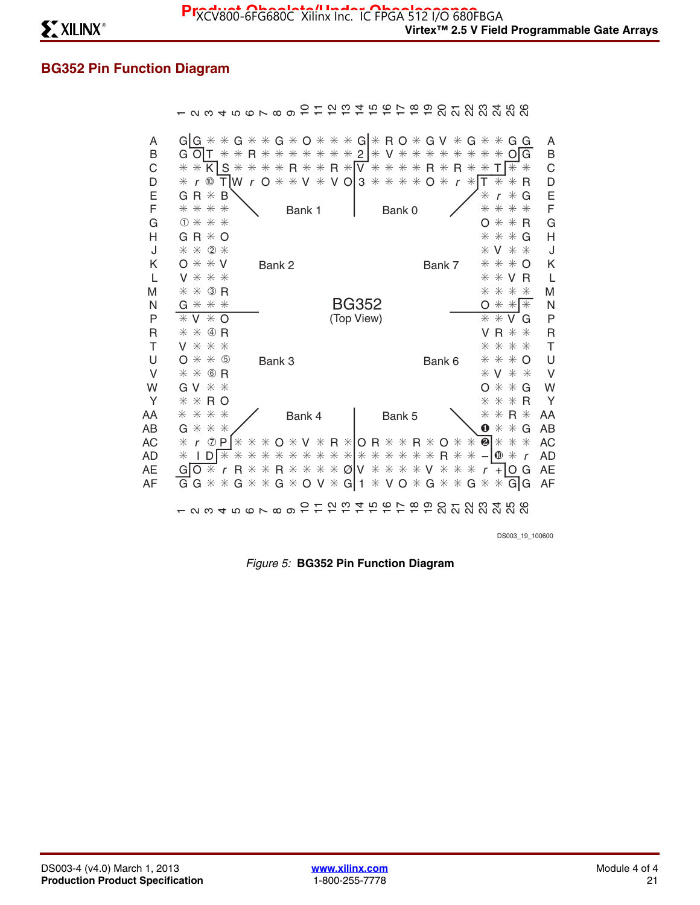## BG352 Pin Function Diagram

```
       1 2 3 4 5 6 7 8 9 10 11 12 13 14 15 16 17 18 19 20 21 22 23 24 25 26
A      G G ✳ ✳ G ✳ ✳ G ✳ O ✳ ✳ ✳ G ✳ R O ✳ G V ✳ G ✳ ✳ G G    A
B      G O T ✳ ✳ R ✳ ✳ ✳ ✳ ✳ ✳ ✳ 2 ✳ V ✳ ✳ ✳ ✳ ✳ ✳ ✳ ✳ O G    B
C      ✳ ✳ K S ✳ ✳ ✳ ✳ R ✳ ✳ ✳ R ✳ V ✳ ✳ ✳ ✳ R ✳ R ✳ ✳ T ✳ ✳  C
D      ✳ r ⑩ T W r O ✳ ✳ V ✳ V O 3 ✳ ✳ ✳ ✳ O ✳ r ✳ T ✳ ✳ R      D
E      G R ✳ B                                           ✳ r ✳ G    E
F      ✳ ✳ ✳ ✳          Bank 1          Bank 0           ✳ ✳ ✳ ✳    F
G      ① ✳ ✳ ✳                                           O ✳ ✳ R    G
H      G R ✳ O                                           ✳ ✳ ✳ G    H
J      ✳ ✳ ② ✳                                           ✳ V ✳ ✳    J
K      O ✳ ✳ V      Bank 2                      Bank 7   ✳ ✳ ✳ O    K
L      V ✳ ✳ ✳                                           ✳ ✳ V R    L
M      ✳ ✳ ③ R                                           ✳ ✳ ✳ ✳    M
N      G ✳ ✳ ✳                  BG352                    O ✳ ✳ ✳    N
P      ✳ V ✳ O                (Top View)                 ✳ ✳ V G    P
R      ✳ ✳ ④ R                                           V R ✳ ✳    R
T      V ✳ ✳ ✳                                           ✳ ✳ ✳ ✳    T
U      O ✳ ✳ ⑤      Bank 3                      Bank 6   ✳ ✳ ✳ O    U
V      ✳ ✳ ⑥ R                                           ✳ V ✳ ✳    V
W      G V ✳ ✳                                           O ✳ ✳ G    W
Y      ✳ ✳ R O                                           ✳ ✳ ✳ R    Y
AA     ✳ ✳ ✳ ✳          Bank 4          Bank 5           ✳ ✳ R ✳    AA
AB     G ✳ ✳ ✳                                           ❶ ✳ ✳ G    AB
AC     ✳ r ⑦ P ✳ ✳ ✳ O ✳ V ✳ R ✳ O R ✳ ✳ R ✳ O ✳ ✳ ❷ ✳ ✳ ✳      AC
AD     ✳ I D ✳ ✳ ✳ ✳ ✳ ✳ ✳ ✳ ✳ ✳ ✳ ✳ ✳ ✳ ✳ ✳ R ✳ ✳ – ❿ ✳ r      AD
AE     G O ✳ r R ✳ ✳ R ✳ ✳ ✳ ✳ Ø V ✳ ✳ ✳ ✳ V ✳ ✳ ✳ r + O G        AE
AF     G G ✳ ✳ G ✳ ✳ G ✳ O V ✳ G 1 ✳ V O ✳ G ✳ ✳ G ✳ ✳ G G      AF
       1 2 3 4 5 6 7 8 9 10 11 12 13 14 15 16 17 18 19 20 21 22 23 24 25 26
```

DS003_19_100600

*Figure 5:* **BG352 Pin Function Diagram**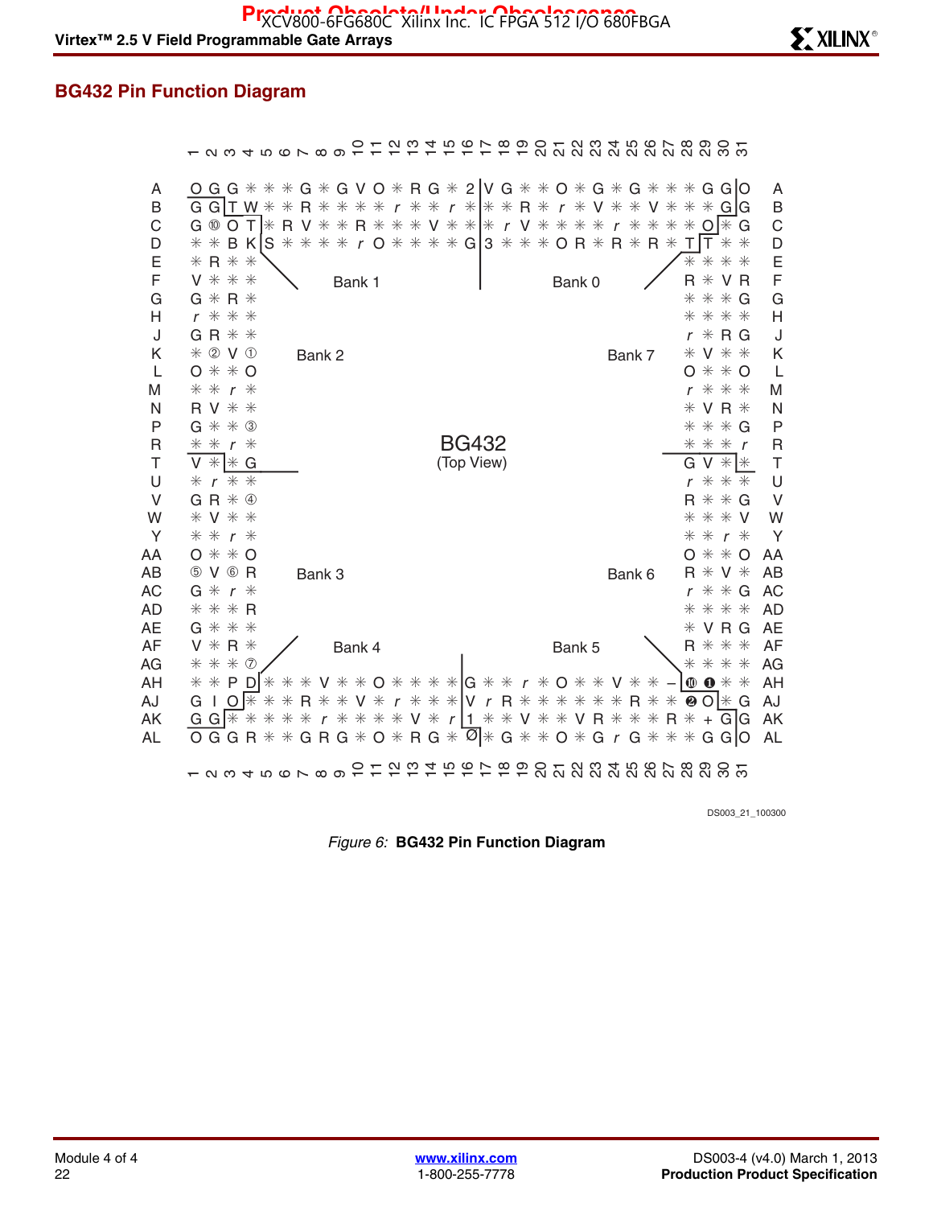## BG432 Pin Function Diagram

```
     1 2 3 4 5 6 7 8 9 10 11 12 13 14 15 16 17 18 19 20 21 22 23 24 25 26 27 28 29 30 31

A    O G G ✳ ✳ ✳ G ✳ G V O ✳ R G ✳ 2 | V G ✳ ✳ O ✳ G ✳ G ✳ ✳ ✳ G G | O    A
B    G G | T W ✳ ✳ R ✳ ✳ ✳ ✳ r ✳ ✳ r ✳ | ✳ ✳ R ✳ r ✳ V ✳ ✳ V ✳ ✳ ✳ G G | G    B
C    G ⑩ O T | ✳ R V ✳ ✳ R ✳ ✳ ✳ V ✳ ✳ ✳ | ✳ r V ✳ ✳ ✳ ✳ r ✳ ✳ ✳ ✳ O | ✳ G    C
D    ✳ ✳ B K | S ✳ ✳ ✳ ✳ r O ✳ ✳ ✳ ✳ G | 3 ✳ ✳ ✳ O R ✳ R ✳ R ✳ T | T ✳ ✳    D
E    ✳ R ✳ ✳                                                  ✳ ✳ ✳ ✳    E
F    V ✳ ✳ ✳          Bank 1              Bank 0              R ✳ V R    F
G    G ✳ R ✳                                                  ✳ ✳ ✳ G    G
H    r ✳ ✳ ✳                                                  ✳ ✳ ✳ ✳    H
J    G R ✳ ✳                                                  r ✳ R G    J
K    ✳ ② V ①      Bank 2                           Bank 7     ✳ V ✳ ✳    K
L    O ✳ ✳ O                                                  O ✳ ✳ O    L
M    ✳ ✳ r ✳                                                  r ✳ ✳ ✳    M
N    R V ✳ ✳                                                  ✳ V R ✳    N
P    G ✳ ✳ ③                                                  ✳ ✳ ✳ G    P
R    ✳ ✳ r ✳                    BG432                         ✳ ✳ ✳ r    R
T    V ✳ | ✳ G                (Top View)                      G V ✳ | ✳    T
U    ✳ r ✳ ✳                                                  r ✳ ✳ ✳    U
V    G R ✳ ④                                                  R ✳ ✳ G    V
W    ✳ V ✳ ✳                                                  ✳ ✳ ✳ V    W
Y    ✳ ✳ r ✳                                                  ✳ ✳ r ✳    Y
AA   O ✳ ✳ O                                                  O ✳ ✳ O    AA
AB   ⑤ V ⑥ R      Bank 3                           Bank 6     R ✳ V ✳    AB
AC   G ✳ r ✳                                                  r ✳ ✳ G    AC
AD   ✳ ✳ ✳ R                                                  ✳ ✳ ✳ ✳    AD
AE   G ✳ ✳ ✳                                                  ✳ V R G    AE
AF   V ✳ R ✳          Bank 4              Bank 5              R ✳ ✳ ✳    AF
AG   ✳ ✳ ✳ ⑦                                                  ✳ ✳ ✳ ✳    AG
AH   ✳ ✳ P D | ✳ ✳ ✳ V ✳ ✳ O ✳ ✳ ✳ ✳ | G ✳ ✳ r ✳ O ✳ ✳ V ✳ ✳ – | ⑩ ❶ ✳ ✳    AH
AJ   G I O | ✳ ✳ ✳ R ✳ ✳ V ✳ r ✳ ✳ ✳ | V r R ✳ ✳ ✳ ✳ ✳ ✳ R ✳ ✳ ❷ O | ✳ G    AJ
AK   G G | ✳ ✳ ✳ ✳ ✳ r ✳ ✳ ✳ ✳ V ✳ r | 1 ✳ ✳ V ✳ ✳ ✳ V R ✳ ✳ ✳ R ✳ + G | G    AK
AL   O G G R ✳ ✳ G R G ✳ O ✳ R G ✳ Ø | ✳ G ✳ ✳ O ✳ G r G ✳ ✳ ✳ G G | O    AL

     1 2 3 4 5 6 7 8 9 10 11 12 13 14 15 16 17 18 19 20 21 22 23 24 25 26 27 28 29 30 31
```

DS003_21_100300

*Figure 6:* **BG432 Pin Function Diagram**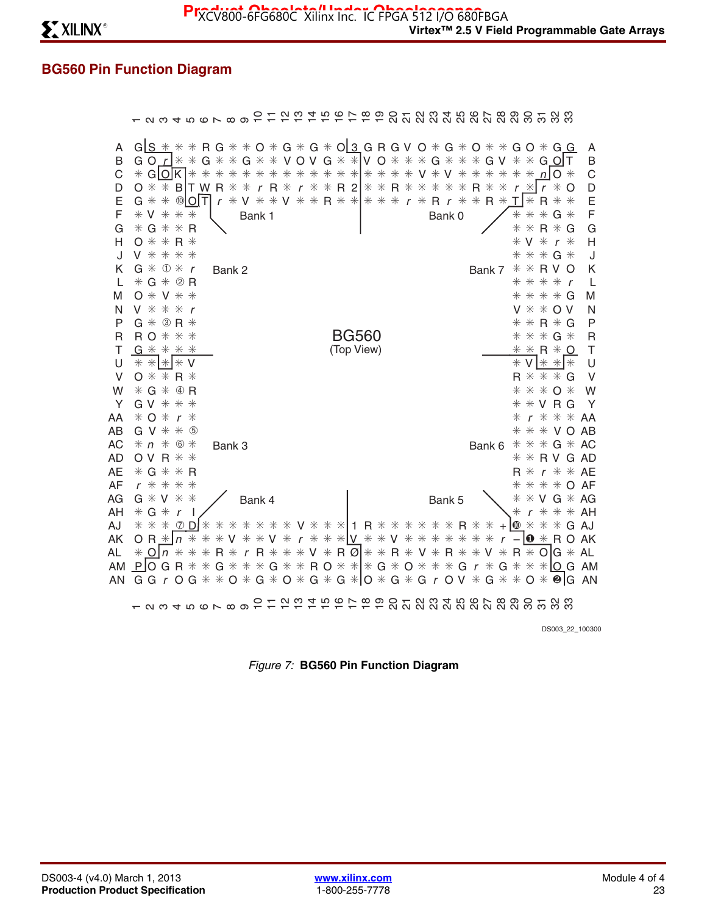## BG560 Pin Function Diagram

```
     1 2 3 4 5 6 7 8 9 10 11 12 13 14 15 16 17 18 19 20 21 22 23 24 25 26 27 28 29 30 31 32 33
A    G S ✳ ✳ ✳ R G ✳ ✳ O ✳ G ✳ G ✳ O 3 G R G V O ✳ G ✳ O ✳ ✳ G O ✳ G G    A
B    G O r ✳ ✳ G ✳ ✳ G ✳ ✳ V O V G ✳ ✳ V O ✳ ✳ ✳ G ✳ ✳ ✳ G V ✳ ✳ G O T    B
C    ✳ G O K ✳ ✳ ✳ ✳ ✳ ✳ ✳ ✳ ✳ ✳ ✳ ✳ ✳ ✳ ✳ ✳ ✳ V ✳ V ✳ ✳ ✳ ✳ ✳ ✳ n O ✳    C
D    O ✳ ✳ B T W R ✳ ✳ r R ✳ r ✳ ✳ R 2 ✳ ✳ R ✳ ✳ ✳ ✳ ✳ R ✳ ✳ r ✳ r ✳ O    D
E    G ✳ ✳ ⑩ O T r ✳ V ✳ ✳ V ✳ ✳ R ✳ ✳ ✳ ✳ ✳ r ✳ R r ✳ ✳ R ✳ T ✳ R ✳ ✳    E
F    ✳ V ✳ ✳ ✳          Bank 1                  Bank 0          ✳ ✳ ✳ G ✳    F
G    ✳ G ✳ ✳ R                                                  ✳ ✳ R ✳ G    G
H    O ✳ ✳ R ✳                                                  ✳ V ✳ r ✳    H
J    V ✳ ✳ ✳ ✳                                                  ✳ ✳ ✳ G ✳    J
K    G ✳ ① ✳ r    Bank 2                              Bank 7    ✳ ✳ R V O    K
L    ✳ G ✳ ② R                                                  ✳ ✳ ✳ ✳ r    L
M    O ✳ V ✳ ✳                                                  ✳ ✳ ✳ ✳ G    M
N    V ✳ ✳ ✳ r                                                  V ✳ ✳ O V    N
P    G ✳ ③ R ✳                                                  ✳ ✳ R ✳ G    P
R    R O ✳ ✳ ✳                    BG560                         ✳ ✳ ✳ G ✳    R
T    G ✳ ✳ ✳ ✳                 (Top View)                       ✳ ✳ R ✳ O    T
U    ✳ ✳ ✳ ✳ V                                                  ✳ V ✳ ✳ ✳    U
V    O ✳ ✳ R ✳                                                  R ✳ ✳ ✳ G    V
W    ✳ G ✳ ④ R                                                  ✳ ✳ ✳ O ✳    W
Y    G V ✳ ✳ ✳                                                  ✳ ✳ V R G    Y
AA   ✳ O ✳ r ✳                                                  ✳ r ✳ ✳ ✳    AA
AB   G V ✳ ✳ ⑤                                                  ✳ ✳ ✳ V O    AB
AC   ✳ n ✳ ⑥ ✳    Bank 3                              Bank 6    ✳ ✳ ✳ G ✳    AC
AD   O V R ✳ ✳                                                  ✳ ✳ R V G    AD
AE   ✳ G ✳ ✳ R                                                  R ✳ r ✳ ✳    AE
AF   r ✳ ✳ ✳ ✳                                                  ✳ ✳ ✳ ✳ O    AF
AG   G ✳ V ✳ ✳                                                  ✳ ✳ V G ✳    AG
AH   ✳ G ✳ r I          Bank 4                  Bank 5          ✳ r ✳ ✳ ✳    AH
AJ   ✳ ✳ ✳ ⑦ D ✳ ✳ ✳ ✳ ✳ ✳ ✳ V ✳ ✳ ✳ 1 R ✳ ✳ ✳ ✳ ✳ ✳ R ✳ ✳ + ⑩ ✳ ✳ ✳ G    AJ
AK   O R ✳ n ✳ ✳ ✳ V ✳ ✳ V ✳ r ✳ ✳ ✳ V ✳ ✳ V ✳ ✳ ✳ ✳ ✳ ✳ ✳ r – ❶ ✳ R O    AK
AL   ✳ O n ✳ ✳ ✳ R ✳ r R ✳ ✳ ✳ V ✳ R Ø ✳ ✳ R ✳ V ✳ R ✳ ✳ V ✳ R ✳ O G ✳    AL
AM   P O G R ✳ ✳ G ✳ ✳ ✳ G ✳ ✳ R O ✳ ✳ ✳ G ✳ O ✳ ✳ ✳ G r ✳ G ✳ ✳ ✳ O G    AM
AN   G G r O G ✳ ✳ O ✳ G ✳ O ✳ G ✳ G ✳ O ✳ G ✳ G r O V ✳ G ✳ ✳ O ✳ ❷ G    AN
     1 2 3 4 5 6 7 8 9 10 11 12 13 14 15 16 17 18 19 20 21 22 23 24 25 26 27 28 29 30 31 32 33
```

DS003_22_100300

*Figure 7:* **BG560 Pin Function Diagram**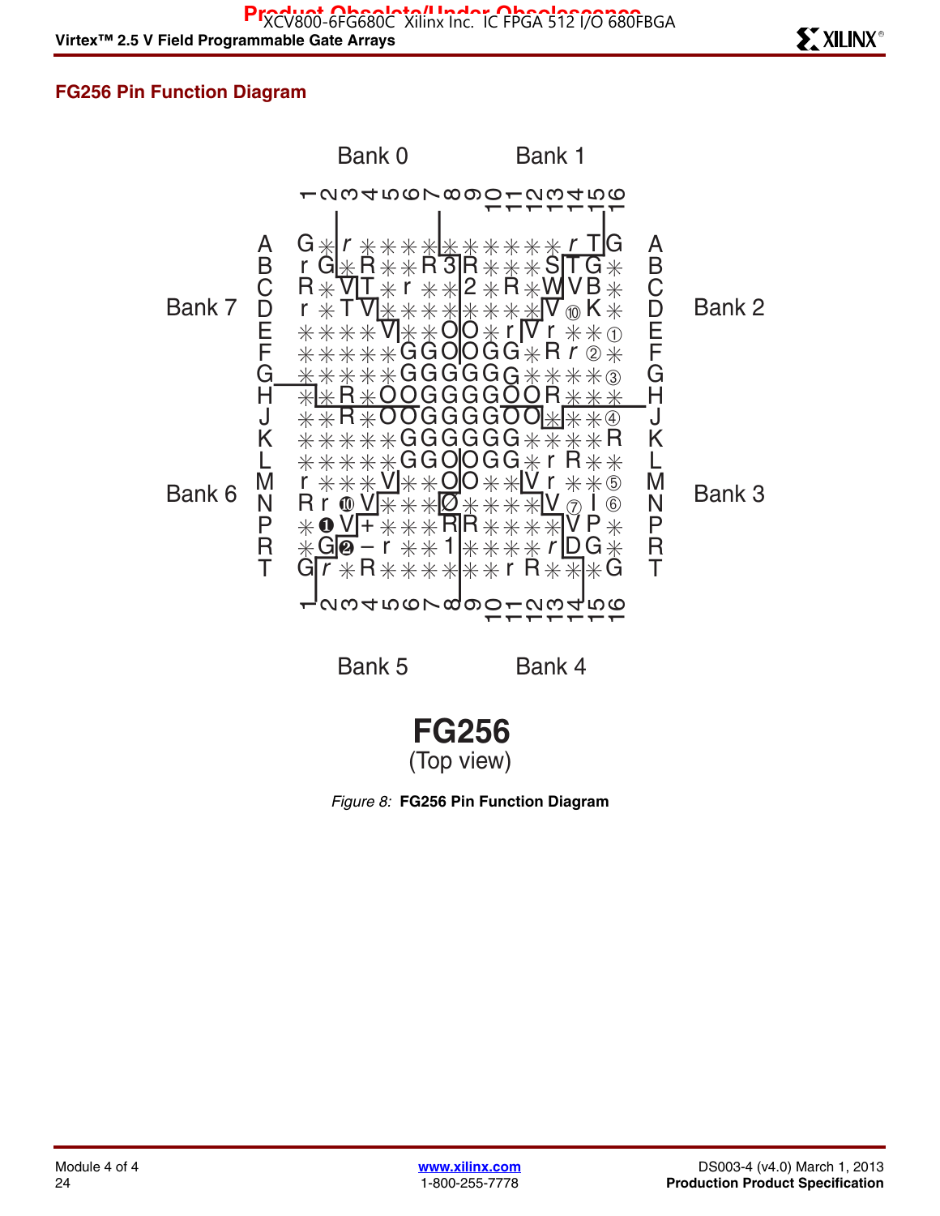## FG256 Pin Function Diagram

Bank 0 Bank 1

Bank 7 Bank 2

Bank 6 Bank 3

Bank 5 Bank 4

**FG256**

(Top view)

*Figure 8:* **FG256 Pin Function Diagram**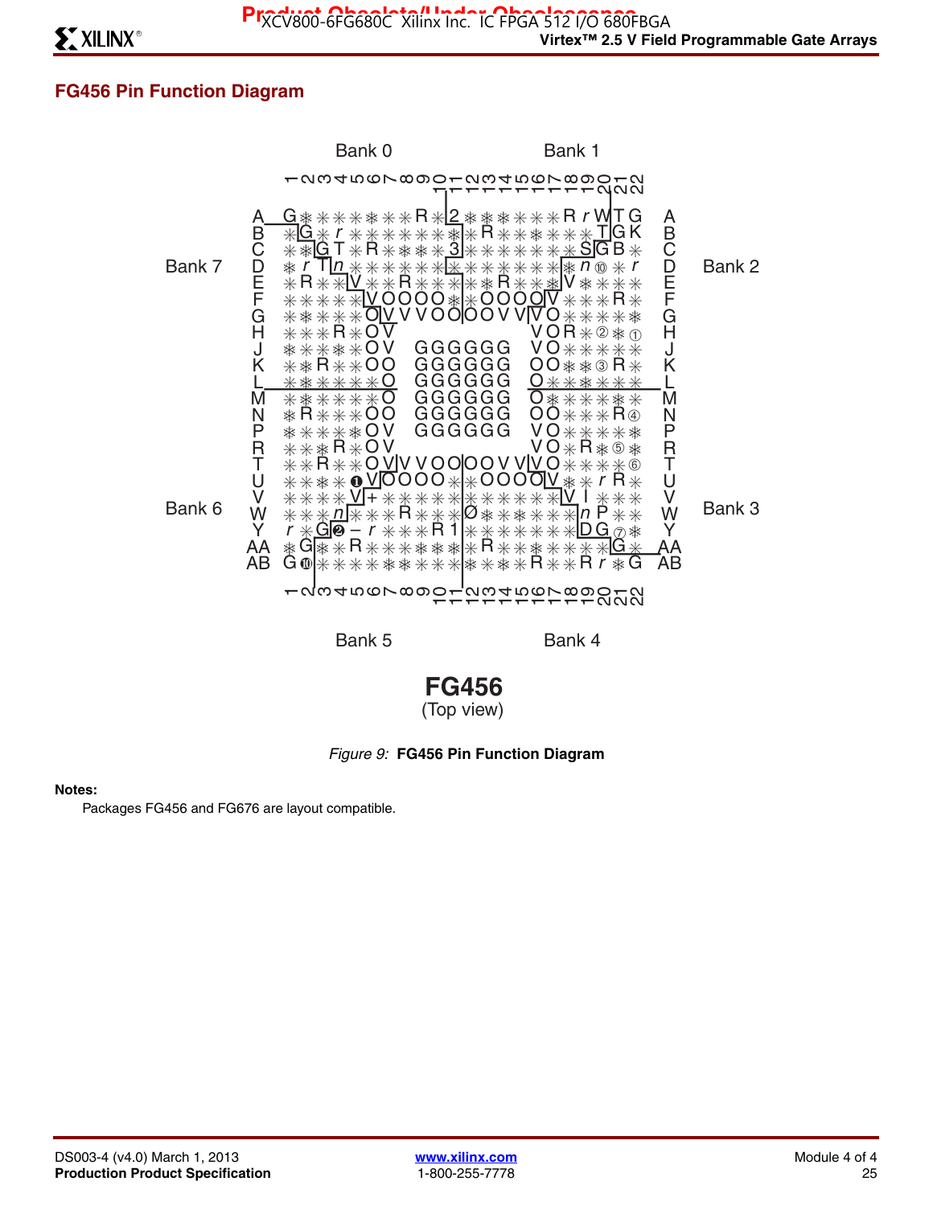## FG456 Pin Function Diagram

Figure 9: **FG456 Pin Function Diagram**

**Notes:**

Packages FG456 and FG676 are layout compatible.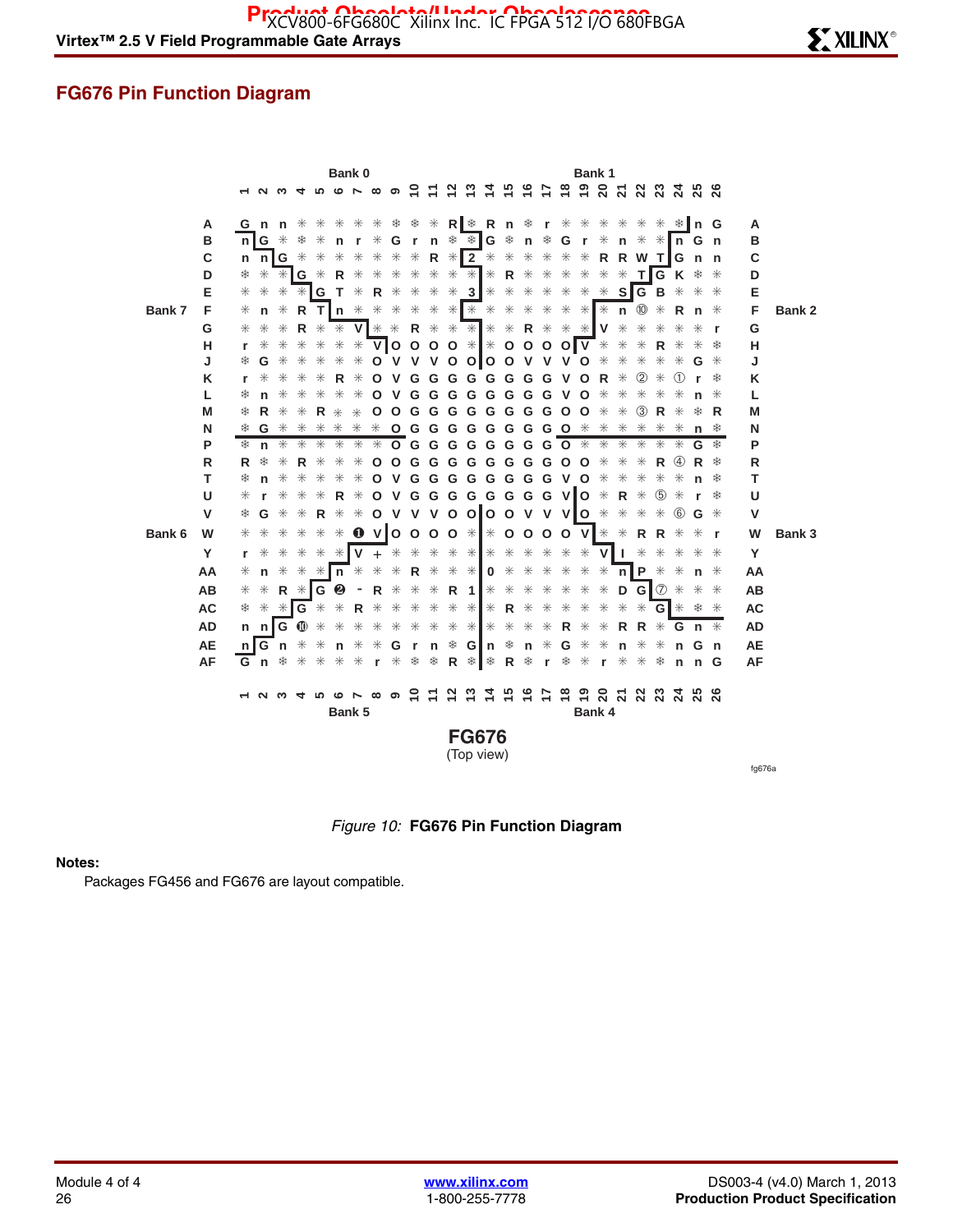## FG676 Pin Function Diagram

*Figure 10:* **FG676 Pin Function Diagram**

**Notes:**

Packages FG456 and FG676 are layout compatible.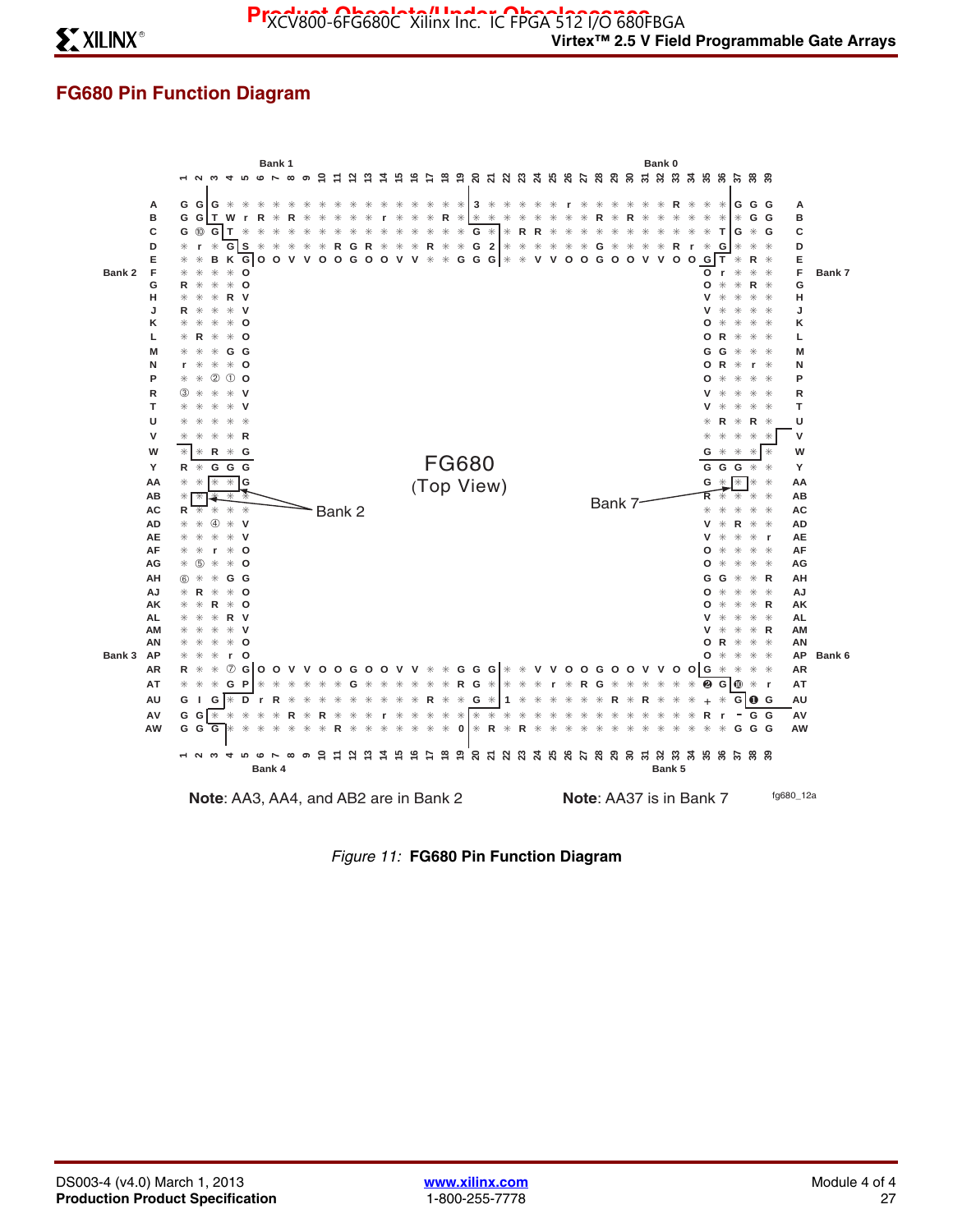## FG680 Pin Function Diagram

Note: AA3, AA4, and AB2 are in Bank 2

Note: AA37 is in Bank 7

fg680_12a

*Figure 11:* **FG680 Pin Function Diagram**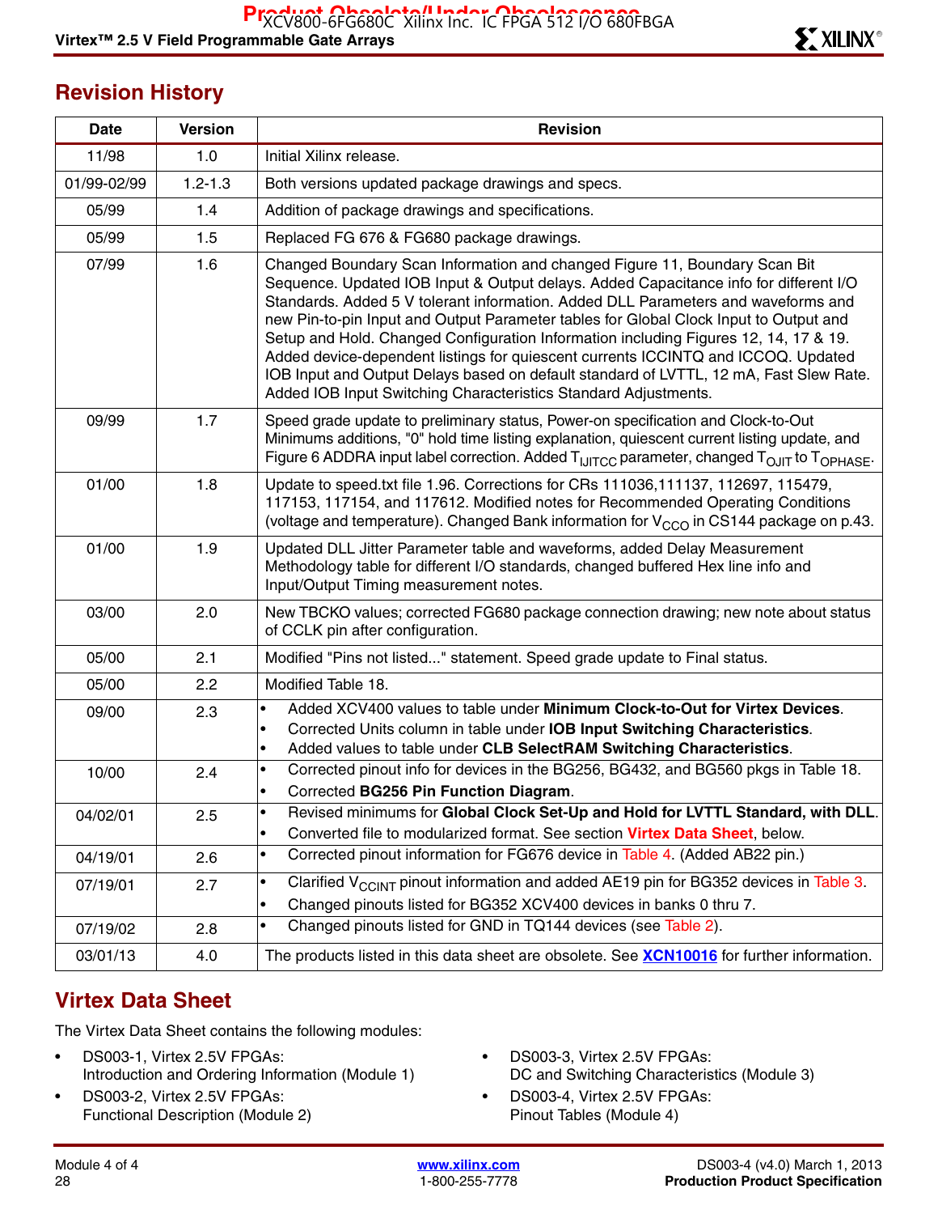## Revision History

| Date | Version | Revision |
|---|---|---|
| 11/98 | 1.0 | Initial Xilinx release. |
| 01/99-02/99 | 1.2-1.3 | Both versions updated package drawings and specs. |
| 05/99 | 1.4 | Addition of package drawings and specifications. |
| 05/99 | 1.5 | Replaced FG 676 & FG680 package drawings. |
| 07/99 | 1.6 | Changed Boundary Scan Information and changed Figure 11, Boundary Scan Bit Sequence. Updated IOB Input & Output delays. Added Capacitance info for different I/O Standards. Added 5 V tolerant information. Added DLL Parameters and waveforms and new Pin-to-pin Input and Output Parameter tables for Global Clock Input to Output and Setup and Hold. Changed Configuration Information including Figures 12, 14, 17 & 19. Added device-dependent listings for quiescent currents ICCINTQ and ICCOQ. Updated IOB Input and Output Delays based on default standard of LVTTL, 12 mA, Fast Slew Rate. Added IOB Input Switching Characteristics Standard Adjustments. |
| 09/99 | 1.7 | Speed grade update to preliminary status, Power-on specification and Clock-to-Out Minimums additions, "0" hold time listing explanation, quiescent current listing update, and Figure 6 ADDRA input label correction. Added $T_{IJITCC}$ parameter, changed $T_{OJIT}$ to $T_{OPHASE}$. |
| 01/00 | 1.8 | Update to speed.txt file 1.96. Corrections for CRs 111036,111137, 112697, 115479, 117153, 117154, and 117612. Modified notes for Recommended Operating Conditions (voltage and temperature). Changed Bank information for $V_{CCO}$ in CS144 package on p.43. |
| 01/00 | 1.9 | Updated DLL Jitter Parameter table and waveforms, added Delay Measurement Methodology table for different I/O standards, changed buffered Hex line info and Input/Output Timing measurement notes. |
| 03/00 | 2.0 | New TBCKO values; corrected FG680 package connection drawing; new note about status of CCLK pin after configuration. |
| 05/00 | 2.1 | Modified "Pins not listed..." statement. Speed grade update to Final status. |
| 05/00 | 2.2 | Modified Table 18. |
| 09/00 | 2.3 | • Added XCV400 values to table under **Minimum Clock-to-Out for Virtex Devices**. • Corrected Units column in table under **IOB Input Switching Characteristics**. • Added values to table under **CLB SelectRAM Switching Characteristics**. |
| 10/00 | 2.4 | • Corrected pinout info for devices in the BG256, BG432, and BG560 pkgs in Table 18. • Corrected **BG256 Pin Function Diagram**. |
| 04/02/01 | 2.5 | • Revised minimums for **Global Clock Set-Up and Hold for LVTTL Standard, with DLL**. • Converted file to modularized format. See section **Virtex Data Sheet**, below. |
| 04/19/01 | 2.6 | • Corrected pinout information for FG676 device in Table 4. (Added AB22 pin.) |
| 07/19/01 | 2.7 | • Clarified $V_{CCINT}$ pinout information and added AE19 pin for BG352 devices in Table 3. • Changed pinouts listed for BG352 XCV400 devices in banks 0 thru 7. |
| 07/19/02 | 2.8 | • Changed pinouts listed for GND in TQ144 devices (see Table 2). |
| 03/01/13 | 4.0 | The products listed in this data sheet are obsolete. See **XCN10016** for further information. |

## Virtex Data Sheet

The Virtex Data Sheet contains the following modules:

- DS003-1, Virtex 2.5V FPGAs: Introduction and Ordering Information (Module 1)
- DS003-2, Virtex 2.5V FPGAs: Functional Description (Module 2)
- DS003-3, Virtex 2.5V FPGAs: DC and Switching Characteristics (Module 3)
- DS003-4, Virtex 2.5V FPGAs: Pinout Tables (Module 4)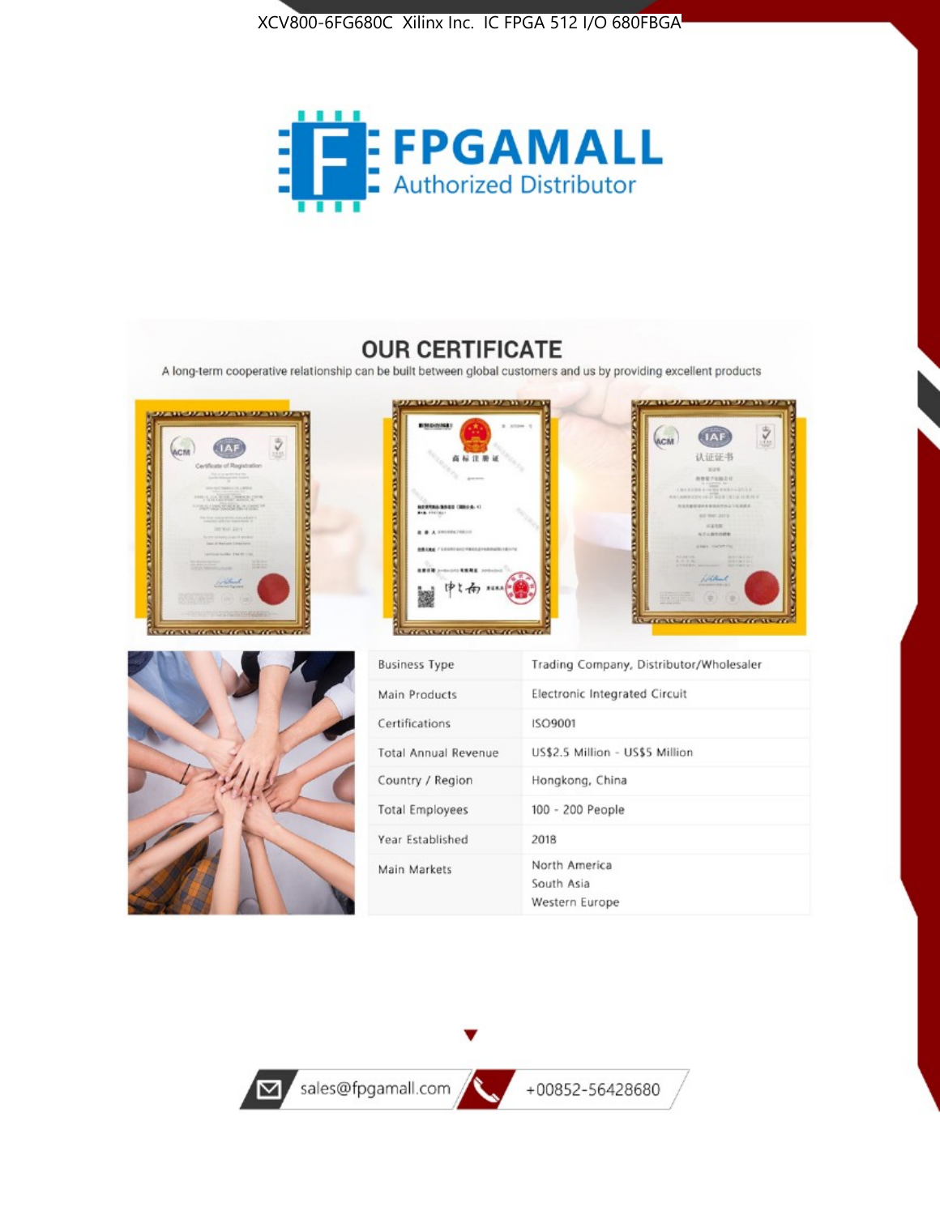FPGAMALL
Authorized Distributor

# OUR CERTIFICATE

A long-term cooperative relationship can be built between global customers and us by providing excellent products

| | |
|---|---|
| Business Type | Trading Company, Distributor/Wholesaler |
| Main Products | Electronic Integrated Circuit |
| Certifications | ISO9001 |
| Total Annual Revenue | US$2.5 Million - US$5 Million |
| Country / Region | Hongkong, China |
| Total Employees | 100 - 200 People |
| Year Established | 2018 |
| Main Markets | North America<br>South Asia<br>Western Europe |

sales@fpgamall.com　+00852-56428680